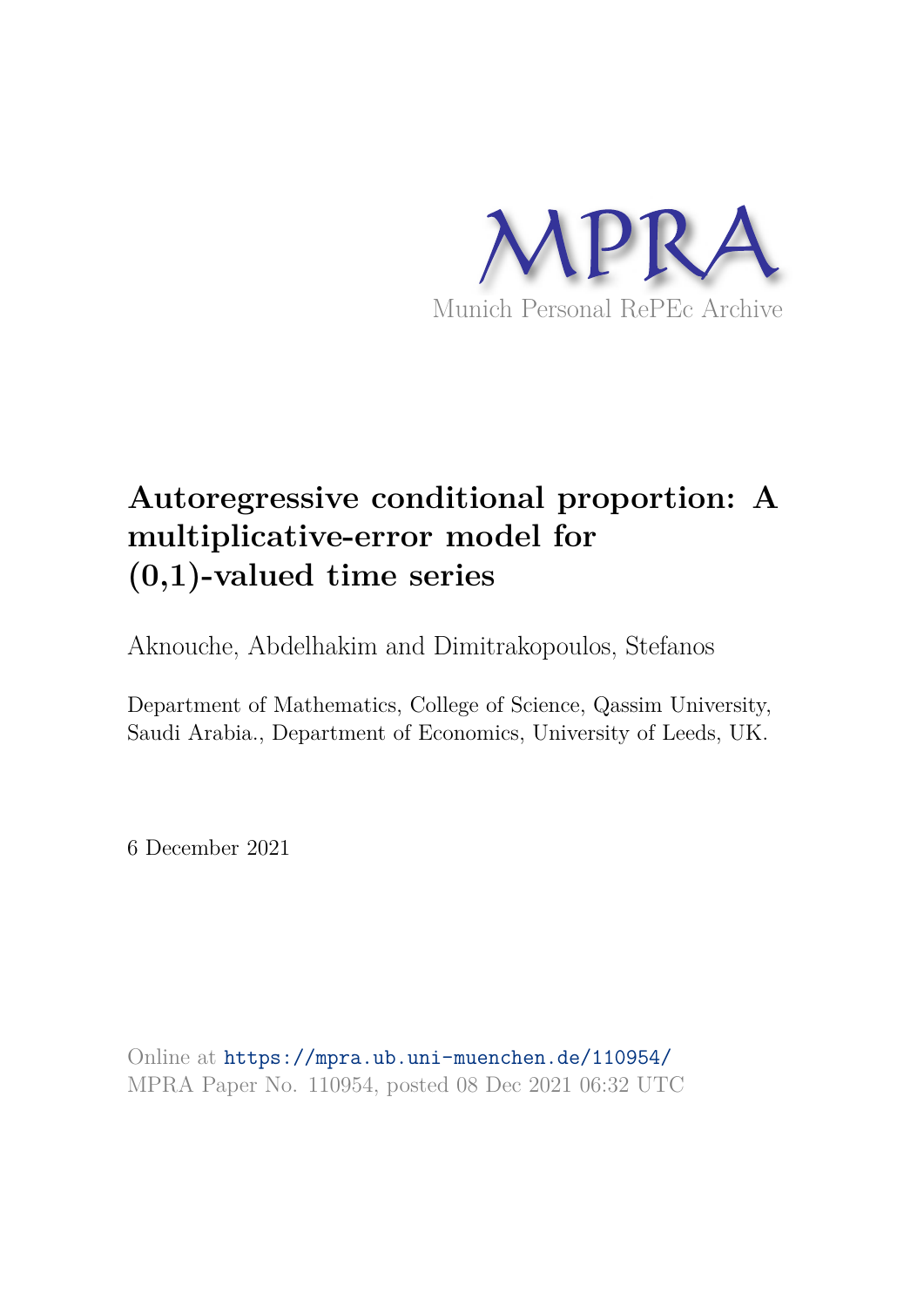MPRA

Munich Personal RePEc Archive

# Autoregressive conditional proportion: A multiplicative-error model for (0,1)-valued time series

Aknouche, Abdelhakim and Dimitrakopoulos, Stefanos

Department of Mathematics, College of Science, Qassim University, Saudi Arabia., Department of Economics, University of Leeds, UK.

6 December 2021

Online at https://mpra.ub.uni-muenchen.de/110954/
MPRA Paper No. 110954, posted 08 Dec 2021 06:32 UTC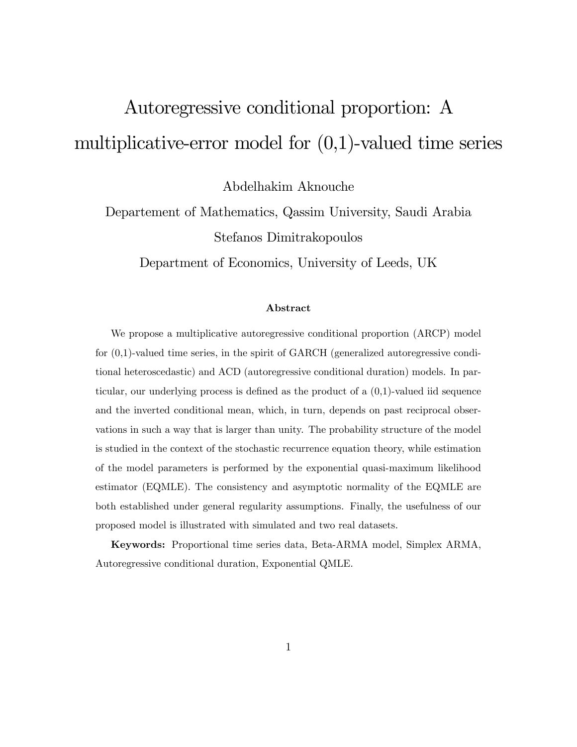# Autoregressive conditional proportion: A multiplicative-error model for (0,1)-valued time series

Abdelhakim Aknouche

Departement of Mathematics, Qassim University, Saudi Arabia

Stefanos Dimitrakopoulos

Department of Economics, University of Leeds, UK

### Abstract

We propose a multiplicative autoregressive conditional proportion (ARCP) model for (0,1)-valued time series, in the spirit of GARCH (generalized autoregressive conditional heteroscedastic) and ACD (autoregressive conditional duration) models. In particular, our underlying process is defined as the product of a (0,1)-valued iid sequence and the inverted conditional mean, which, in turn, depends on past reciprocal observations in such a way that is larger than unity. The probability structure of the model is studied in the context of the stochastic recurrence equation theory, while estimation of the model parameters is performed by the exponential quasi-maximum likelihood estimator (EQMLE). The consistency and asymptotic normality of the EQMLE are both established under general regularity assumptions. Finally, the usefulness of our proposed model is illustrated with simulated and two real datasets.

**Keywords:** Proportional time series data, Beta-ARMA model, Simplex ARMA, Autoregressive conditional duration, Exponential QMLE.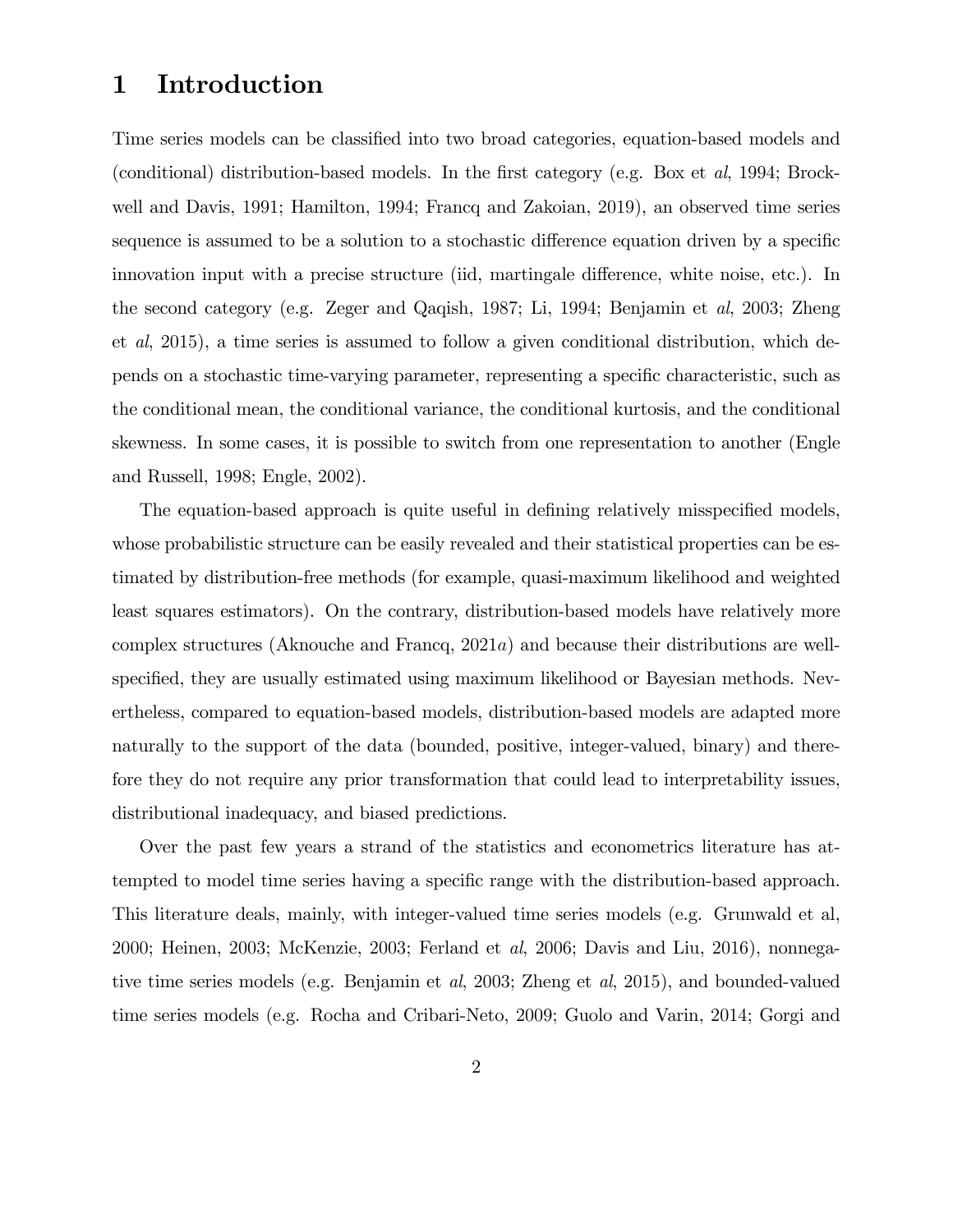# 1 Introduction

Time series models can be classified into two broad categories, equation-based models and (conditional) distribution-based models. In the first category (e.g. Box et *al*, 1994; Brockwell and Davis, 1991; Hamilton, 1994; Francq and Zakoian, 2019), an observed time series sequence is assumed to be a solution to a stochastic difference equation driven by a specific innovation input with a precise structure (iid, martingale difference, white noise, etc.). In the second category (e.g. Zeger and Qaqish, 1987; Li, 1994; Benjamin et *al*, 2003; Zheng et *al*, 2015), a time series is assumed to follow a given conditional distribution, which depends on a stochastic time-varying parameter, representing a specific characteristic, such as the conditional mean, the conditional variance, the conditional kurtosis, and the conditional skewness. In some cases, it is possible to switch from one representation to another (Engle and Russell, 1998; Engle, 2002).

The equation-based approach is quite useful in defining relatively misspecified models, whose probabilistic structure can be easily revealed and their statistical properties can be estimated by distribution-free methods (for example, quasi-maximum likelihood and weighted least squares estimators). On the contrary, distribution-based models have relatively more complex structures (Aknouche and Francq, 2021*a*) and because their distributions are well-specified, they are usually estimated using maximum likelihood or Bayesian methods. Nevertheless, compared to equation-based models, distribution-based models are adapted more naturally to the support of the data (bounded, positive, integer-valued, binary) and therefore they do not require any prior transformation that could lead to interpretability issues, distributional inadequacy, and biased predictions.

Over the past few years a strand of the statistics and econometrics literature has attempted to model time series having a specific range with the distribution-based approach. This literature deals, mainly, with integer-valued time series models (e.g. Grunwald et al, 2000; Heinen, 2003; McKenzie, 2003; Ferland et *al*, 2006; Davis and Liu, 2016), nonnegative time series models (e.g. Benjamin et *al*, 2003; Zheng et *al*, 2015), and bounded-valued time series models (e.g. Rocha and Cribari-Neto, 2009; Guolo and Varin, 2014; Gorgi and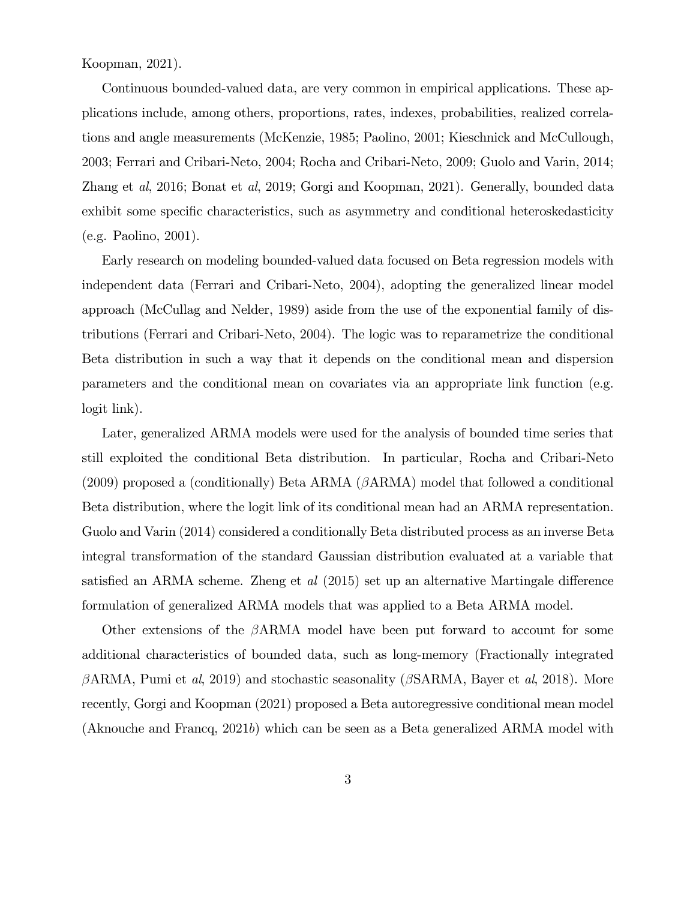Koopman, 2021).

Continuous bounded-valued data, are very common in empirical applications. These applications include, among others, proportions, rates, indexes, probabilities, realized correlations and angle measurements (McKenzie, 1985; Paolino, 2001; Kieschnick and McCullough, 2003; Ferrari and Cribari-Neto, 2004; Rocha and Cribari-Neto, 2009; Guolo and Varin, 2014; Zhang et *al*, 2016; Bonat et *al*, 2019; Gorgi and Koopman, 2021). Generally, bounded data exhibit some specific characteristics, such as asymmetry and conditional heteroskedasticity (e.g. Paolino, 2001).

Early research on modeling bounded-valued data focused on Beta regression models with independent data (Ferrari and Cribari-Neto, 2004), adopting the generalized linear model approach (McCullag and Nelder, 1989) aside from the use of the exponential family of distributions (Ferrari and Cribari-Neto, 2004). The logic was to reparametrize the conditional Beta distribution in such a way that it depends on the conditional mean and dispersion parameters and the conditional mean on covariates via an appropriate link function (e.g. logit link).

Later, generalized ARMA models were used for the analysis of bounded time series that still exploited the conditional Beta distribution. In particular, Rocha and Cribari-Neto (2009) proposed a (conditionally) Beta ARMA ($\beta$ARMA) model that followed a conditional Beta distribution, where the logit link of its conditional mean had an ARMA representation. Guolo and Varin (2014) considered a conditionally Beta distributed process as an inverse Beta integral transformation of the standard Gaussian distribution evaluated at a variable that satisfied an ARMA scheme. Zheng et *al* (2015) set up an alternative Martingale difference formulation of generalized ARMA models that was applied to a Beta ARMA model.

Other extensions of the $\beta$ARMA model have been put forward to account for some additional characteristics of bounded data, such as long-memory (Fractionally integrated $\beta$ARMA, Pumi et *al*, 2019) and stochastic seasonality ($\beta$SARMA, Bayer et *al*, 2018). More recently, Gorgi and Koopman (2021) proposed a Beta autoregressive conditional mean model (Aknouche and Francq, 2021*b*) which can be seen as a Beta generalized ARMA model with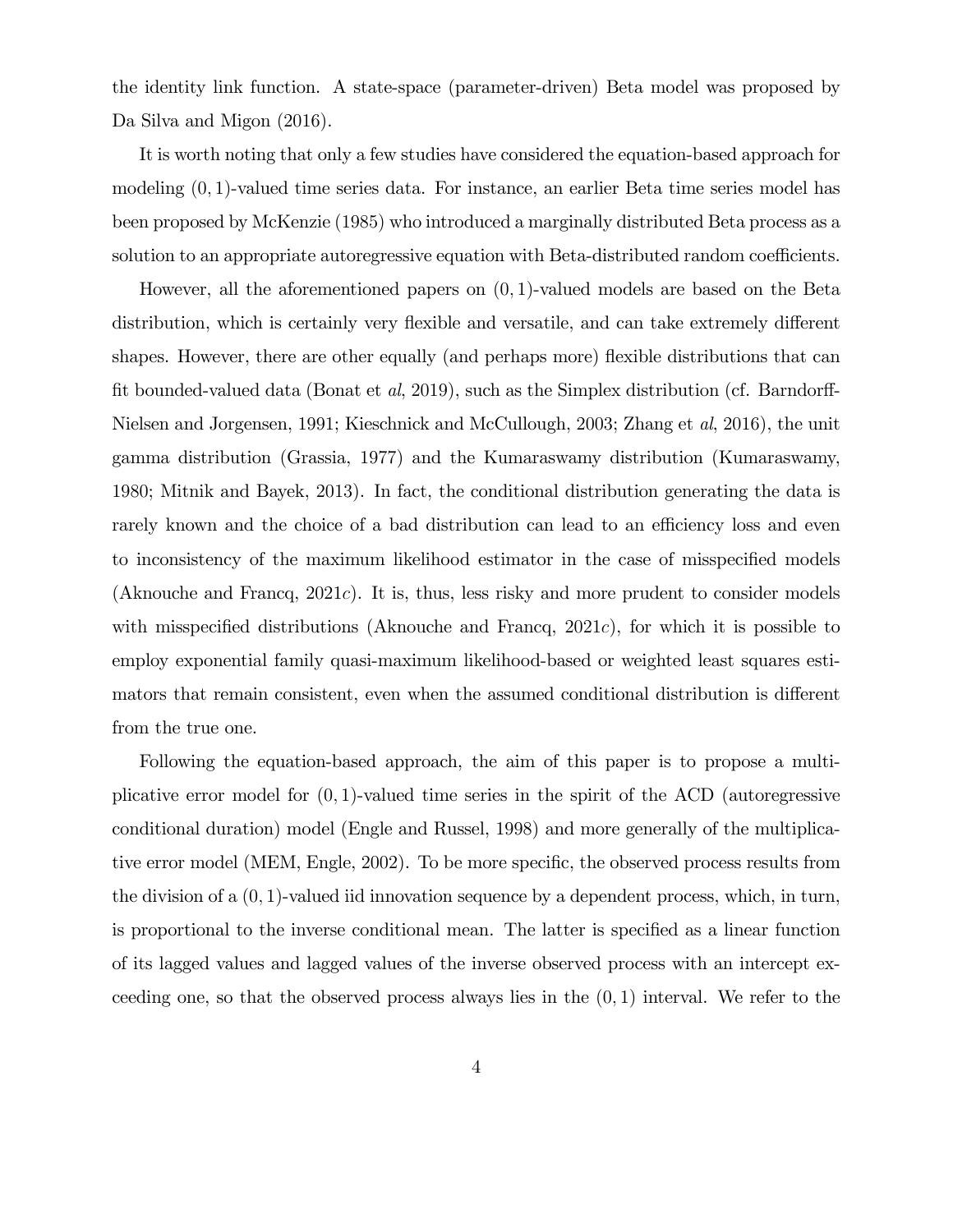the identity link function. A state-space (parameter-driven) Beta model was proposed by Da Silva and Migon (2016).

It is worth noting that only a few studies have considered the equation-based approach for modeling $(0,1)$-valued time series data. For instance, an earlier Beta time series model has been proposed by McKenzie (1985) who introduced a marginally distributed Beta process as a solution to an appropriate autoregressive equation with Beta-distributed random coefficients.

However, all the aforementioned papers on $(0,1)$-valued models are based on the Beta distribution, which is certainly very flexible and versatile, and can take extremely different shapes. However, there are other equally (and perhaps more) flexible distributions that can fit bounded-valued data (Bonat et *al*, 2019), such as the Simplex distribution (cf. Barndorff-Nielsen and Jorgensen, 1991; Kieschnick and McCullough, 2003; Zhang et *al*, 2016), the unit gamma distribution (Grassia, 1977) and the Kumaraswamy distribution (Kumaraswamy, 1980; Mitnik and Bayek, 2013). In fact, the conditional distribution generating the data is rarely known and the choice of a bad distribution can lead to an efficiency loss and even to inconsistency of the maximum likelihood estimator in the case of misspecified models (Aknouche and Francq, 2021*c*). It is, thus, less risky and more prudent to consider models with misspecified distributions (Aknouche and Francq, 2021*c*), for which it is possible to employ exponential family quasi-maximum likelihood-based or weighted least squares estimators that remain consistent, even when the assumed conditional distribution is different from the true one.

Following the equation-based approach, the aim of this paper is to propose a multiplicative error model for $(0,1)$-valued time series in the spirit of the ACD (autoregressive conditional duration) model (Engle and Russel, 1998) and more generally of the multiplicative error model (MEM, Engle, 2002). To be more specific, the observed process results from the division of a $(0,1)$-valued iid innovation sequence by a dependent process, which, in turn, is proportional to the inverse conditional mean. The latter is specified as a linear function of its lagged values and lagged values of the inverse observed process with an intercept exceeding one, so that the observed process always lies in the $(0,1)$ interval. We refer to the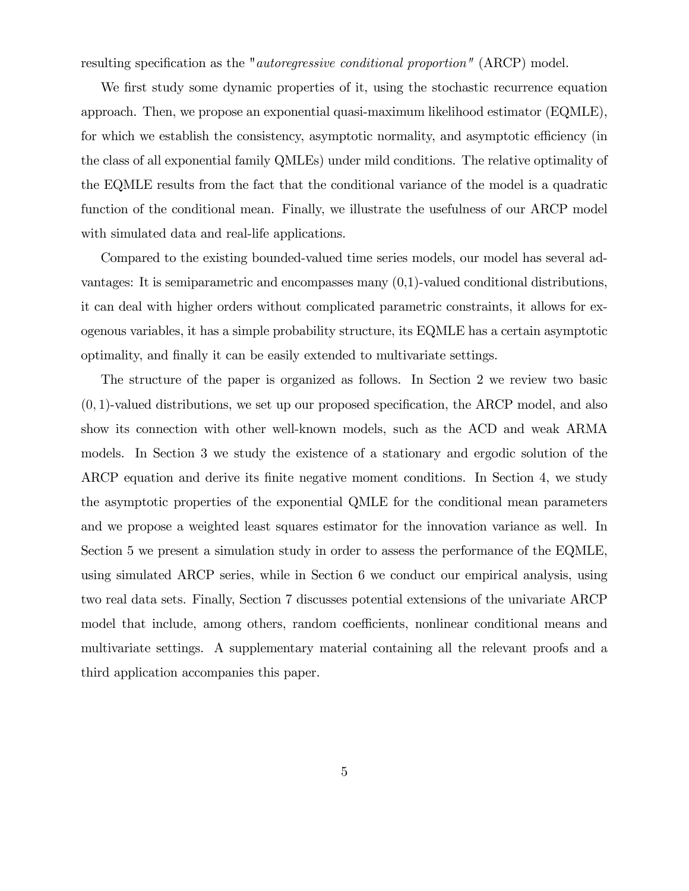resulting specification as the "*autoregressive conditional proportion*" (ARCP) model.

We first study some dynamic properties of it, using the stochastic recurrence equation approach. Then, we propose an exponential quasi-maximum likelihood estimator (EQMLE), for which we establish the consistency, asymptotic normality, and asymptotic efficiency (in the class of all exponential family QMLEs) under mild conditions. The relative optimality of the EQMLE results from the fact that the conditional variance of the model is a quadratic function of the conditional mean. Finally, we illustrate the usefulness of our ARCP model with simulated data and real-life applications.

Compared to the existing bounded-valued time series models, our model has several advantages: It is semiparametric and encompasses many (0,1)-valued conditional distributions, it can deal with higher orders without complicated parametric constraints, it allows for exogenous variables, it has a simple probability structure, its EQMLE has a certain asymptotic optimality, and finally it can be easily extended to multivariate settings.

The structure of the paper is organized as follows. In Section 2 we review two basic $(0,1)$-valued distributions, we set up our proposed specification, the ARCP model, and also show its connection with other well-known models, such as the ACD and weak ARMA models. In Section 3 we study the existence of a stationary and ergodic solution of the ARCP equation and derive its finite negative moment conditions. In Section 4, we study the asymptotic properties of the exponential QMLE for the conditional mean parameters and we propose a weighted least squares estimator for the innovation variance as well. In Section 5 we present a simulation study in order to assess the performance of the EQMLE, using simulated ARCP series, while in Section 6 we conduct our empirical analysis, using two real data sets. Finally, Section 7 discusses potential extensions of the univariate ARCP model that include, among others, random coefficients, nonlinear conditional means and multivariate settings. A supplementary material containing all the relevant proofs and a third application accompanies this paper.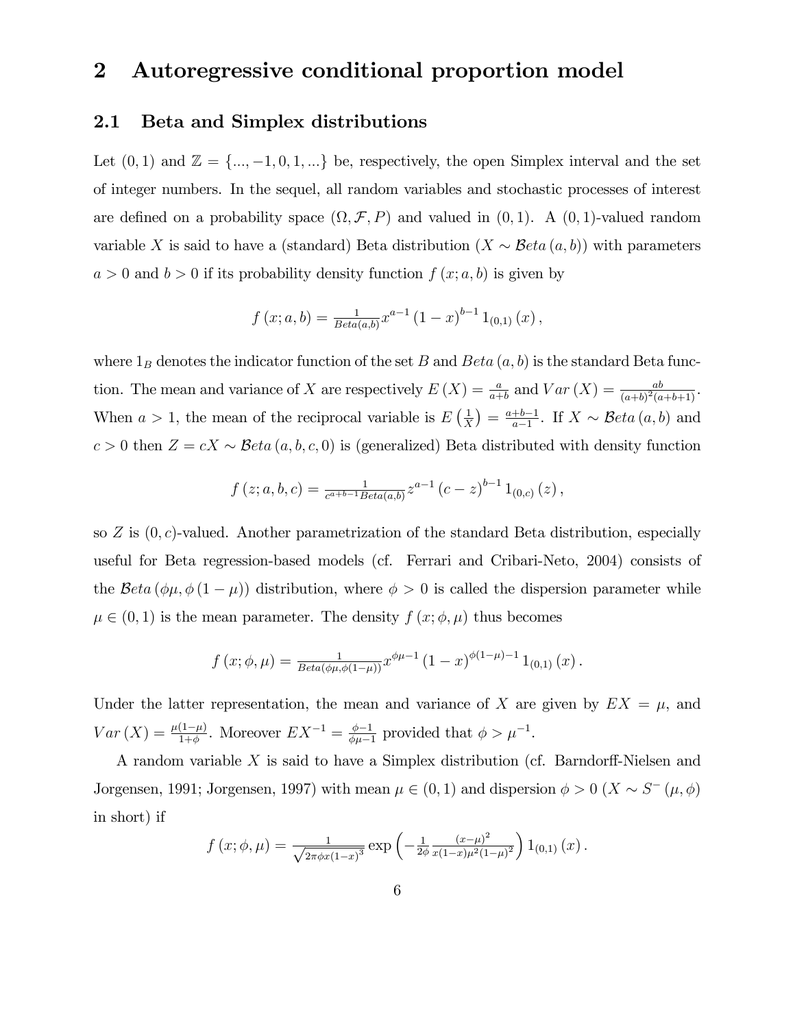# 2 Autoregressive conditional proportion model

## 2.1 Beta and Simplex distributions

Let $(0,1)$ and $\mathbb{Z} = \{..., -1, 0, 1, ...\}$ be, respectively, the open Simplex interval and the set of integer numbers. In the sequel, all random variables and stochastic processes of interest are defined on a probability space $(\Omega, \mathcal{F}, P)$ and valued in $(0,1)$. A $(0,1)$-valued random variable $X$ is said to have a (standard) Beta distribution ($X \sim \mathcal{B}eta\,(a,b)$) with parameters $a > 0$ and $b > 0$ if its probability density function $f(x; a, b)$ is given by

$$f(x; a, b) = \tfrac{1}{Beta(a,b)} x^{a-1} (1-x)^{b-1} 1_{(0,1)}(x),$$

where $1_B$ denotes the indicator function of the set $B$ and $Beta\,(a,b)$ is the standard Beta function. The mean and variance of $X$ are respectively $E(X) = \frac{a}{a+b}$ and $Var(X) = \frac{ab}{(a+b)^2(a+b+1)}$. When $a > 1$, the mean of the reciprocal variable is $E\left(\frac{1}{X}\right) = \frac{a+b-1}{a-1}$. If $X \sim \mathcal{B}eta\,(a,b)$ and $c > 0$ then $Z = cX \sim \mathcal{B}eta\,(a,b,c,0)$ is (generalized) Beta distributed with density function

$$f(z; a, b, c) = \tfrac{1}{c^{a+b-1} Beta(a,b)} z^{a-1} (c-z)^{b-1} 1_{(0,c)}(z),$$

so $Z$ is $(0,c)$-valued. Another parametrization of the standard Beta distribution, especially useful for Beta regression-based models (cf. Ferrari and Cribari-Neto, 2004) consists of the $\mathcal{B}eta\,(\phi\mu, \phi(1-\mu))$ distribution, where $\phi > 0$ is called the dispersion parameter while $\mu \in (0,1)$ is the mean parameter. The density $f(x; \phi, \mu)$ thus becomes

$$f(x; \phi, \mu) = \tfrac{1}{Beta(\phi\mu, \phi(1-\mu))} x^{\phi\mu-1} (1-x)^{\phi(1-\mu)-1} 1_{(0,1)}(x).$$

Under the latter representation, the mean and variance of $X$ are given by $EX = \mu$, and $Var(X) = \frac{\mu(1-\mu)}{1+\phi}$. Moreover $EX^{-1} = \frac{\phi-1}{\phi\mu-1}$ provided that $\phi > \mu^{-1}$.

A random variable $X$ is said to have a Simplex distribution (cf. Barndorff-Nielsen and Jorgensen, 1991; Jorgensen, 1997) with mean $\mu \in (0,1)$ and dispersion $\phi > 0$ ($X \sim S^-(\mu, \phi)$ in short) if

$$f(x; \phi, \mu) = \tfrac{1}{\sqrt{2\pi\phi x(1-x)^3}} \exp\left(-\tfrac{1}{2\phi} \tfrac{(x-\mu)^2}{x(1-x)\mu^2(1-\mu)^2}\right) 1_{(0,1)}(x).$$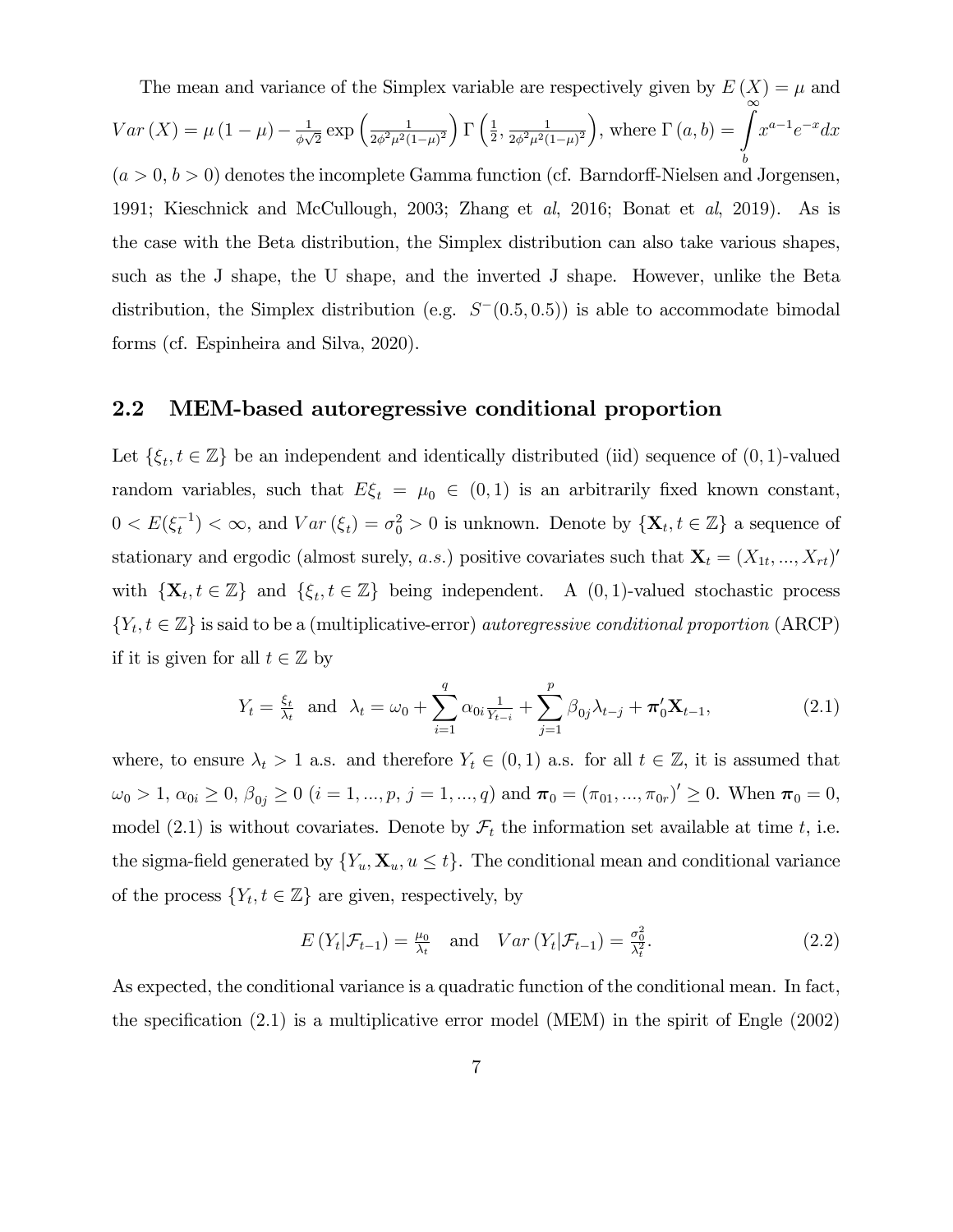The mean and variance of the Simplex variable are respectively given by $E(X) = \mu$ and $Var(X) = \mu(1-\mu) - \frac{1}{\phi\sqrt{2}} \exp\left(\frac{1}{2\phi^2\mu^2(1-\mu)^2}\right) \Gamma\left(\frac{1}{2}, \frac{1}{2\phi^2\mu^2(1-\mu)^2}\right)$, where $\Gamma(a,b) = \int_b^\infty x^{a-1}e^{-x}dx$ ($a > 0$, $b > 0$) denotes the incomplete Gamma function (cf. Barndorff-Nielsen and Jorgensen, 1991; Kieschnick and McCullough, 2003; Zhang et *al*, 2016; Bonat et *al*, 2019). As is the case with the Beta distribution, the Simplex distribution can also take various shapes, such as the J shape, the U shape, and the inverted J shape. However, unlike the Beta distribution, the Simplex distribution (e.g. $S^-(0.5, 0.5)$) is able to accommodate bimodal forms (cf. Espinheira and Silva, 2020).

## 2.2 MEM-based autoregressive conditional proportion

Let $\{\xi_t, t \in \mathbb{Z}\}$ be an independent and identically distributed (iid) sequence of $(0,1)$-valued random variables, such that $E\xi_t = \mu_0 \in (0,1)$ is an arbitrarily fixed known constant, $0 < E(\xi_t^{-1}) < \infty$, and $Var(\xi_t) = \sigma_0^2 > 0$ is unknown. Denote by $\{\mathbf{X}_t, t \in \mathbb{Z}\}$ a sequence of stationary and ergodic (almost surely, *a.s.*) positive covariates such that $\mathbf{X}_t = (X_{1t}, ..., X_{rt})'$ with $\{\mathbf{X}_t, t \in \mathbb{Z}\}$ and $\{\xi_t, t \in \mathbb{Z}\}$ being independent. A $(0,1)$-valued stochastic process $\{Y_t, t \in \mathbb{Z}\}$ is said to be a (multiplicative-error) *autoregressive conditional proportion* (ARCP) if it is given for all $t \in \mathbb{Z}$ by

$$Y_t = \frac{\xi_t}{\lambda_t} \quad \text{and} \quad \lambda_t = \omega_0 + \sum_{i=1}^{q} \alpha_{0i} \frac{1}{Y_{t-i}} + \sum_{j=1}^{p} \beta_{0j} \lambda_{t-j} + \boldsymbol{\pi}_0' \mathbf{X}_{t-1}, \tag{2.1}$$

where, to ensure $\lambda_t > 1$ a.s. and therefore $Y_t \in (0,1)$ a.s. for all $t \in \mathbb{Z}$, it is assumed that $\omega_0 > 1$, $\alpha_{0i} \geq 0$, $\beta_{0j} \geq 0$ ($i = 1, ..., p$, $j = 1, ..., q$) and $\boldsymbol{\pi}_0 = (\pi_{01}, ..., \pi_{0r})' \geq 0$. When $\boldsymbol{\pi}_0 = 0$, model (2.1) is without covariates. Denote by $\mathcal{F}_t$ the information set available at time $t$, i.e. the sigma-field generated by $\{Y_u, \mathbf{X}_u, u \leq t\}$. The conditional mean and conditional variance of the process $\{Y_t, t \in \mathbb{Z}\}$ are given, respectively, by

$$E(Y_t | \mathcal{F}_{t-1}) = \frac{\mu_0}{\lambda_t} \quad \text{and} \quad Var(Y_t | \mathcal{F}_{t-1}) = \frac{\sigma_0^2}{\lambda_t^2}. \tag{2.2}$$

As expected, the conditional variance is a quadratic function of the conditional mean. In fact, the specification (2.1) is a multiplicative error model (MEM) in the spirit of Engle (2002)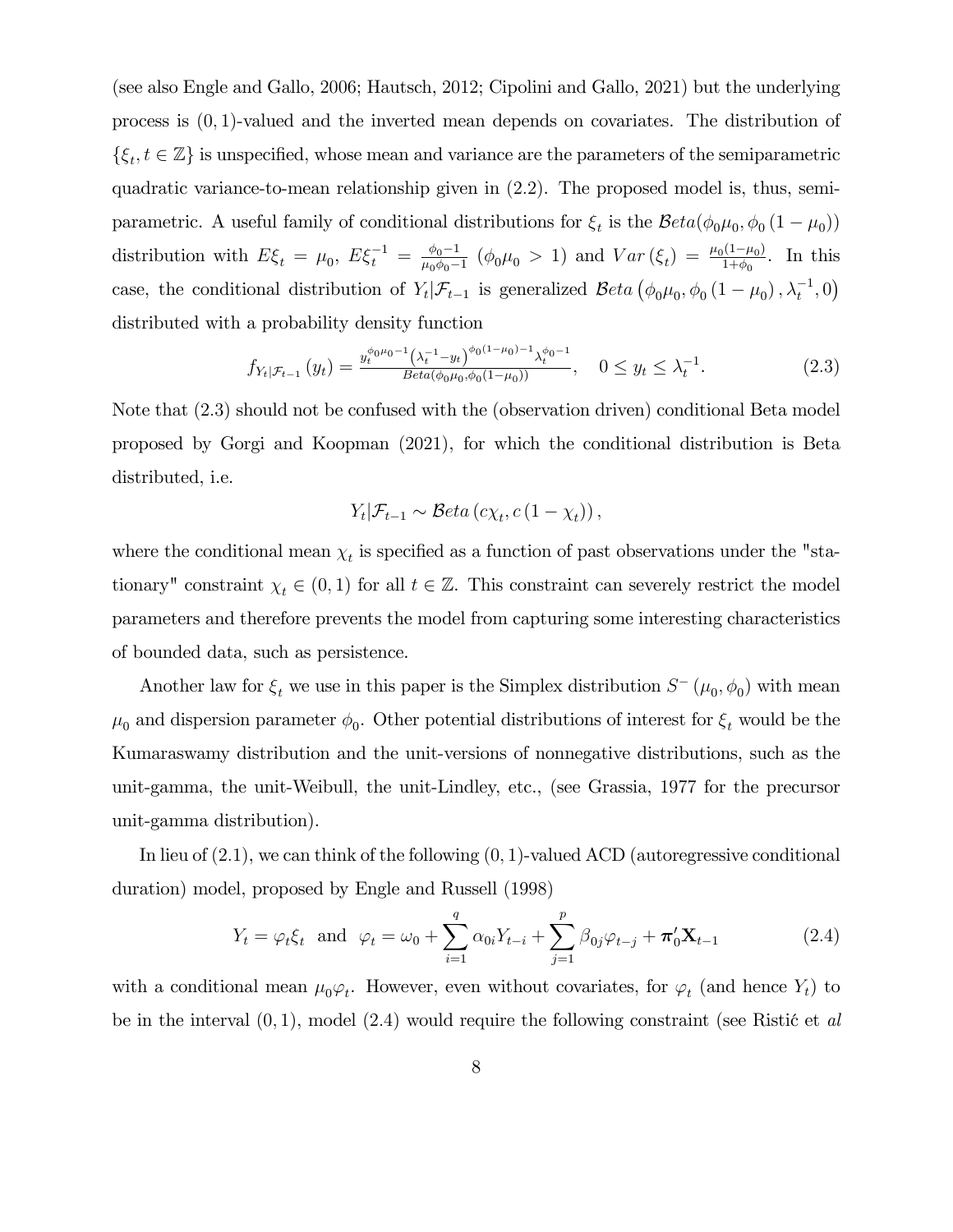(see also Engle and Gallo, 2006; Hautsch, 2012; Cipolini and Gallo, 2021) but the underlying process is $(0,1)$-valued and the inverted mean depends on covariates. The distribution of $\{\xi_t, t \in \mathbb{Z}\}$ is unspecified, whose mean and variance are the parameters of the semiparametric quadratic variance-to-mean relationship given in (2.2). The proposed model is, thus, semiparametric. A useful family of conditional distributions for $\xi_t$ is the $\mathcal{B}eta(\phi_0\mu_0, \phi_0(1-\mu_0))$ distribution with $E\xi_t = \mu_0$, $E\xi_t^{-1} = \frac{\phi_0 - 1}{\mu_0\phi_0 - 1}$ $(\phi_0\mu_0 > 1)$ and $Var(\xi_t) = \frac{\mu_0(1-\mu_0)}{1+\phi_0}$. In this case, the conditional distribution of $Y_t|\mathcal{F}_{t-1}$ is generalized $\mathcal{B}eta\left(\phi_0\mu_0, \phi_0(1-\mu_0), \lambda_t^{-1}, 0\right)$ distributed with a probability density function

$$f_{Y_t|\mathcal{F}_{t-1}}(y_t) = \frac{y_t^{\phi_0\mu_0 - 1}\left(\lambda_t^{-1} - y_t\right)^{\phi_0(1-\mu_0)-1}\lambda_t^{\phi_0 - 1}}{Beta(\phi_0\mu_0, \phi_0(1-\mu_0))}, \quad 0 \le y_t \le \lambda_t^{-1}. \tag{2.3}$$

Note that (2.3) should not be confused with the (observation driven) conditional Beta model proposed by Gorgi and Koopman (2021), for which the conditional distribution is Beta distributed, i.e.

$$Y_t|\mathcal{F}_{t-1} \sim \mathcal{B}eta\left(c\chi_t, c(1-\chi_t)\right),$$

where the conditional mean $\chi_t$ is specified as a function of past observations under the "stationary" constraint $\chi_t \in (0,1)$ for all $t \in \mathbb{Z}$. This constraint can severely restrict the model parameters and therefore prevents the model from capturing some interesting characteristics of bounded data, such as persistence.

Another law for $\xi_t$ we use in this paper is the Simplex distribution $S^-(\mu_0, \phi_0)$ with mean $\mu_0$ and dispersion parameter $\phi_0$. Other potential distributions of interest for $\xi_t$ would be the Kumaraswamy distribution and the unit-versions of nonnegative distributions, such as the unit-gamma, the unit-Weibull, the unit-Lindley, etc., (see Grassia, 1977 for the precursor unit-gamma distribution).

In lieu of (2.1), we can think of the following $(0,1)$-valued ACD (autoregressive conditional duration) model, proposed by Engle and Russell (1998)

$$Y_t = \varphi_t\xi_t \quad \text{and} \quad \varphi_t = \omega_0 + \sum_{i=1}^{q}\alpha_{0i}Y_{t-i} + \sum_{j=1}^{p}\beta_{0j}\varphi_{t-j} + \boldsymbol{\pi}_0'\mathbf{X}_{t-1} \tag{2.4}$$

with a conditional mean $\mu_0\varphi_t$. However, even without covariates, for $\varphi_t$ (and hence $Y_t$) to be in the interval $(0,1)$, model (2.4) would require the following constraint (see Ristić et *al*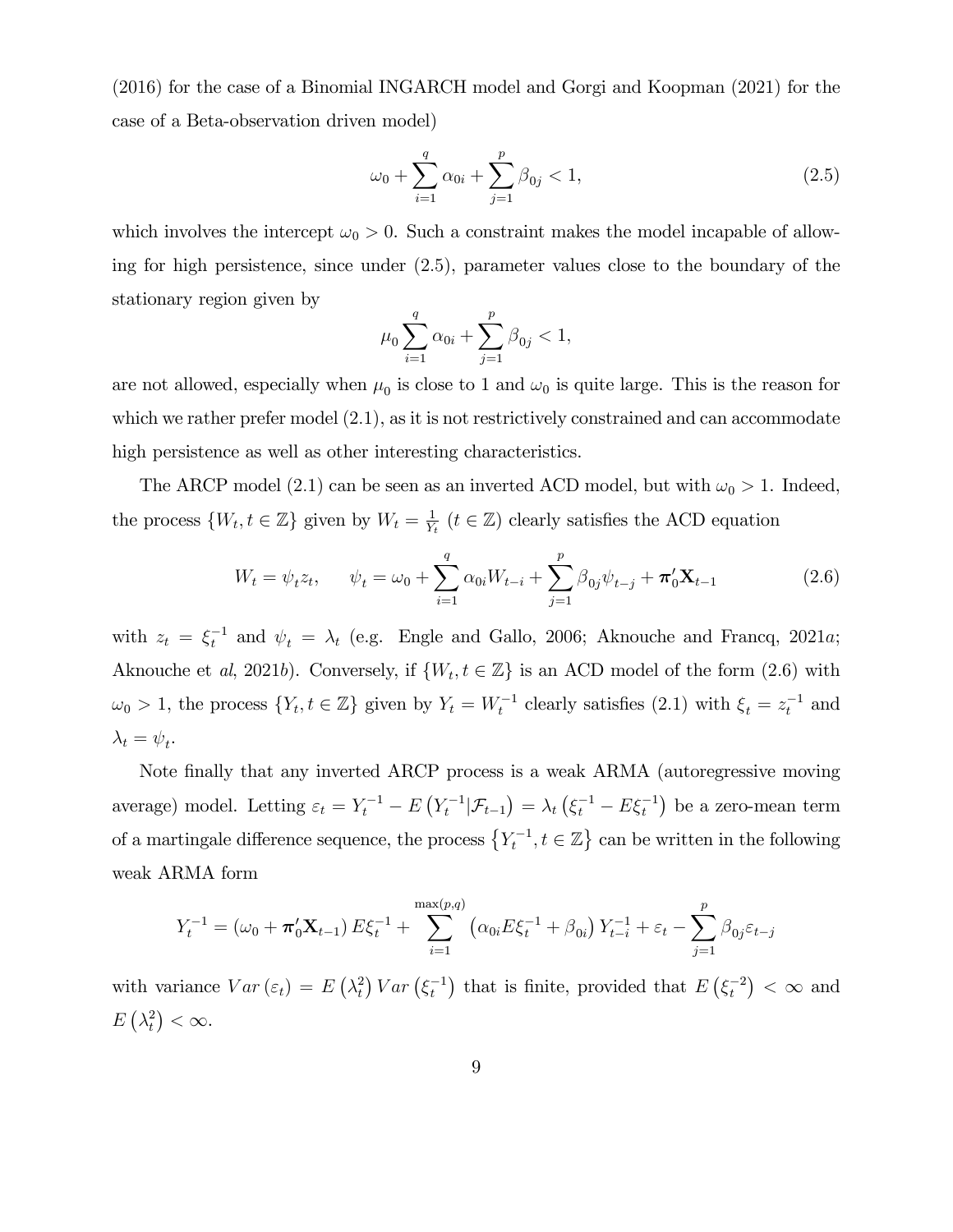(2016) for the case of a Binomial INGARCH model and Gorgi and Koopman (2021) for the case of a Beta-observation driven model)

$$\omega_0 + \sum_{i=1}^{q} \alpha_{0i} + \sum_{j=1}^{p} \beta_{0j} < 1, \tag{2.5}$$

which involves the intercept $\omega_0 > 0$. Such a constraint makes the model incapable of allowing for high persistence, since under (2.5), parameter values close to the boundary of the stationary region given by

$$\mu_0 \sum_{i=1}^{q} \alpha_{0i} + \sum_{j=1}^{p} \beta_{0j} < 1,$$

are not allowed, especially when $\mu_0$ is close to 1 and $\omega_0$ is quite large. This is the reason for which we rather prefer model (2.1), as it is not restrictively constrained and can accommodate high persistence as well as other interesting characteristics.

The ARCP model (2.1) can be seen as an inverted ACD model, but with $\omega_0 > 1$. Indeed, the process $\{W_t, t \in \mathbb{Z}\}$ given by $W_t = \frac{1}{Y_t}$ $(t \in \mathbb{Z})$ clearly satisfies the ACD equation

$$W_t = \psi_t z_t, \qquad \psi_t = \omega_0 + \sum_{i=1}^{q} \alpha_{0i} W_{t-i} + \sum_{j=1}^{p} \beta_{0j} \psi_{t-j} + \boldsymbol{\pi}_0' \mathbf{X}_{t-1} \tag{2.6}$$

with $z_t = \xi_t^{-1}$ and $\psi_t = \lambda_t$ (e.g. Engle and Gallo, 2006; Aknouche and Francq, 2021*a*; Aknouche et *al*, 2021*b*). Conversely, if $\{W_t, t \in \mathbb{Z}\}$ is an ACD model of the form (2.6) with $\omega_0 > 1$, the process $\{Y_t, t \in \mathbb{Z}\}$ given by $Y_t = W_t^{-1}$ clearly satisfies (2.1) with $\xi_t = z_t^{-1}$ and $\lambda_t = \psi_t$.

Note finally that any inverted ARCP process is a weak ARMA (autoregressive moving average) model. Letting $\varepsilon_t = Y_t^{-1} - E\left(Y_t^{-1} | \mathcal{F}_{t-1}\right) = \lambda_t \left(\xi_t^{-1} - E\xi_t^{-1}\right)$ be a zero-mean term of a martingale difference sequence, the process $\left\{Y_t^{-1}, t \in \mathbb{Z}\right\}$ can be written in the following weak ARMA form

$$Y_t^{-1} = \left(\omega_0 + \boldsymbol{\pi}_0' \mathbf{X}_{t-1}\right) E\xi_t^{-1} + \sum_{i=1}^{\max(p,q)} \left(\alpha_{0i} E\xi_t^{-1} + \beta_{0i}\right) Y_{t-i}^{-1} + \varepsilon_t - \sum_{j=1}^{p} \beta_{0j} \varepsilon_{t-j}$$

with variance $Var\left(\varepsilon_t\right) = E\left(\lambda_t^2\right) Var\left(\xi_t^{-1}\right)$ that is finite, provided that $E\left(\xi_t^{-2}\right) < \infty$ and $E\left(\lambda_t^2\right) < \infty$.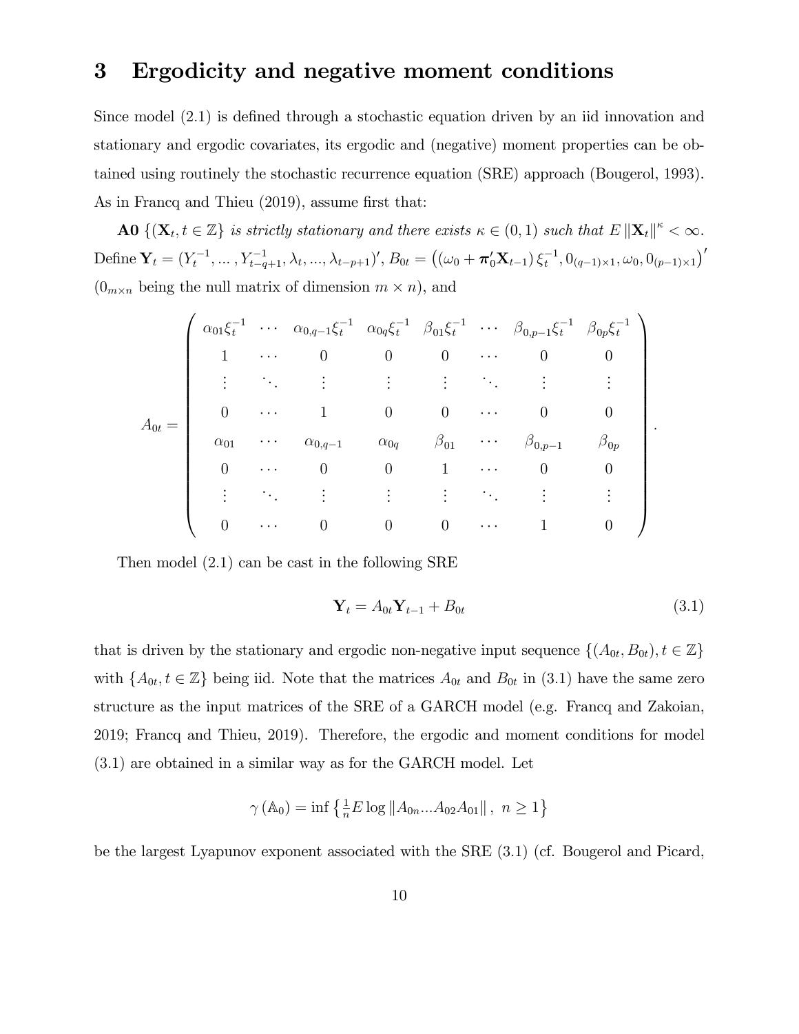# 3 Ergodicity and negative moment conditions

Since model (2.1) is defined through a stochastic equation driven by an iid innovation and stationary and ergodic covariates, its ergodic and (negative) moment properties can be obtained using routinely the stochastic recurrence equation (SRE) approach (Bougerol, 1993). As in Francq and Thieu (2019), assume first that:

**A0** *$\{(\mathbf{X}_t, t \in \mathbb{Z}\}$ is strictly stationary and there exists $\kappa \in (0,1)$ such that $E\|\mathbf{X}_t\|^{\kappa} < \infty$.*

Define $\mathbf{Y}_t = (Y_t^{-1}, ..., Y_{t-q+1}^{-1}, \lambda_t, ..., \lambda_{t-p+1})'$, $B_{0t} = \left((\omega_0 + \boldsymbol{\pi}_0'\mathbf{X}_{t-1})\,\xi_t^{-1}, 0_{(q-1)\times 1}, \omega_0, 0_{(p-1)\times 1}\right)'$ ($0_{m\times n}$ being the null matrix of dimension $m \times n$), and

$$
A_{0t} = \begin{pmatrix}
\alpha_{01}\xi_t^{-1} & \cdots & \alpha_{0,q-1}\xi_t^{-1} & \alpha_{0q}\xi_t^{-1} & \beta_{01}\xi_t^{-1} & \cdots & \beta_{0,p-1}\xi_t^{-1} & \beta_{0p}\xi_t^{-1} \\
1 & \cdots & 0 & 0 & 0 & \cdots & 0 & 0 \\
\vdots & \ddots & \vdots & \vdots & \vdots & \ddots & \vdots & \vdots \\
0 & \cdots & 1 & 0 & 0 & \cdots & 0 & 0 \\
\alpha_{01} & \cdots & \alpha_{0,q-1} & \alpha_{0q} & \beta_{01} & \cdots & \beta_{0,p-1} & \beta_{0p} \\
0 & \cdots & 0 & 0 & 1 & \cdots & 0 & 0 \\
\vdots & \ddots & \vdots & \vdots & \vdots & \ddots & \vdots & \vdots \\
0 & \cdots & 0 & 0 & 0 & \cdots & 1 & 0
\end{pmatrix}.
$$

Then model (2.1) can be cast in the following SRE

$$
\mathbf{Y}_t = A_{0t}\mathbf{Y}_{t-1} + B_{0t} \tag{3.1}
$$

that is driven by the stationary and ergodic non-negative input sequence $\{(A_{0t}, B_{0t}), t \in \mathbb{Z}\}$ with $\{A_{0t}, t \in \mathbb{Z}\}$ being iid. Note that the matrices $A_{0t}$ and $B_{0t}$ in (3.1) have the same zero structure as the input matrices of the SRE of a GARCH model (e.g. Francq and Zakoian, 2019; Francq and Thieu, 2019). Therefore, the ergodic and moment conditions for model (3.1) are obtained in a similar way as for the GARCH model. Let

$$
\gamma(\mathbb{A}_0) = \inf\left\{\tfrac{1}{n} E\log\|A_{0n}...A_{02}A_{01}\|,\ n \geq 1\right\}
$$

be the largest Lyapunov exponent associated with the SRE (3.1) (cf. Bougerol and Picard,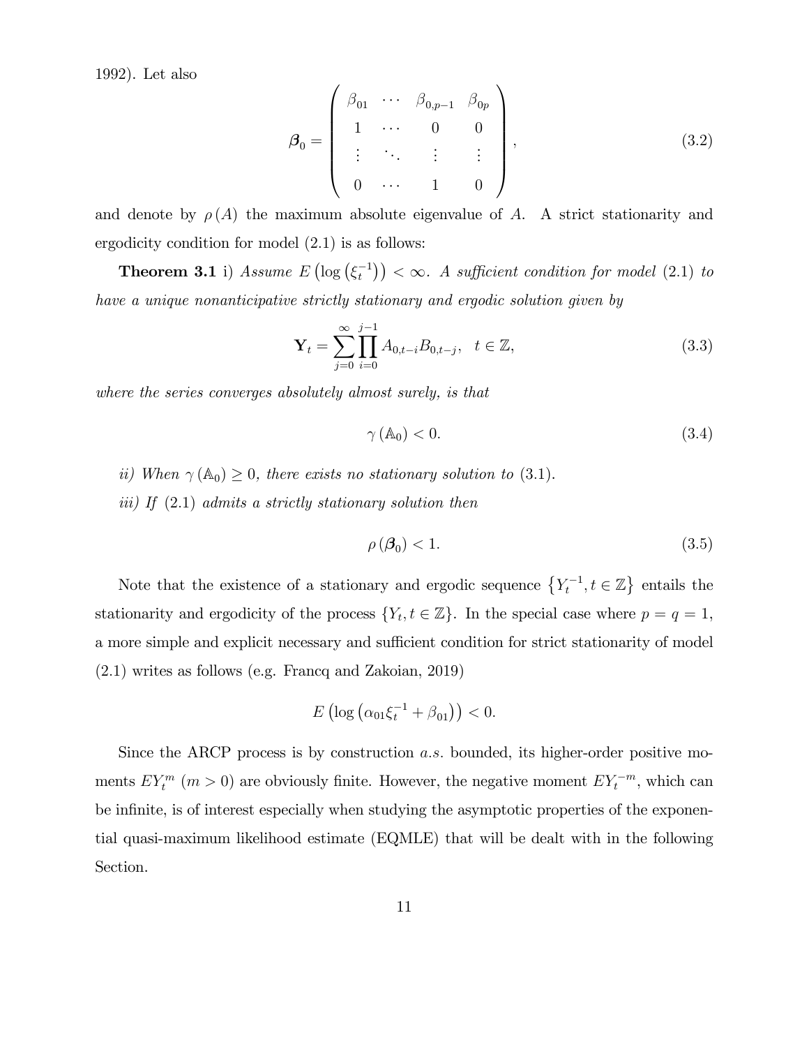1992). Let also

$$\boldsymbol{\beta}_0 = \begin{pmatrix} \beta_{01} & \cdots & \beta_{0,p-1} & \beta_{0p} \\ 1 & \cdots & 0 & 0 \\ \vdots & \ddots & \vdots & \vdots \\ 0 & \cdots & 1 & 0 \end{pmatrix}, \tag{3.2}$$

and denote by $\rho(A)$ the maximum absolute eigenvalue of $A$. A strict stationarity and ergodicity condition for model (2.1) is as follows:

**Theorem 3.1** i) *Assume $E\left(\log\left(\xi_t^{-1}\right)\right) < \infty$. A sufficient condition for model (2.1) to have a unique nonanticipative strictly stationary and ergodic solution given by*

$$\mathbf{Y}_t = \sum_{j=0}^{\infty} \prod_{i=0}^{j-1} A_{0,t-i} B_{0,t-j}, \quad t \in \mathbb{Z}, \tag{3.3}$$

*where the series converges absolutely almost surely, is that*

$$\gamma\left(\mathbb{A}_0\right) < 0. \tag{3.4}$$

*ii) When $\gamma\left(\mathbb{A}_0\right) \geq 0$, there exists no stationary solution to (3.1).*

*iii) If (2.1) admits a strictly stationary solution then*

$$\rho\left(\boldsymbol{\beta}_0\right) < 1. \tag{3.5}$$

Note that the existence of a stationary and ergodic sequence $\left\{Y_t^{-1}, t \in \mathbb{Z}\right\}$ entails the stationarity and ergodicity of the process $\{Y_t, t \in \mathbb{Z}\}$. In the special case where $p = q = 1$, a more simple and explicit necessary and sufficient condition for strict stationarity of model (2.1) writes as follows (e.g. Francq and Zakoian, 2019)

$$E\left(\log\left(\alpha_{01}\xi_t^{-1} + \beta_{01}\right)\right) < 0.$$

Since the ARCP process is by construction *a.s.* bounded, its higher-order positive moments $EY_t^m$ $(m > 0)$ are obviously finite. However, the negative moment $EY_t^{-m}$, which can be infinite, is of interest especially when studying the asymptotic properties of the exponential quasi-maximum likelihood estimate (EQMLE) that will be dealt with in the following Section.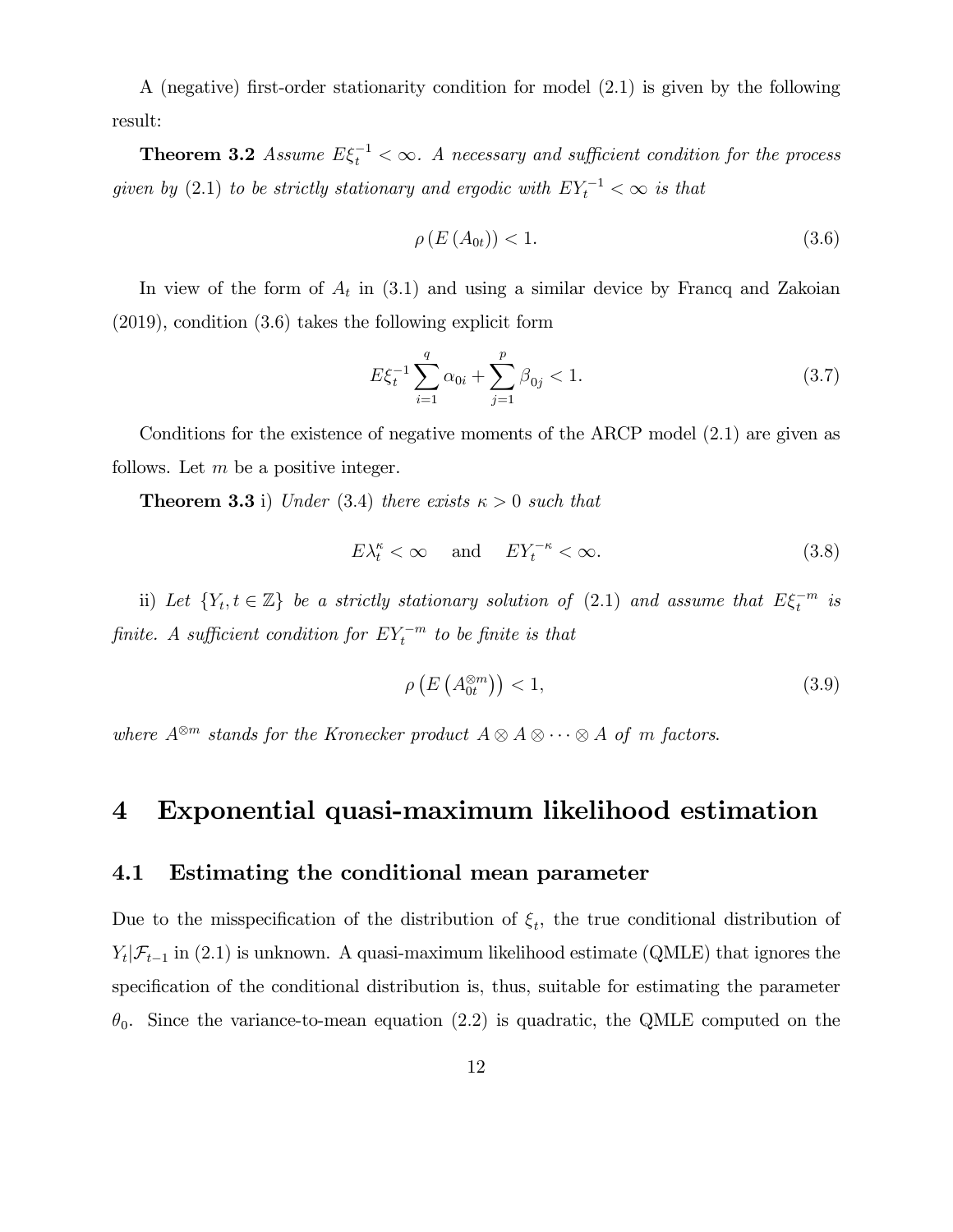A (negative) first-order stationarity condition for model (2.1) is given by the following result:

**Theorem 3.2** *Assume $E\xi_t^{-1} < \infty$. A necessary and sufficient condition for the process given by* (2.1) *to be strictly stationary and ergodic with $EY_t^{-1} < \infty$ is that*

$$\rho\left(E\left(A_{0t}\right)\right) < 1. \tag{3.6}$$

In view of the form of $A_t$ in (3.1) and using a similar device by Francq and Zakoian (2019), condition (3.6) takes the following explicit form

$$E\xi_t^{-1}\sum_{i=1}^{q}\alpha_{0i} + \sum_{j=1}^{p}\beta_{0j} < 1. \tag{3.7}$$

Conditions for the existence of negative moments of the ARCP model (2.1) are given as follows. Let $m$ be a positive integer.

**Theorem 3.3** i) *Under* (3.4) *there exists $\kappa > 0$ such that*

$$E\lambda_t^{\kappa} < \infty \quad \text{and} \quad EY_t^{-\kappa} < \infty. \tag{3.8}$$

ii) *Let $\{Y_t, t \in \mathbb{Z}\}$ be a strictly stationary solution of* (2.1) *and assume that $E\xi_t^{-m}$ is finite. A sufficient condition for $EY_t^{-m}$ to be finite is that*

$$\rho\left(E\left(A_{0t}^{\otimes m}\right)\right) < 1, \tag{3.9}$$

*where $A^{\otimes m}$ stands for the Kronecker product $A \otimes A \otimes \cdots \otimes A$ of $m$ factors.*

# 4 Exponential quasi-maximum likelihood estimation

## 4.1 Estimating the conditional mean parameter

Due to the misspecification of the distribution of $\xi_t$, the true conditional distribution of $Y_t|\mathcal{F}_{t-1}$ in (2.1) is unknown. A quasi-maximum likelihood estimate (QMLE) that ignores the specification of the conditional distribution is, thus, suitable for estimating the parameter $\theta_0$. Since the variance-to-mean equation (2.2) is quadratic, the QMLE computed on the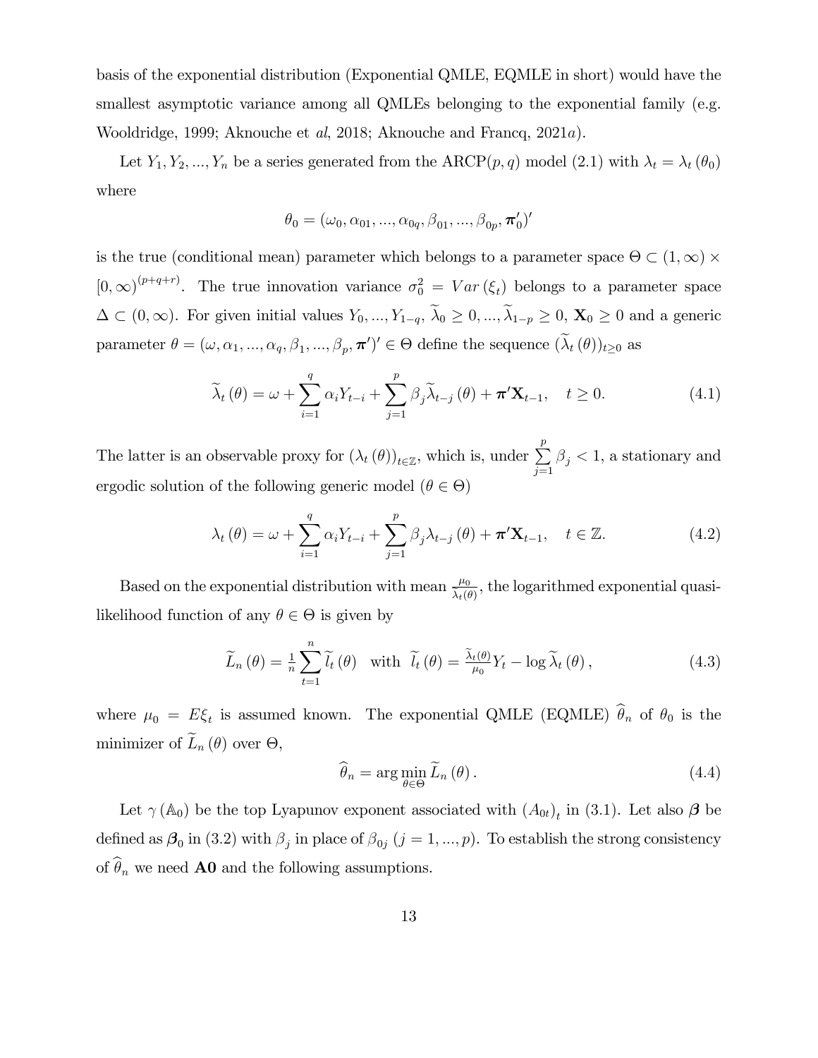basis of the exponential distribution (Exponential QMLE, EQMLE in short) would have the smallest asymptotic variance among all QMLEs belonging to the exponential family (e.g. Wooldridge, 1999; Aknouche et *al*, 2018; Aknouche and Francq, 2021*a*).

Let $Y_1, Y_2, ..., Y_n$ be a series generated from the ARCP$(p,q)$ model (2.1) with $\lambda_t = \lambda_t(\theta_0)$ where

$$\theta_0 = (\omega_0, \alpha_{01}, ..., \alpha_{0q}, \beta_{01}, ..., \beta_{0p}, \boldsymbol{\pi}'_0)'$$

is the true (conditional mean) parameter which belongs to a parameter space $\Theta \subset (1, \infty) \times [0, \infty)^{(p+q+r)}$. The true innovation variance $\sigma_0^2 = Var(\xi_t)$ belongs to a parameter space $\Delta \subset (0, \infty)$. For given initial values $Y_0, ..., Y_{1-q}$, $\widetilde{\lambda}_0 \geq 0, ..., \widetilde{\lambda}_{1-p} \geq 0$, $\mathbf{X}_0 \geq 0$ and a generic parameter $\theta = (\omega, \alpha_1, ..., \alpha_q, \beta_1, ..., \beta_p, \boldsymbol{\pi}')' \in \Theta$ define the sequence $(\widetilde{\lambda}_t(\theta))_{t \geq 0}$ as

$$\widetilde{\lambda}_t(\theta) = \omega + \sum_{i=1}^{q} \alpha_i Y_{t-i} + \sum_{j=1}^{p} \beta_j \widetilde{\lambda}_{t-j}(\theta) + \boldsymbol{\pi}' \mathbf{X}_{t-1}, \quad t \geq 0. \tag{4.1}$$

The latter is an observable proxy for $(\lambda_t(\theta))_{t \in \mathbb{Z}}$, which is, under $\sum_{j=1}^{p} \beta_j < 1$, a stationary and ergodic solution of the following generic model ($\theta \in \Theta$)

$$\lambda_t(\theta) = \omega + \sum_{i=1}^{q} \alpha_i Y_{t-i} + \sum_{j=1}^{p} \beta_j \lambda_{t-j}(\theta) + \boldsymbol{\pi}' \mathbf{X}_{t-1}, \quad t \in \mathbb{Z}. \tag{4.2}$$

Based on the exponential distribution with mean $\frac{\mu_0}{\widetilde{\lambda}_t(\theta)}$, the logarithmed exponential quasi-likelihood function of any $\theta \in \Theta$ is given by

$$\widetilde{L}_n(\theta) = \tfrac{1}{n} \sum_{t=1}^{n} \widetilde{l}_t(\theta) \quad \text{with} \quad \widetilde{l}_t(\theta) = \tfrac{\widetilde{\lambda}_t(\theta)}{\mu_0} Y_t - \log \widetilde{\lambda}_t(\theta), \tag{4.3}$$

where $\mu_0 = E\xi_t$ is assumed known. The exponential QMLE (EQMLE) $\widehat{\theta}_n$ of $\theta_0$ is the minimizer of $\widetilde{L}_n(\theta)$ over $\Theta$,

$$\widehat{\theta}_n = \arg\min_{\theta \in \Theta} \widetilde{L}_n(\theta). \tag{4.4}$$

Let $\gamma(\mathbb{A}_0)$ be the top Lyapunov exponent associated with $(A_{0t})_t$ in (3.1). Let also $\boldsymbol{\beta}$ be defined as $\boldsymbol{\beta}_0$ in (3.2) with $\beta_j$ in place of $\beta_{0j}$ $(j = 1, ..., p)$. To establish the strong consistency of $\widehat{\theta}_n$ we need **A0** and the following assumptions.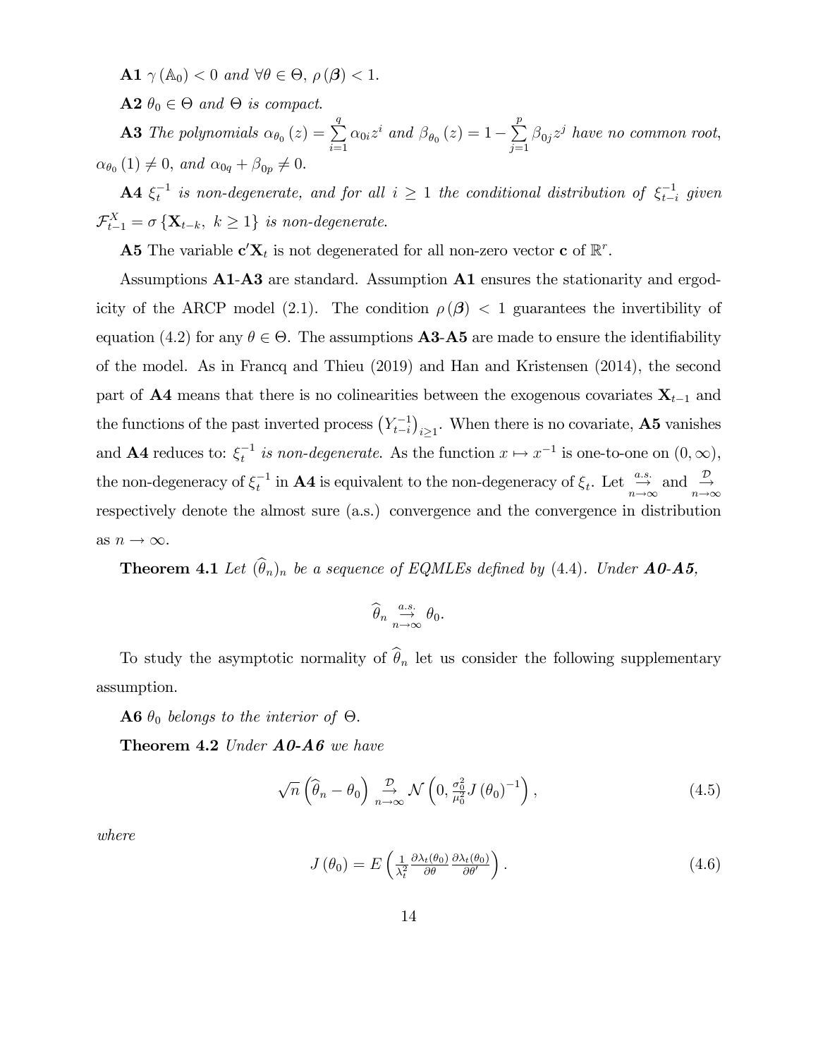**A1** $\gamma(\mathbb{A}_0) < 0$ *and* $\forall \theta \in \Theta$, $\rho(\boldsymbol{\beta}) < 1$.

**A2** $\theta_0 \in \Theta$ *and* $\Theta$ *is compact.*

**A3** *The polynomials* $\alpha_{\theta_0}(z) = \sum_{i=1}^{q} \alpha_{0i} z^i$ *and* $\beta_{\theta_0}(z) = 1 - \sum_{j=1}^{p} \beta_{0j} z^j$ *have no common root,* $\alpha_{\theta_0}(1) \neq 0$, *and* $\alpha_{0q} + \beta_{0p} \neq 0$.

**A4** $\xi_t^{-1}$ *is non-degenerate, and for all* $i \geq 1$ *the conditional distribution of* $\xi_{t-i}^{-1}$ *given* $\mathcal{F}_{t-1}^{X} = \sigma\{\mathbf{X}_{t-k},\ k \geq 1\}$ *is non-degenerate.*

**A5** The variable $\mathbf{c}'\mathbf{X}_t$ is not degenerated for all non-zero vector $\mathbf{c}$ of $\mathbb{R}^r$.

Assumptions **A1**-**A3** are standard. Assumption **A1** ensures the stationarity and ergodicity of the ARCP model (2.1). The condition $\rho(\boldsymbol{\beta}) < 1$ guarantees the invertibility of equation (4.2) for any $\theta \in \Theta$. The assumptions **A3**-**A5** are made to ensure the identifiability of the model. As in Francq and Thieu (2019) and Han and Kristensen (2014), the second part of **A4** means that there is no colinearities between the exogenous covariates $\mathbf{X}_{t-1}$ and the functions of the past inverted process $\left(Y_{t-i}^{-1}\right)_{i\geq 1}$. When there is no covariate, **A5** vanishes and **A4** reduces to: $\xi_t^{-1}$ *is non-degenerate*. As the function $x \mapsto x^{-1}$ is one-to-one on $(0,\infty)$, the non-degeneracy of $\xi_t^{-1}$ in **A4** is equivalent to the non-degeneracy of $\xi_t$. Let $\underset{n\to\infty}{\overset{a.s.}{\to}}$ and $\underset{n\to\infty}{\overset{\mathcal{D}}{\to}}$ respectively denote the almost sure (a.s.) convergence and the convergence in distribution as $n \to \infty$.

**Theorem 4.1** *Let* $(\widehat{\theta}_n)_n$ *be a sequence of EQMLEs defined by* (4.4). *Under **A0**-**A5**,*

$$\widehat{\theta}_n \underset{n\to\infty}{\overset{a.s.}{\to}} \theta_0.$$

To study the asymptotic normality of $\widehat{\theta}_n$ let us consider the following supplementary assumption.

**A6** $\theta_0$ *belongs to the interior of* $\Theta$.

**Theorem 4.2** *Under **A0**-**A6** we have*

$$\sqrt{n}\left(\widehat{\theta}_n - \theta_0\right) \underset{n\to\infty}{\overset{\mathcal{D}}{\to}} \mathcal{N}\left(0, \tfrac{\sigma_0^2}{\mu_0^2} J(\theta_0)^{-1}\right), \tag{4.5}$$

*where*

$$J(\theta_0) = E\left(\tfrac{1}{\lambda_t^2} \tfrac{\partial \lambda_t(\theta_0)}{\partial \theta} \tfrac{\partial \lambda_t(\theta_0)}{\partial \theta'}\right). \tag{4.6}$$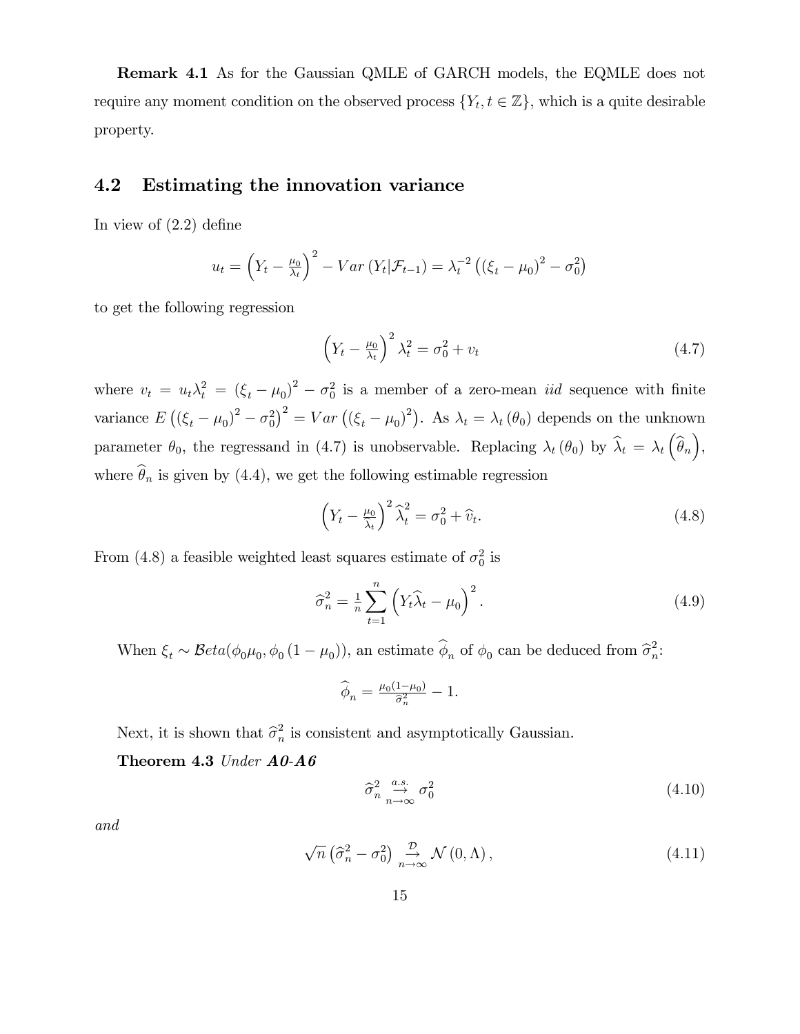**Remark 4.1** As for the Gaussian QMLE of GARCH models, the EQMLE does not require any moment condition on the observed process $\{Y_t, t \in \mathbb{Z}\}$, which is a quite desirable property.

## 4.2 Estimating the innovation variance

In view of (2.2) define

$$u_t = \left(Y_t - \tfrac{\mu_0}{\lambda_t}\right)^2 - Var\left(Y_t|\mathcal{F}_{t-1}\right) = \lambda_t^{-2}\left(\left(\xi_t - \mu_0\right)^2 - \sigma_0^2\right)$$

to get the following regression

$$\left(Y_t - \tfrac{\mu_0}{\lambda_t}\right)^2 \lambda_t^2 = \sigma_0^2 + v_t \tag{4.7}$$

where $v_t = u_t\lambda_t^2 = \left(\xi_t - \mu_0\right)^2 - \sigma_0^2$ is a member of a zero-mean *iid* sequence with finite variance $E\left(\left(\xi_t - \mu_0\right)^2 - \sigma_0^2\right)^2 = Var\left(\left(\xi_t - \mu_0\right)^2\right)$. As $\lambda_t = \lambda_t\left(\theta_0\right)$ depends on the unknown parameter $\theta_0$, the regressand in (4.7) is unobservable. Replacing $\lambda_t\left(\theta_0\right)$ by $\widehat{\lambda}_t = \lambda_t\left(\widehat{\theta}_n\right)$, where $\widehat{\theta}_n$ is given by (4.4), we get the following estimable regression

$$\left(Y_t - \tfrac{\mu_0}{\widehat{\lambda}_t}\right)^2 \widehat{\lambda}_t^2 = \sigma_0^2 + \widehat{v}_t. \tag{4.8}$$

From (4.8) a feasible weighted least squares estimate of $\sigma_0^2$ is

$$\widehat{\sigma}_n^2 = \tfrac{1}{n}\sum_{t=1}^{n}\left(Y_t\widehat{\lambda}_t - \mu_0\right)^2. \tag{4.9}$$

When $\xi_t \sim \mathcal{B}eta(\phi_0\mu_0, \phi_0\left(1-\mu_0\right))$, an estimate $\widehat{\phi}_n$ of $\phi_0$ can be deduced from $\widehat{\sigma}_n^2$:

$$\widehat{\phi}_n = \tfrac{\mu_0(1-\mu_0)}{\widehat{\sigma}_n^2} - 1.$$

Next, it is shown that $\widehat{\sigma}_n^2$ is consistent and asymptotically Gaussian.

**Theorem 4.3** *Under* ***A0-A6***

$$\widehat{\sigma}_n^2 \underset{n\to\infty}{\overset{a.s.}{\to}} \sigma_0^2 \tag{4.10}$$

*and*

$$\sqrt{n}\left(\widehat{\sigma}_n^2 - \sigma_0^2\right) \underset{n\to\infty}{\overset{\mathcal{D}}{\to}} \mathcal{N}\left(0, \Lambda\right), \tag{4.11}$$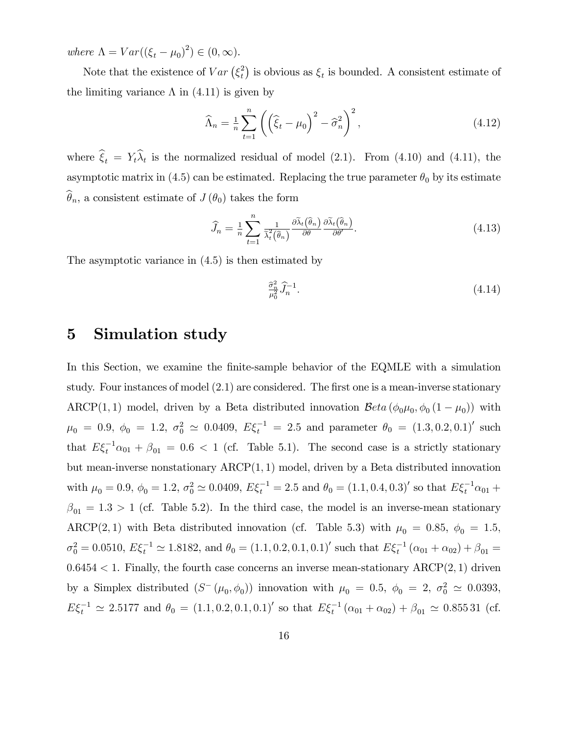*where* $\Lambda = Var((\xi_t - \mu_0)^2) \in (0, \infty)$.

Note that the existence of $Var(\xi_t^2)$ is obvious as $\xi_t$ is bounded. A consistent estimate of the limiting variance $\Lambda$ in (4.11) is given by

$$\widehat{\Lambda}_n = \tfrac{1}{n} \sum_{t=1}^{n} \left( \left( \widehat{\xi}_t - \mu_0 \right)^2 - \widehat{\sigma}_n^2 \right)^2, \tag{4.12}$$

where $\widehat{\xi}_t = Y_t \widehat{\lambda}_t$ is the normalized residual of model (2.1). From (4.10) and (4.11), the asymptotic matrix in (4.5) can be estimated. Replacing the true parameter $\theta_0$ by its estimate $\widehat{\theta}_n$, a consistent estimate of $J(\theta_0)$ takes the form

$$\widehat{J}_n = \tfrac{1}{n} \sum_{t=1}^{n} \tfrac{1}{\widetilde{\lambda}_t^2(\widehat{\theta}_n)} \tfrac{\partial \widetilde{\lambda}_t(\widehat{\theta}_n)}{\partial \theta} \tfrac{\partial \widetilde{\lambda}_t(\widehat{\theta}_n)}{\partial \theta'}. \tag{4.13}$$

The asymptotic variance in (4.5) is then estimated by

$$\tfrac{\widehat{\sigma}_n^2}{\mu_0^2} \widehat{J}_n^{-1}. \tag{4.14}$$

# 5 Simulation study

In this Section, we examine the finite-sample behavior of the EQMLE with a simulation study. Four instances of model (2.1) are considered. The first one is a mean-inverse stationary ARCP$(1,1)$ model, driven by a Beta distributed innovation $\mathcal{B}eta(\phi_0 \mu_0, \phi_0(1 - \mu_0))$ with $\mu_0 = 0.9$, $\phi_0 = 1.2$, $\sigma_0^2 \simeq 0.0409$, $E\xi_t^{-1} = 2.5$ and parameter $\theta_0 = (1.3, 0.2, 0.1)'$ such that $E\xi_t^{-1}\alpha_{01} + \beta_{01} = 0.6 < 1$ (cf. Table 5.1). The second case is a strictly stationary but mean-inverse nonstationary ARCP$(1,1)$ model, driven by a Beta distributed innovation with $\mu_0 = 0.9$, $\phi_0 = 1.2$, $\sigma_0^2 \simeq 0.0409$, $E\xi_t^{-1} = 2.5$ and $\theta_0 = (1.1, 0.4, 0.3)'$ so that $E\xi_t^{-1}\alpha_{01} + \beta_{01} = 1.3 > 1$ (cf. Table 5.2). In the third case, the model is an inverse-mean stationary ARCP$(2,1)$ with Beta distributed innovation (cf. Table 5.3) with $\mu_0 = 0.85$, $\phi_0 = 1.5$, $\sigma_0^2 = 0.0510$, $E\xi_t^{-1} \simeq 1.8182$, and $\theta_0 = (1.1, 0.2, 0.1, 0.1)'$ such that $E\xi_t^{-1}(\alpha_{01} + \alpha_{02}) + \beta_{01} = 0.6454 < 1$. Finally, the fourth case concerns an inverse mean-stationary ARCP$(2,1)$ driven by a Simplex distributed $(S^-(\mu_0, \phi_0))$ innovation with $\mu_0 = 0.5$, $\phi_0 = 2$, $\sigma_0^2 \simeq 0.0393$, $E\xi_t^{-1} \simeq 2.5177$ and $\theta_0 = (1.1, 0.2, 0.1, 0.1)'$ so that $E\xi_t^{-1}(\alpha_{01} + \alpha_{02}) + \beta_{01} \simeq 0.855\,31$ (cf.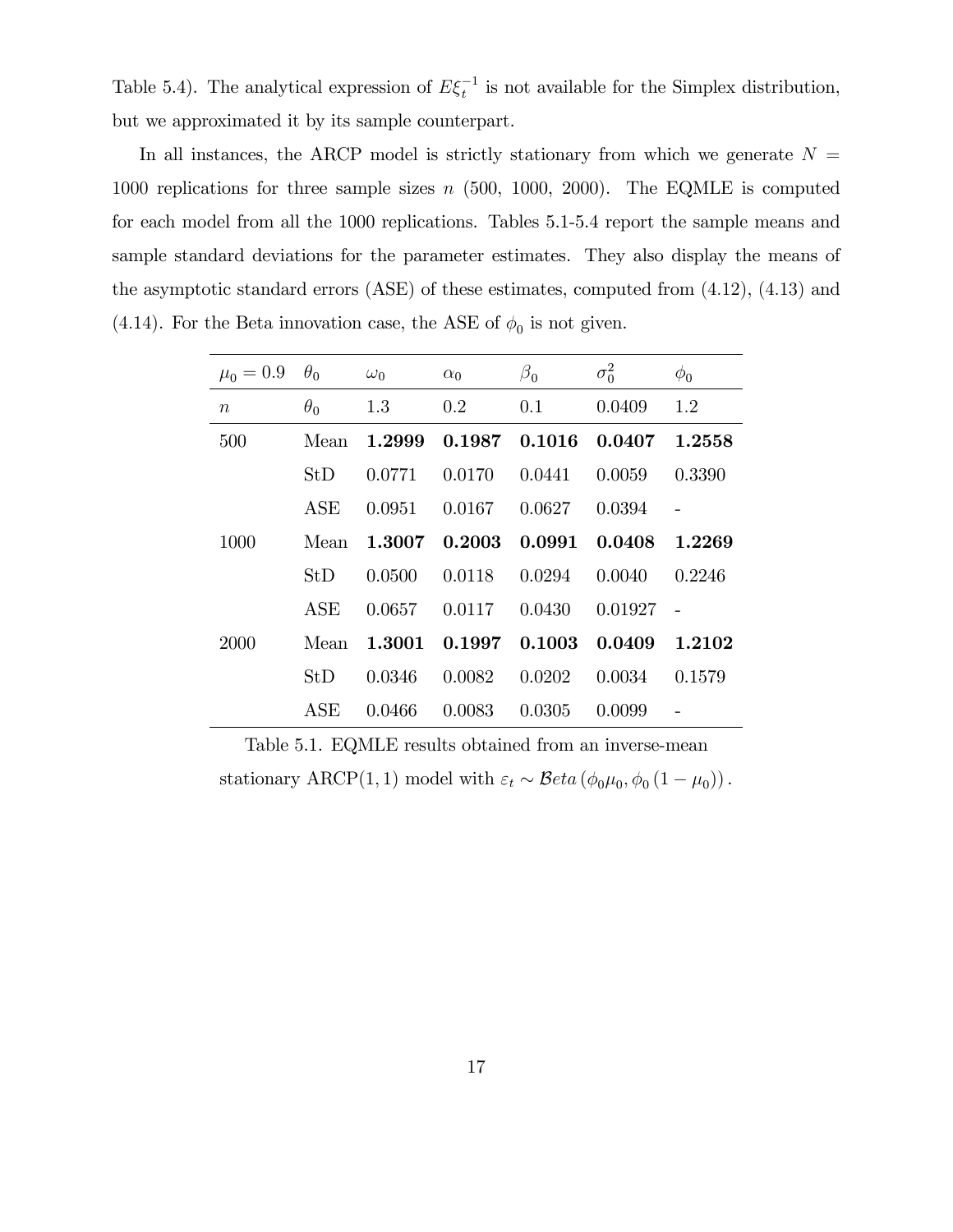Table 5.4). The analytical expression of $E\xi_t^{-1}$ is not available for the Simplex distribution, but we approximated it by its sample counterpart.

In all instances, the ARCP model is strictly stationary from which we generate $N = 1000$ replications for three sample sizes $n$ (500, 1000, 2000). The EQMLE is computed for each model from all the 1000 replications. Tables 5.1-5.4 report the sample means and sample standard deviations for the parameter estimates. They also display the means of the asymptotic standard errors (ASE) of these estimates, computed from (4.12), (4.13) and (4.14). For the Beta innovation case, the ASE of $\phi_0$ is not given.

| $\mu_0 = 0.9$ | $\theta_0$ | $\omega_0$ | $\alpha_0$ | $\beta_0$ | $\sigma_0^2$ | $\phi_0$ |
|---|---|---|---|---|---|---|
| $n$ | $\theta_0$ | 1.3 | 0.2 | 0.1 | 0.0409 | 1.2 |
| 500 | Mean | **1.2999** | **0.1987** | **0.1016** | **0.0407** | **1.2558** |
| | StD | 0.0771 | 0.0170 | 0.0441 | 0.0059 | 0.3390 |
| | ASE | 0.0951 | 0.0167 | 0.0627 | 0.0394 | - |
| 1000 | Mean | **1.3007** | **0.2003** | **0.0991** | **0.0408** | **1.2269** |
| | StD | 0.0500 | 0.0118 | 0.0294 | 0.0040 | 0.2246 |
| | ASE | 0.0657 | 0.0117 | 0.0430 | 0.01927 | - |
| 2000 | Mean | **1.3001** | **0.1997** | **0.1003** | **0.0409** | **1.2102** |
| | StD | 0.0346 | 0.0082 | 0.0202 | 0.0034 | 0.1579 |
| | ASE | 0.0466 | 0.0083 | 0.0305 | 0.0099 | - |

Table 5.1. EQMLE results obtained from an inverse-mean stationary ARCP$(1,1)$ model with $\varepsilon_t \sim \mathcal{B}eta\left(\phi_0\mu_0, \phi_0\left(1-\mu_0\right)\right)$.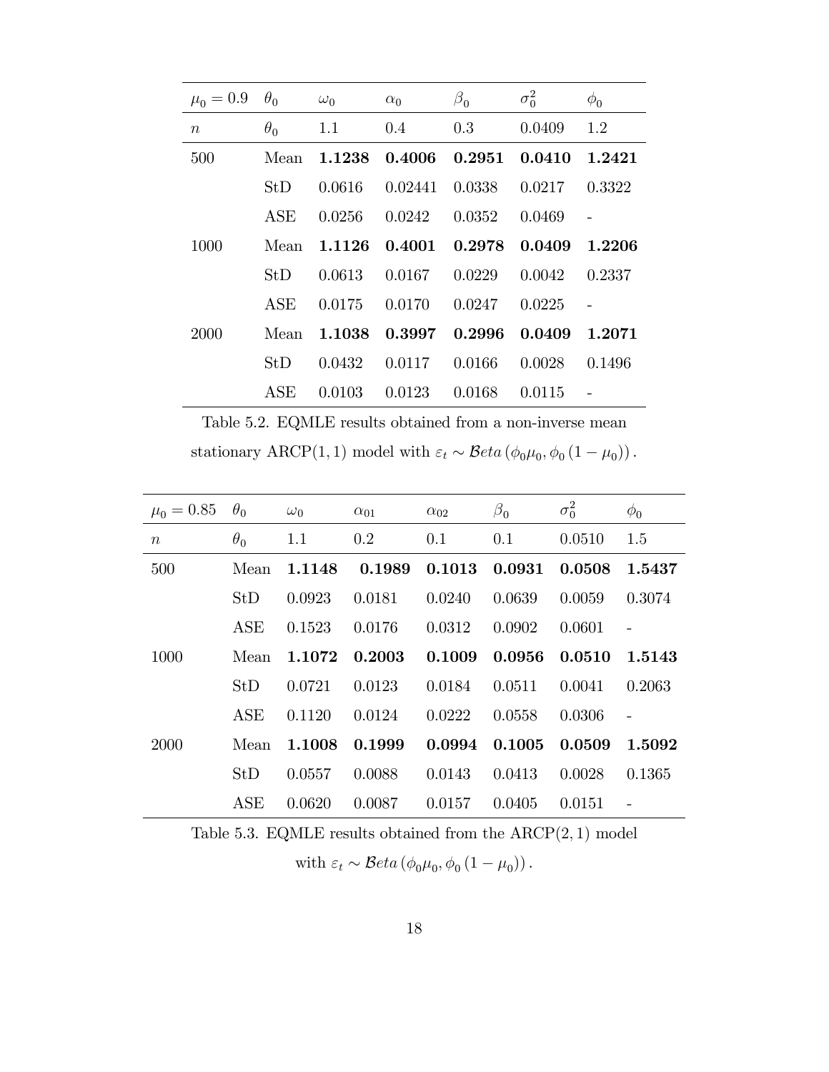| $\mu_0 = 0.9$ | $\theta_0$ | $\omega_0$ | $\alpha_0$ | $\beta_0$ | $\sigma_0^2$ | $\phi_0$ |
|---|---|---|---|---|---|---|
| $n$ | $\theta_0$ | 1.1 | 0.4 | 0.3 | 0.0409 | 1.2 |
| 500 | Mean | **1.1238** | **0.4006** | **0.2951** | **0.0410** | **1.2421** |
| | StD | 0.0616 | 0.02441 | 0.0338 | 0.0217 | 0.3322 |
| | ASE | 0.0256 | 0.0242 | 0.0352 | 0.0469 | - |
| 1000 | Mean | **1.1126** | **0.4001** | **0.2978** | **0.0409** | **1.2206** |
| | StD | 0.0613 | 0.0167 | 0.0229 | 0.0042 | 0.2337 |
| | ASE | 0.0175 | 0.0170 | 0.0247 | 0.0225 | - |
| 2000 | Mean | **1.1038** | **0.3997** | **0.2996** | **0.0409** | **1.2071** |
| | StD | 0.0432 | 0.0117 | 0.0166 | 0.0028 | 0.1496 |
| | ASE | 0.0103 | 0.0123 | 0.0168 | 0.0115 | - |

Table 5.2. EQMLE results obtained from a non-inverse mean stationary ARCP$(1,1)$ model with $\varepsilon_t \sim \mathcal{B}eta\left(\phi_0\mu_0, \phi_0\left(1-\mu_0\right)\right)$.

| $\mu_0 = 0.85$ | $\theta_0$ | $\omega_0$ | $\alpha_{01}$ | $\alpha_{02}$ | $\beta_0$ | $\sigma_0^2$ | $\phi_0$ |
|---|---|---|---|---|---|---|---|
| $n$ | $\theta_0$ | 1.1 | 0.2 | 0.1 | 0.1 | 0.0510 | 1.5 |
| 500 | Mean | **1.1148** | **0.1989** | **0.1013** | **0.0931** | **0.0508** | **1.5437** |
| | StD | 0.0923 | 0.0181 | 0.0240 | 0.0639 | 0.0059 | 0.3074 |
| | ASE | 0.1523 | 0.0176 | 0.0312 | 0.0902 | 0.0601 | - |
| 1000 | Mean | **1.1072** | **0.2003** | **0.1009** | **0.0956** | **0.0510** | **1.5143** |
| | StD | 0.0721 | 0.0123 | 0.0184 | 0.0511 | 0.0041 | 0.2063 |
| | ASE | 0.1120 | 0.0124 | 0.0222 | 0.0558 | 0.0306 | - |
| 2000 | Mean | **1.1008** | **0.1999** | **0.0994** | **0.1005** | **0.0509** | **1.5092** |
| | StD | 0.0557 | 0.0088 | 0.0143 | 0.0413 | 0.0028 | 0.1365 |
| | ASE | 0.0620 | 0.0087 | 0.0157 | 0.0405 | 0.0151 | - |

Table 5.3. EQMLE results obtained from the ARCP$(2,1)$ model with $\varepsilon_t \sim \mathcal{B}eta\left(\phi_0\mu_0, \phi_0\left(1-\mu_0\right)\right)$.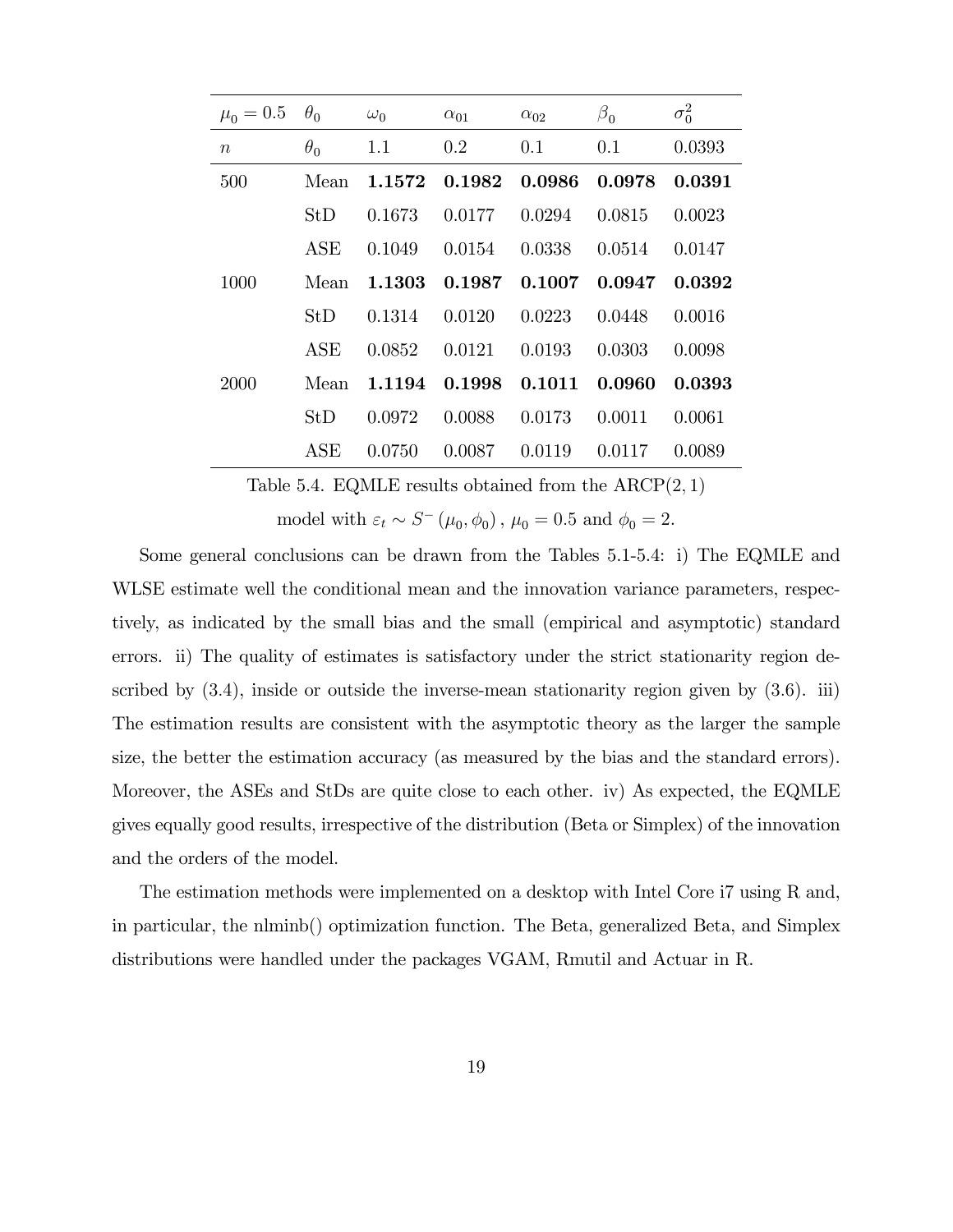| $\mu_0 = 0.5$ | $\theta_0$ | $\omega_0$ | $\alpha_{01}$ | $\alpha_{02}$ | $\beta_0$ | $\sigma_0^2$ |
|---|---|---|---|---|---|---|
| $n$ | $\theta_0$ | 1.1 | 0.2 | 0.1 | 0.1 | 0.0393 |
| 500 | Mean | **1.1572** | **0.1982** | **0.0986** | **0.0978** | **0.0391** |
| | StD | 0.1673 | 0.0177 | 0.0294 | 0.0815 | 0.0023 |
| | ASE | 0.1049 | 0.0154 | 0.0338 | 0.0514 | 0.0147 |
| 1000 | Mean | **1.1303** | **0.1987** | **0.1007** | **0.0947** | **0.0392** |
| | StD | 0.1314 | 0.0120 | 0.0223 | 0.0448 | 0.0016 |
| | ASE | 0.0852 | 0.0121 | 0.0193 | 0.0303 | 0.0098 |
| 2000 | Mean | **1.1194** | **0.1998** | **0.1011** | **0.0960** | **0.0393** |
| | StD | 0.0972 | 0.0088 | 0.0173 | 0.0011 | 0.0061 |
| | ASE | 0.0750 | 0.0087 | 0.0119 | 0.0117 | 0.0089 |

Table 5.4. EQMLE results obtained from the ARCP$(2, 1)$ model with $\varepsilon_t \sim S^- (\mu_0, \phi_0)$, $\mu_0 = 0.5$ and $\phi_0 = 2$.

Some general conclusions can be drawn from the Tables 5.1-5.4: i) The EQMLE and WLSE estimate well the conditional mean and the innovation variance parameters, respectively, as indicated by the small bias and the small (empirical and asymptotic) standard errors. ii) The quality of estimates is satisfactory under the strict stationarity region described by (3.4), inside or outside the inverse-mean stationarity region given by (3.6). iii) The estimation results are consistent with the asymptotic theory as the larger the sample size, the better the estimation accuracy (as measured by the bias and the standard errors). Moreover, the ASEs and StDs are quite close to each other. iv) As expected, the EQMLE gives equally good results, irrespective of the distribution (Beta or Simplex) of the innovation and the orders of the model.

The estimation methods were implemented on a desktop with Intel Core i7 using R and, in particular, the nlminb() optimization function. The Beta, generalized Beta, and Simplex distributions were handled under the packages VGAM, Rmutil and Actuar in R.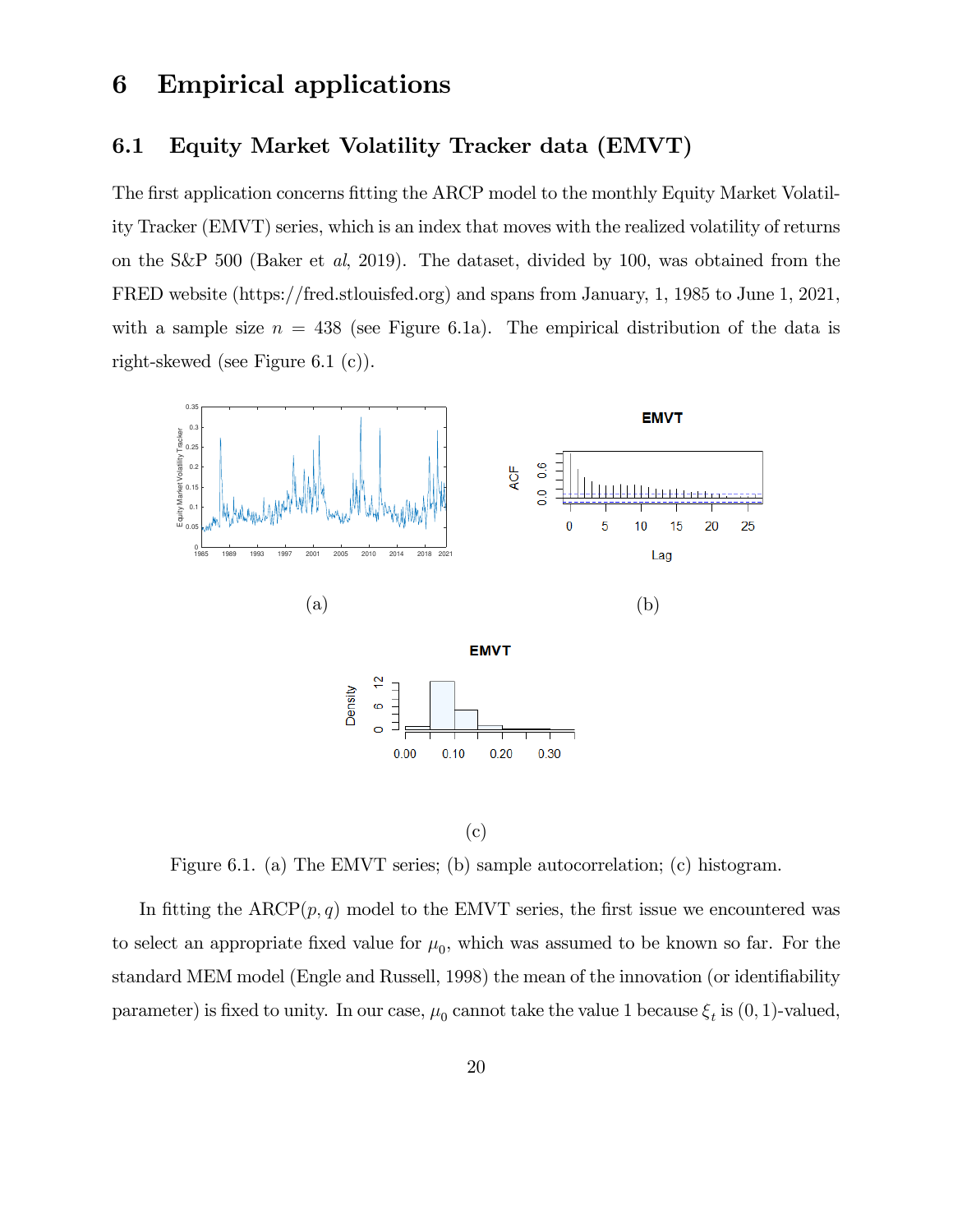# 6 Empirical applications

## 6.1 Equity Market Volatility Tracker data (EMVT)

The first application concerns fitting the ARCP model to the monthly Equity Market Volatility Tracker (EMVT) series, which is an index that moves with the realized volatility of returns on the S&P 500 (Baker et *al*, 2019). The dataset, divided by 100, was obtained from the FRED website (https://fred.stlouisfed.org) and spans from January, 1, 1985 to June 1, 2021, with a sample size $n = 438$ (see Figure 6.1a). The empirical distribution of the data is right-skewed (see Figure 6.1 (c)).

(a)

(b)

(c)

Figure 6.1. (a) The EMVT series; (b) sample autocorrelation; (c) histogram.

In fitting the ARCP$(p, q)$ model to the EMVT series, the first issue we encountered was to select an appropriate fixed value for $\mu_0$, which was assumed to be known so far. For the standard MEM model (Engle and Russell, 1998) the mean of the innovation (or identifiability parameter) is fixed to unity. In our case, $\mu_0$ cannot take the value 1 because $\xi_t$ is $(0, 1)$-valued,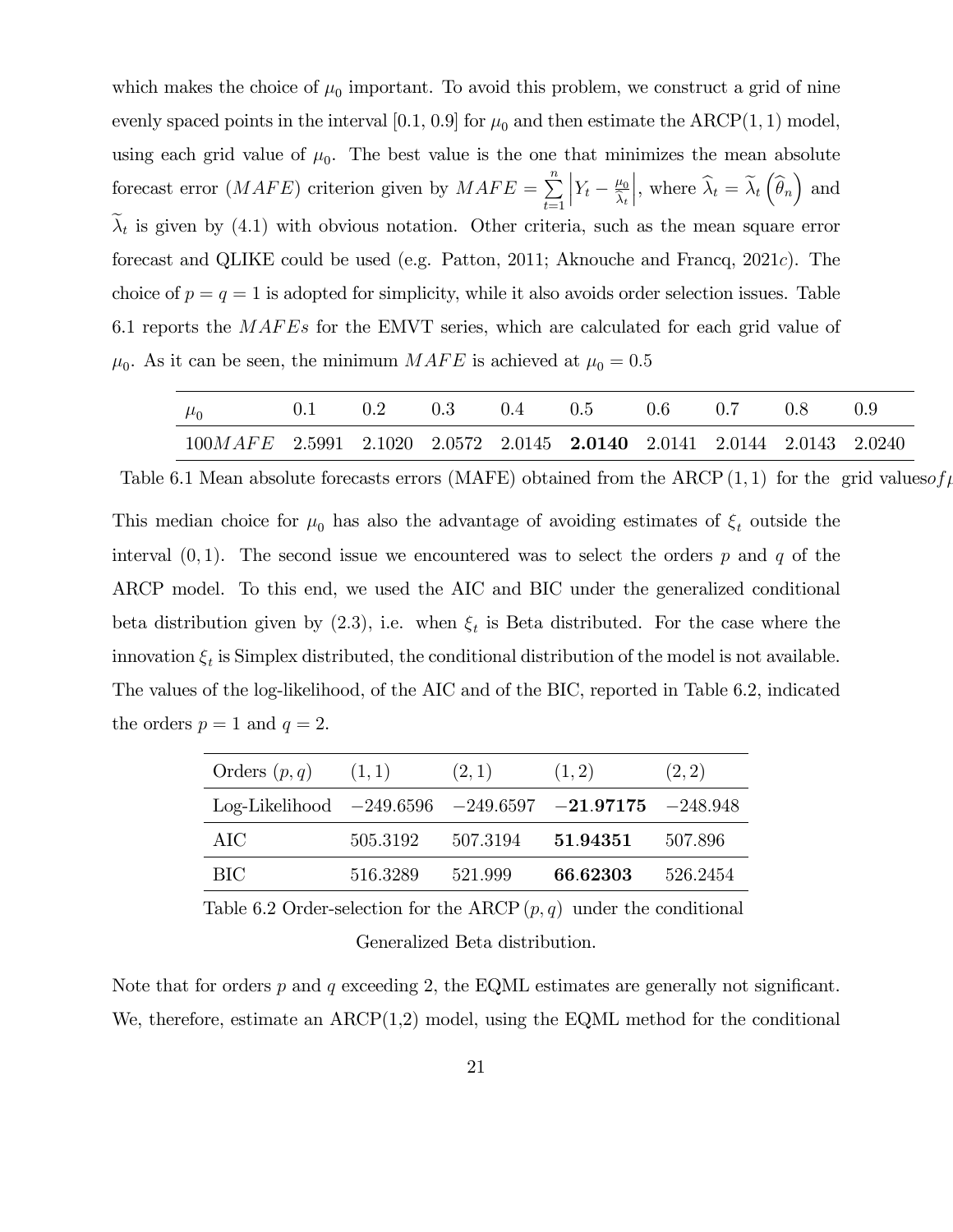which makes the choice of $\mu_0$ important. To avoid this problem, we construct a grid of nine evenly spaced points in the interval $[0.1, 0.9]$ for $\mu_0$ and then estimate the ARCP$(1,1)$ model, using each grid value of $\mu_0$. The best value is the one that minimizes the mean absolute forecast error ($MAFE$) criterion given by $MAFE = \sum_{t=1}^{n} \left| Y_t - \frac{\mu_0}{\widehat{\lambda}_t} \right|$, where $\widehat{\lambda}_t = \widetilde{\lambda}_t \left( \widehat{\theta}_n \right)$ and $\widetilde{\lambda}_t$ is given by (4.1) with obvious notation. Other criteria, such as the mean square error forecast and QLIKE could be used (e.g. Patton, 2011; Aknouche and Francq, 2021$c$). The choice of $p = q = 1$ is adopted for simplicity, while it also avoids order selection issues. Table 6.1 reports the $MAFEs$ for the EMVT series, which are calculated for each grid value of $\mu_0$. As it can be seen, the minimum $MAFE$ is achieved at $\mu_0 = 0.5$

| $\mu_0$ | 0.1 | 0.2 | 0.3 | 0.4 | 0.5 | 0.6 | 0.7 | 0.8 | 0.9 |
|---|---|---|---|---|---|---|---|---|---|
| $100MAFE$ | 2.5991 | 2.1020 | 2.0572 | 2.0145 | **2.0140** | 2.0141 | 2.0144 | 2.0143 | 2.0240 |

Table 6.1 Mean absolute forecasts errors (MAFE) obtained from the ARCP$(1,1)$ for the grid values of $\mu_0$

This median choice for $\mu_0$ has also the advantage of avoiding estimates of $\xi_t$ outside the interval $(0,1)$. The second issue we encountered was to select the orders $p$ and $q$ of the ARCP model. To this end, we used the AIC and BIC under the generalized conditional beta distribution given by (2.3), i.e. when $\xi_t$ is Beta distributed. For the case where the innovation $\xi_t$ is Simplex distributed, the conditional distribution of the model is not available. The values of the log-likelihood, of the AIC and of the BIC, reported in Table 6.2, indicated the orders $p = 1$ and $q = 2$.

| Orders $(p,q)$ | $(1,1)$ | $(2,1)$ | $(1,2)$ | $(2,2)$ |
|---|---|---|---|---|
| Log-Likelihood | $-249.6596$ | $-249.6597$ | $\mathbf{-21.97175}$ | $-248.948$ |
| AIC | 505.3192 | 507.3194 | **51.94351** | 507.896 |
| BIC | 516.3289 | 521.999 | **66.62303** | 526.2454 |

Table 6.2 Order-selection for the ARCP$(p,q)$ under the conditional Generalized Beta distribution.

Note that for orders $p$ and $q$ exceeding 2, the EQML estimates are generally not significant. We, therefore, estimate an ARCP(1,2) model, using the EQML method for the conditional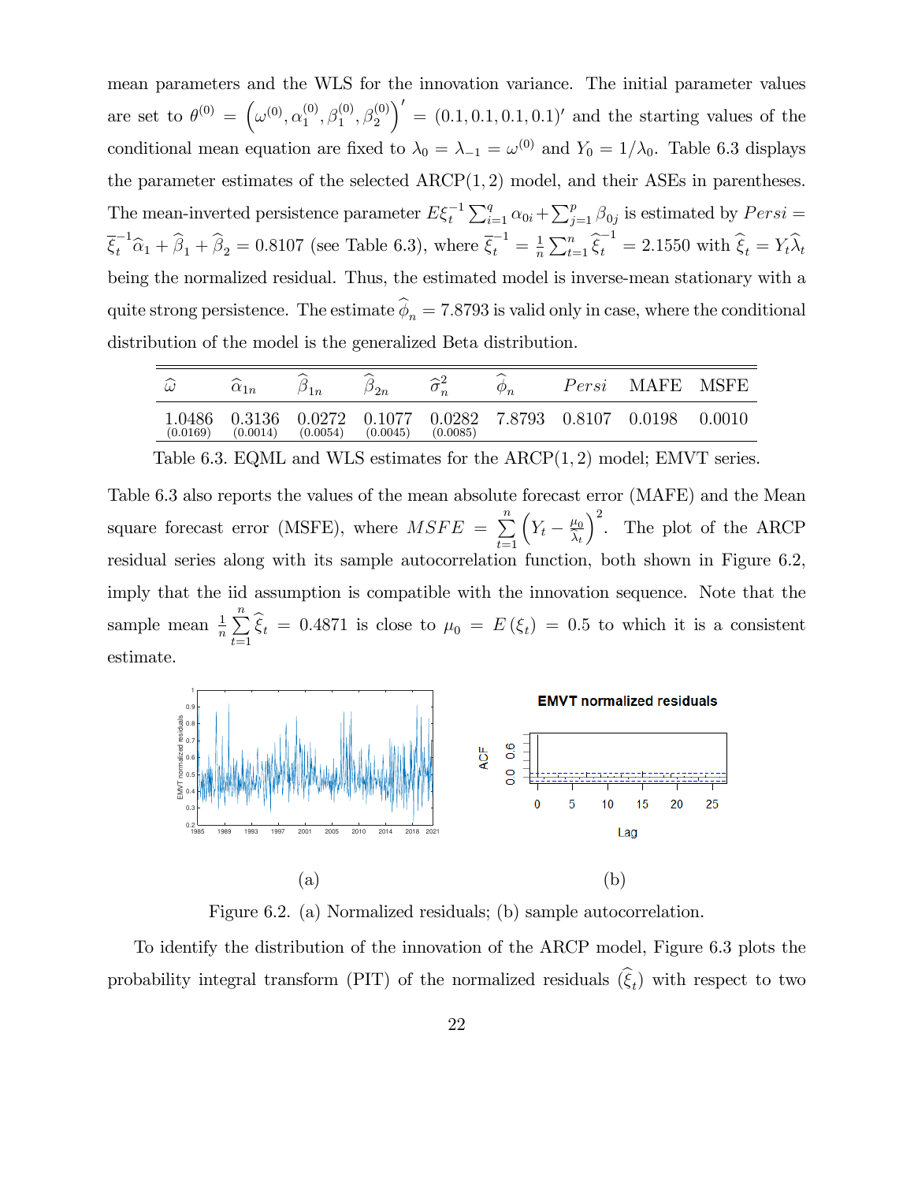mean parameters and the WLS for the innovation variance. The initial parameter values are set to $\theta^{(0)} = \left(\omega^{(0)}, \alpha_1^{(0)}, \beta_1^{(0)}, \beta_2^{(0)}\right)' = (0.1, 0.1, 0.1, 0.1)'$ and the starting values of the conditional mean equation are fixed to $\lambda_0 = \lambda_{-1} = \omega^{(0)}$ and $Y_0 = 1/\lambda_0$. Table 6.3 displays the parameter estimates of the selected ARCP$(1,2)$ model, and their ASEs in parentheses. The mean-inverted persistence parameter $E\xi_t^{-1}\sum_{i=1}^{q}\alpha_{0i} + \sum_{j=1}^{p}\beta_{0j}$ is estimated by $Persi = \overline{\xi}_t^{-1}\widehat{\alpha}_1 + \widehat{\beta}_1 + \widehat{\beta}_2 = 0.8107$ (see Table 6.3), where $\overline{\xi}_t^{-1} = \frac{1}{n}\sum_{t=1}^{n}\widehat{\xi}_t^{-1} = 2.1550$ with $\widehat{\xi}_t = Y_t\widehat{\lambda}_t$ being the normalized residual. Thus, the estimated model is inverse-mean stationary with a quite strong persistence. The estimate $\widehat{\phi}_n = 7.8793$ is valid only in case, where the conditional distribution of the model is the generalized Beta distribution.

| $\widehat{\omega}$ | $\widehat{\alpha}_{1n}$ | $\widehat{\beta}_{1n}$ | $\widehat{\beta}_{2n}$ | $\widehat{\sigma}_n^2$ | $\widehat{\phi}_n$ | $Persi$ | MAFE | MSFE |
|---|---|---|---|---|---|---|---|---|
| 1.0486 (0.0169) | 0.3136 (0.0014) | 0.0272 (0.0054) | 0.1077 (0.0045) | 0.0282 (0.0085) | 7.8793 | 0.8107 | 0.0198 | 0.0010 |

Table 6.3. EQML and WLS estimates for the ARCP$(1,2)$ model; EMVT series.

Table 6.3 also reports the values of the mean absolute forecast error (MAFE) and the Mean square forecast error (MSFE), where $MSFE = \sum_{t=1}^{n}\left(Y_t - \frac{\mu_0}{\lambda_t}\right)^2$. The plot of the ARCP residual series along with its sample autocorrelation function, both shown in Figure 6.2, imply that the iid assumption is compatible with the innovation sequence. Note that the sample mean $\frac{1}{n}\sum_{t=1}^{n}\widehat{\xi}_t = 0.4871$ is close to $\mu_0 = E(\xi_t) = 0.5$ to which it is a consistent estimate.

(a) (b)

Figure 6.2. (a) Normalized residuals; (b) sample autocorrelation.

To identify the distribution of the innovation of the ARCP model, Figure 6.3 plots the probability integral transform (PIT) of the normalized residuals $(\widehat{\xi}_t)$ with respect to two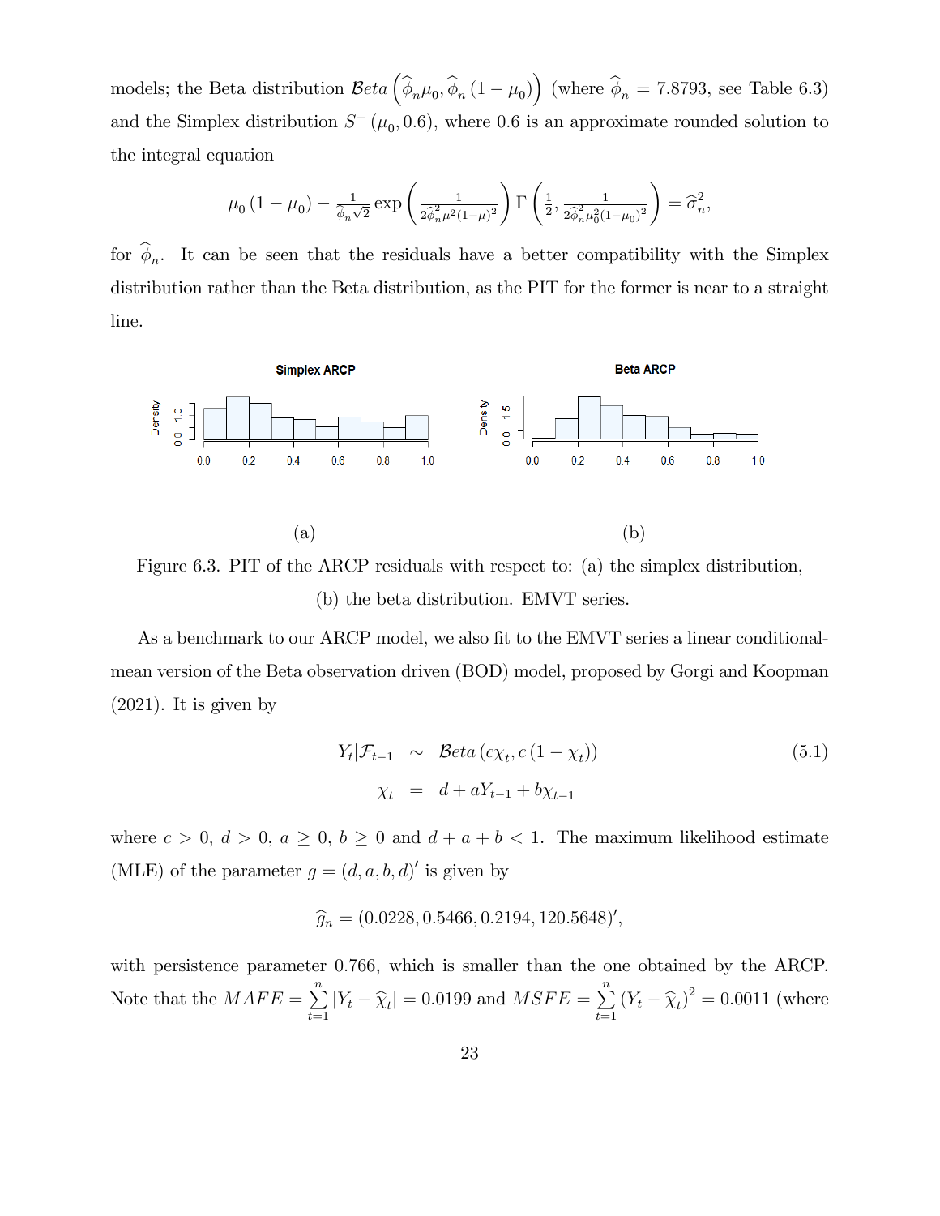models; the Beta distribution $\mathcal{B}eta\left(\widehat{\phi}_n\mu_0, \widehat{\phi}_n(1-\mu_0)\right)$ (where $\widehat{\phi}_n = 7.8793$, see Table 6.3) and the Simplex distribution $S^-(\mu_0, 0.6)$, where 0.6 is an approximate rounded solution to the integral equation

$$\mu_0(1-\mu_0) - \frac{1}{\widehat{\phi}_n\sqrt{2}}\exp\left(\frac{1}{2\widehat{\phi}_n^2\mu^2(1-\mu)^2}\right)\Gamma\left(\frac{1}{2}, \frac{1}{2\widehat{\phi}_n^2\mu_0^2(1-\mu_0)^2}\right) = \widehat{\sigma}_n^2,$$

for $\widehat{\phi}_n$. It can be seen that the residuals have a better compatibility with the Simplex distribution rather than the Beta distribution, as the PIT for the former is near to a straight line.

(a) (b)

Figure 6.3. PIT of the ARCP residuals with respect to: (a) the simplex distribution, (b) the beta distribution. EMVT series.

As a benchmark to our ARCP model, we also fit to the EMVT series a linear conditional-mean version of the Beta observation driven (BOD) model, proposed by Gorgi and Koopman (2021). It is given by

$$\begin{aligned} Y_t|\mathcal{F}_{t-1} &\sim \mathcal{B}eta\left(c\chi_t, c(1-\chi_t)\right) \\ \chi_t &= d + aY_{t-1} + b\chi_{t-1} \end{aligned} \tag{5.1}$$

where $c > 0$, $d > 0$, $a \geq 0$, $b \geq 0$ and $d + a + b < 1$. The maximum likelihood estimate (MLE) of the parameter $g = (d, a, b, d)'$ is given by

$$\widehat{g}_n = (0.0228, 0.5466, 0.2194, 120.5648)',$$

with persistence parameter 0.766, which is smaller than the one obtained by the ARCP. Note that the $MAFE = \sum_{t=1}^{n}|Y_t - \widehat{\chi}_t| = 0.0199$ and $MSFE = \sum_{t=1}^{n}(Y_t - \widehat{\chi}_t)^2 = 0.0011$ (where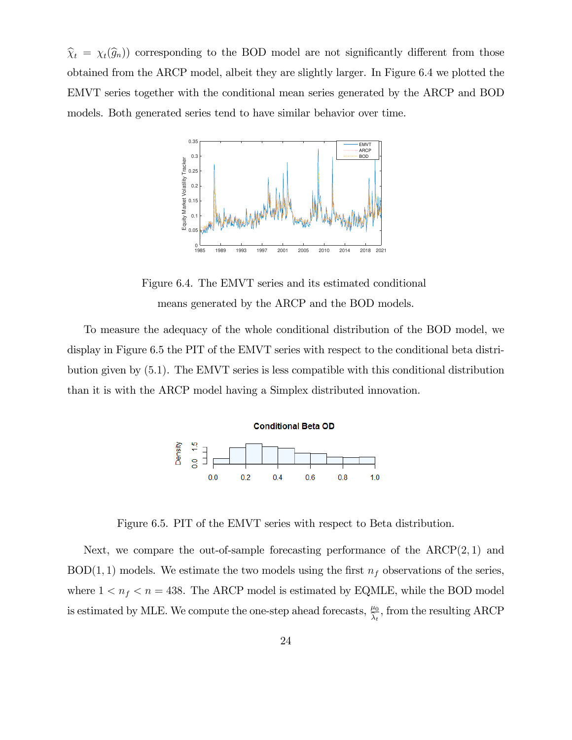$\widehat{\chi}_t = \chi_t(\widehat{g}_n)$) corresponding to the BOD model are not significantly different from those obtained from the ARCP model, albeit they are slightly larger. In Figure 6.4 we plotted the EMVT series together with the conditional mean series generated by the ARCP and BOD models. Both generated series tend to have similar behavior over time.

Figure 6.4. The EMVT series and its estimated conditional means generated by the ARCP and the BOD models.

To measure the adequacy of the whole conditional distribution of the BOD model, we display in Figure 6.5 the PIT of the EMVT series with respect to the conditional beta distribution given by (5.1). The EMVT series is less compatible with this conditional distribution than it is with the ARCP model having a Simplex distributed innovation.

Figure 6.5. PIT of the EMVT series with respect to Beta distribution.

Next, we compare the out-of-sample forecasting performance of the ARCP$(2,1)$ and BOD$(1,1)$ models. We estimate the two models using the first $n_f$ observations of the series, where $1 < n_f < n = 438$. The ARCP model is estimated by EQMLE, while the BOD model is estimated by MLE. We compute the one-step ahead forecasts, $\frac{\mu_0}{\lambda_t}$, from the resulting ARCP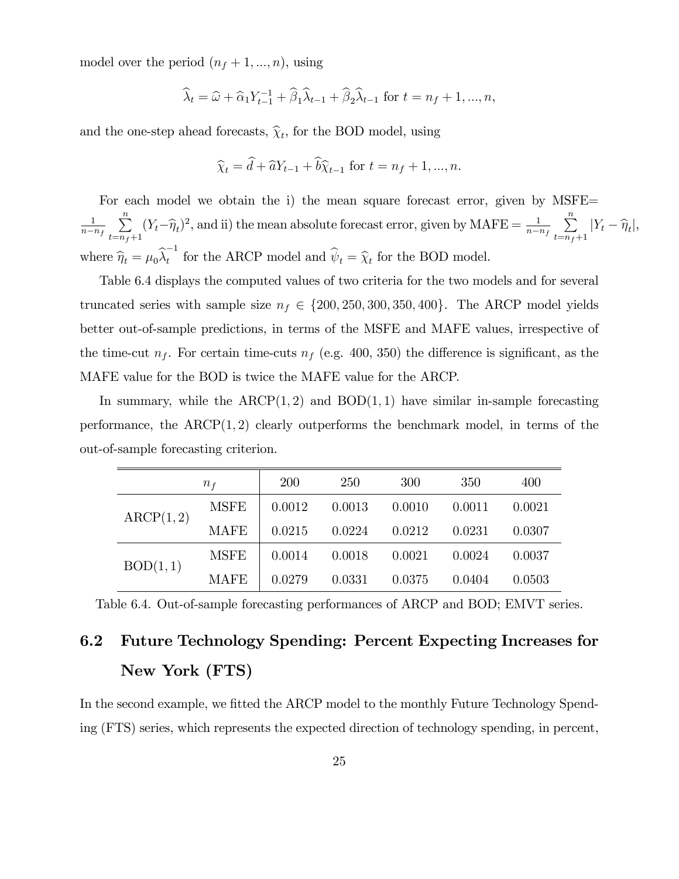model over the period $(n_f+1,...,n)$, using

$$\widehat{\lambda}_t = \widehat{\omega} + \widehat{\alpha}_1 Y_{t-1}^{-1} + \widehat{\beta}_1 \widehat{\lambda}_{t-1} + \widehat{\beta}_2 \widehat{\lambda}_{t-1} \text{ for } t = n_f+1,...,n,$$

and the one-step ahead forecasts, $\widehat{\chi}_t$, for the BOD model, using

$$\widehat{\chi}_t = \widehat{d} + \widehat{a} Y_{t-1} + \widehat{b} \widehat{\chi}_{t-1} \text{ for } t = n_f+1,...,n.$$

For each model we obtain the i) the mean square forecast error, given by MSFE$=\frac{1}{n-n_f}\sum_{t=n_f+1}^{n}(Y_t-\widehat{\eta}_t)^2$, and ii) the mean absolute forecast error, given by MAFE $=\frac{1}{n-n_f}\sum_{t=n_f+1}^{n}|Y_t-\widehat{\eta}_t|$, where $\widehat{\eta}_t = \mu_0 \widehat{\lambda}_t^{-1}$ for the ARCP model and $\widehat{\psi}_t = \widehat{\chi}_t$ for the BOD model.

Table 6.4 displays the computed values of two criteria for the two models and for several truncated series with sample size $n_f \in \{200, 250, 300, 350, 400\}$. The ARCP model yields better out-of-sample predictions, in terms of the MSFE and MAFE values, irrespective of the time-cut $n_f$. For certain time-cuts $n_f$ (e.g. 400, 350) the difference is significant, as the MAFE value for the BOD is twice the MAFE value for the ARCP.

In summary, while the ARCP$(1,2)$ and BOD$(1,1)$ have similar in-sample forecasting performance, the ARCP$(1,2)$ clearly outperforms the benchmark model, in terms of the out-of-sample forecasting criterion.

| $n_f$ | | 200 | 250 | 300 | 350 | 400 |
|---|---|---|---|---|---|---|
| ARCP$(1,2)$ | MSFE | 0.0012 | 0.0013 | 0.0010 | 0.0011 | 0.0021 |
| | MAFE | 0.0215 | 0.0224 | 0.0212 | 0.0231 | 0.0307 |
| BOD$(1,1)$ | MSFE | 0.0014 | 0.0018 | 0.0021 | 0.0024 | 0.0037 |
| | MAFE | 0.0279 | 0.0331 | 0.0375 | 0.0404 | 0.0503 |

Table 6.4. Out-of-sample forecasting performances of ARCP and BOD; EMVT series.

## 6.2 Future Technology Spending: Percent Expecting Increases for New York (FTS)

In the second example, we fitted the ARCP model to the monthly Future Technology Spending (FTS) series, which represents the expected direction of technology spending, in percent,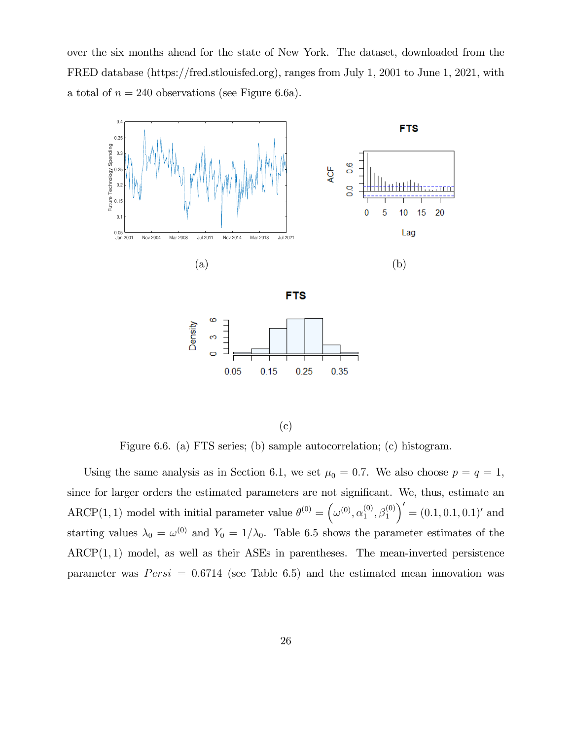over the six months ahead for the state of New York. The dataset, downloaded from the FRED database (https://fred.stlouisfed.org), ranges from July 1, 2001 to June 1, 2021, with a total of $n = 240$ observations (see Figure 6.6a).

(a)

(b)

(c)

Figure 6.6. (a) FTS series; (b) sample autocorrelation; (c) histogram.

Using the same analysis as in Section 6.1, we set $\mu_0 = 0.7$. We also choose $p = q = 1$, since for larger orders the estimated parameters are not significant. We, thus, estimate an ARCP$(1, 1)$ model with initial parameter value $\theta^{(0)} = \left(\omega^{(0)}, \alpha_1^{(0)}, \beta_1^{(0)}\right)' = (0.1, 0.1, 0.1)'$ and starting values $\lambda_0 = \omega^{(0)}$ and $Y_0 = 1/\lambda_0$. Table 6.5 shows the parameter estimates of the ARCP$(1, 1)$ model, as well as their ASEs in parentheses. The mean-inverted persistence parameter was $Persi = 0.6714$ (see Table 6.5) and the estimated mean innovation was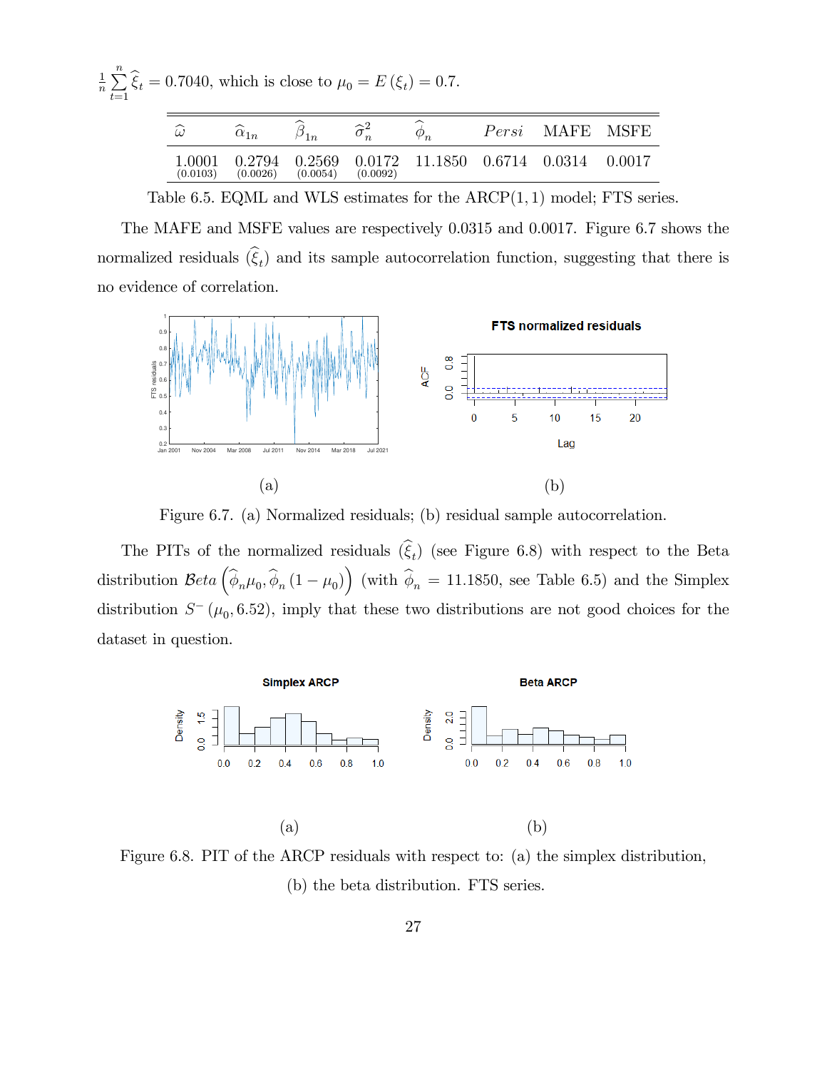$\frac{1}{n}\sum_{t=1}^{n}\widehat{\xi}_t = 0.7040$, which is close to $\mu_0 = E(\xi_t) = 0.7$.

| $\widehat{\omega}$ | $\widehat{\alpha}_{1n}$ | $\widehat{\beta}_{1n}$ | $\widehat{\sigma}_n^2$ | $\widehat{\phi}_n$ | $Persi$ | MAFE | MSFE |
|---|---|---|---|---|---|---|---|
| 1.0001 (0.0103) | 0.2794 (0.0026) | 0.2569 (0.0054) | 0.0172 (0.0092) | 11.1850 | 0.6714 | 0.0314 | 0.0017 |

Table 6.5. EQML and WLS estimates for the ARCP(1, 1) model; FTS series.

The MAFE and MSFE values are respectively 0.0315 and 0.0017. Figure 6.7 shows the normalized residuals $(\widehat{\xi}_t)$ and its sample autocorrelation function, suggesting that there is no evidence of correlation.

(a) (b)

Figure 6.7. (a) Normalized residuals; (b) residual sample autocorrelation.

The PITs of the normalized residuals $(\widehat{\xi}_t)$ (see Figure 6.8) with respect to the Beta distribution $\mathcal{B}eta\left(\widehat{\phi}_n\mu_0, \widehat{\phi}_n(1-\mu_0)\right)$ (with $\widehat{\phi}_n = 11.1850$, see Table 6.5) and the Simplex distribution $S^-(\mu_0, 6.52)$, imply that these two distributions are not good choices for the dataset in question.

(a) (b)

Figure 6.8. PIT of the ARCP residuals with respect to: (a) the simplex distribution, (b) the beta distribution. FTS series.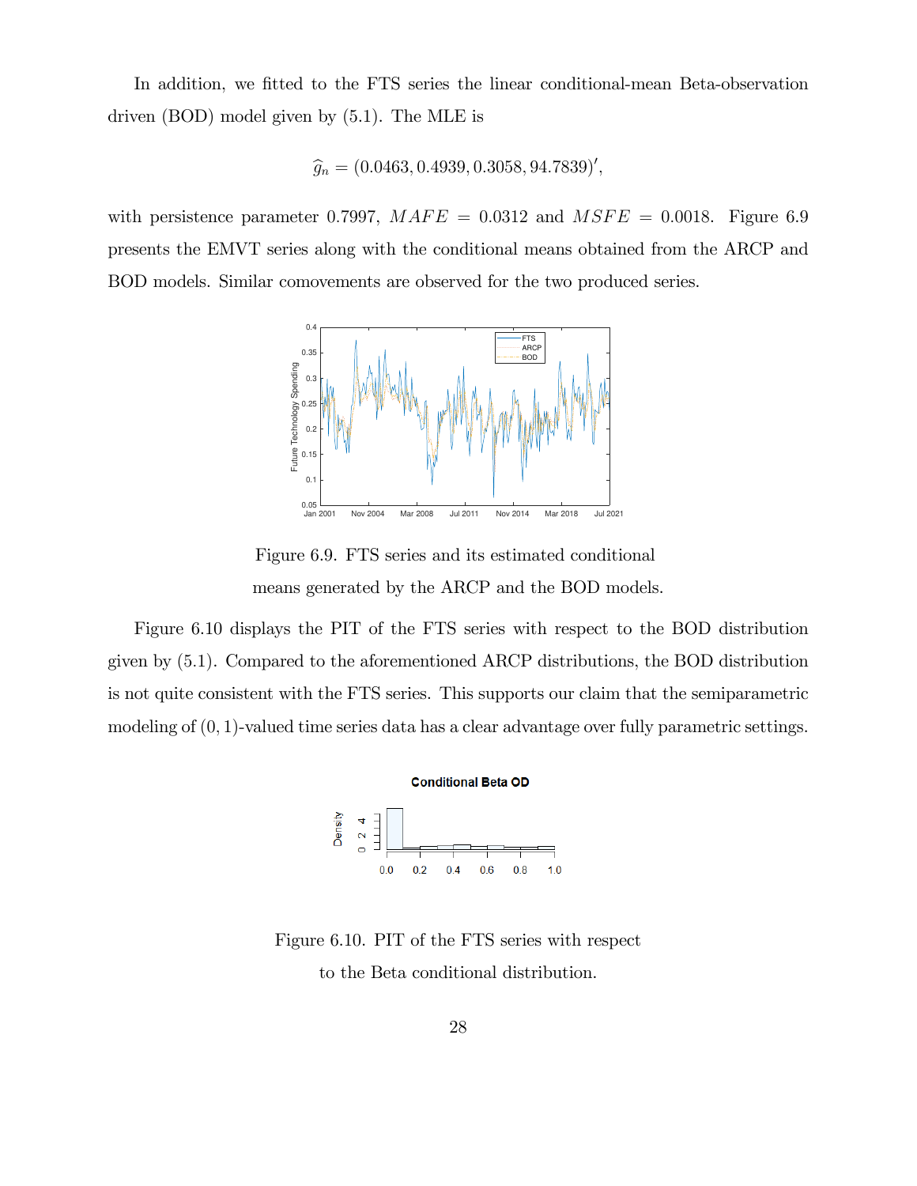In addition, we fitted to the FTS series the linear conditional-mean Beta-observation driven (BOD) model given by (5.1). The MLE is

$$\widehat{g}_n = (0.0463, 0.4939, 0.3058, 94.7839)',$$

with persistence parameter 0.7997, $MAFE = 0.0312$ and $MSFE = 0.0018$. Figure 6.9 presents the EMVT series along with the conditional means obtained from the ARCP and BOD models. Similar comovements are observed for the two produced series.

Figure 6.9. FTS series and its estimated conditional means generated by the ARCP and the BOD models.

Figure 6.10 displays the PIT of the FTS series with respect to the BOD distribution given by (5.1). Compared to the aforementioned ARCP distributions, the BOD distribution is not quite consistent with the FTS series. This supports our claim that the semiparametric modeling of $(0, 1)$-valued time series data has a clear advantage over fully parametric settings.

Figure 6.10. PIT of the FTS series with respect to the Beta conditional distribution.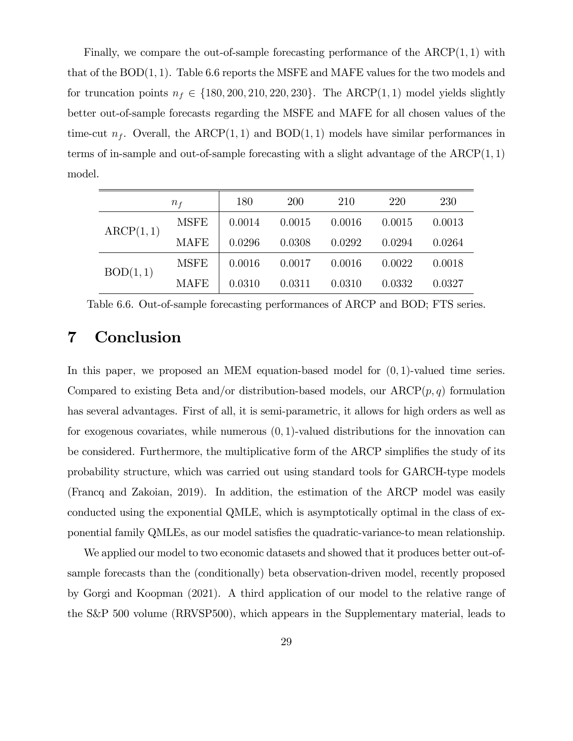Finally, we compare the out-of-sample forecasting performance of the $\mathrm{ARCP}(1,1)$ with that of the $\mathrm{BOD}(1,1)$. Table 6.6 reports the MSFE and MAFE values for the two models and for truncation points $n_f \in \{180, 200, 210, 220, 230\}$. The $\mathrm{ARCP}(1,1)$ model yields slightly better out-of-sample forecasts regarding the MSFE and MAFE for all chosen values of the time-cut $n_f$. Overall, the $\mathrm{ARCP}(1,1)$ and $\mathrm{BOD}(1,1)$ models have similar performances in terms of in-sample and out-of-sample forecasting with a slight advantage of the $\mathrm{ARCP}(1,1)$ model.

| | $n_f$ | 180 | 200 | 210 | 220 | 230 |
|---|---|---|---|---|---|---|
| $\mathrm{ARCP}(1,1)$ | MSFE | 0.0014 | 0.0015 | 0.0016 | 0.0015 | 0.0013 |
| | MAFE | 0.0296 | 0.0308 | 0.0292 | 0.0294 | 0.0264 |
| $\mathrm{BOD}(1,1)$ | MSFE | 0.0016 | 0.0017 | 0.0016 | 0.0022 | 0.0018 |
| | MAFE | 0.0310 | 0.0311 | 0.0310 | 0.0332 | 0.0327 |

Table 6.6. Out-of-sample forecasting performances of ARCP and BOD; FTS series.

# 7 Conclusion

In this paper, we proposed an MEM equation-based model for $(0,1)$-valued time series. Compared to existing Beta and/or distribution-based models, our $\mathrm{ARCP}(p,q)$ formulation has several advantages. First of all, it is semi-parametric, it allows for high orders as well as for exogenous covariates, while numerous $(0,1)$-valued distributions for the innovation can be considered. Furthermore, the multiplicative form of the ARCP simplifies the study of its probability structure, which was carried out using standard tools for GARCH-type models (Francq and Zakoian, 2019). In addition, the estimation of the ARCP model was easily conducted using the exponential QMLE, which is asymptotically optimal in the class of exponential family QMLEs, as our model satisfies the quadratic-variance-to mean relationship.

We applied our model to two economic datasets and showed that it produces better out-of-sample forecasts than the (conditionally) beta observation-driven model, recently proposed by Gorgi and Koopman (2021). A third application of our model to the relative range of the S&P 500 volume (RRVSP500), which appears in the Supplementary material, leads to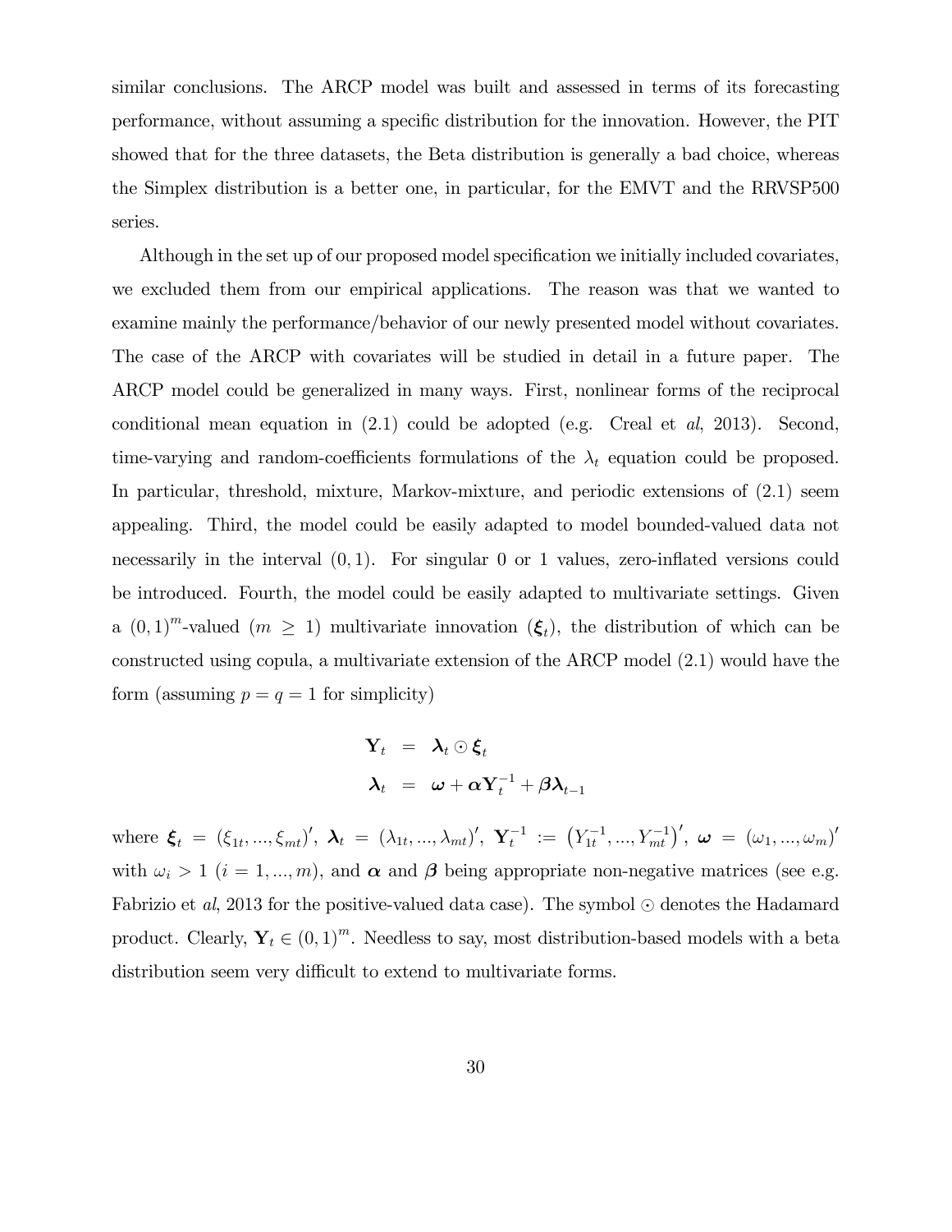similar conclusions. The ARCP model was built and assessed in terms of its forecasting performance, without assuming a specific distribution for the innovation. However, the PIT showed that for the three datasets, the Beta distribution is generally a bad choice, whereas the Simplex distribution is a better one, in particular, for the EMVT and the RRVSP500 series.

Although in the set up of our proposed model specification we initially included covariates, we excluded them from our empirical applications. The reason was that we wanted to examine mainly the performance/behavior of our newly presented model without covariates. The case of the ARCP with covariates will be studied in detail in a future paper. The ARCP model could be generalized in many ways. First, nonlinear forms of the reciprocal conditional mean equation in (2.1) could be adopted (e.g. Creal et *al*, 2013). Second, time-varying and random-coefficients formulations of the $\lambda_t$ equation could be proposed. In particular, threshold, mixture, Markov-mixture, and periodic extensions of (2.1) seem appealing. Third, the model could be easily adapted to model bounded-valued data not necessarily in the interval $(0, 1)$. For singular 0 or 1 values, zero-inflated versions could be introduced. Fourth, the model could be easily adapted to multivariate settings. Given a $(0, 1)^m$-valued $(m \geq 1)$ multivariate innovation $(\boldsymbol{\xi}_t)$, the distribution of which can be constructed using copula, a multivariate extension of the ARCP model (2.1) would have the form (assuming $p = q = 1$ for simplicity)

$$
\begin{aligned}
\mathbf{Y}_t &= \boldsymbol{\lambda}_t \odot \boldsymbol{\xi}_t \\
\boldsymbol{\lambda}_t &= \boldsymbol{\omega} + \boldsymbol{\alpha} \mathbf{Y}_t^{-1} + \boldsymbol{\beta} \boldsymbol{\lambda}_{t-1}
\end{aligned}
$$

where $\boldsymbol{\xi}_t = (\xi_{1t}, ..., \xi_{mt})'$, $\boldsymbol{\lambda}_t = (\lambda_{1t}, ..., \lambda_{mt})'$, $\mathbf{Y}_t^{-1} := \left(Y_{1t}^{-1}, ..., Y_{mt}^{-1}\right)'$, $\boldsymbol{\omega} = (\omega_1, ..., \omega_m)'$ with $\omega_i > 1$ $(i = 1, ..., m)$, and $\boldsymbol{\alpha}$ and $\boldsymbol{\beta}$ being appropriate non-negative matrices (see e.g. Fabrizio et *al*, 2013 for the positive-valued data case). The symbol $\odot$ denotes the Hadamard product. Clearly, $\mathbf{Y}_t \in (0, 1)^m$. Needless to say, most distribution-based models with a beta distribution seem very difficult to extend to multivariate forms.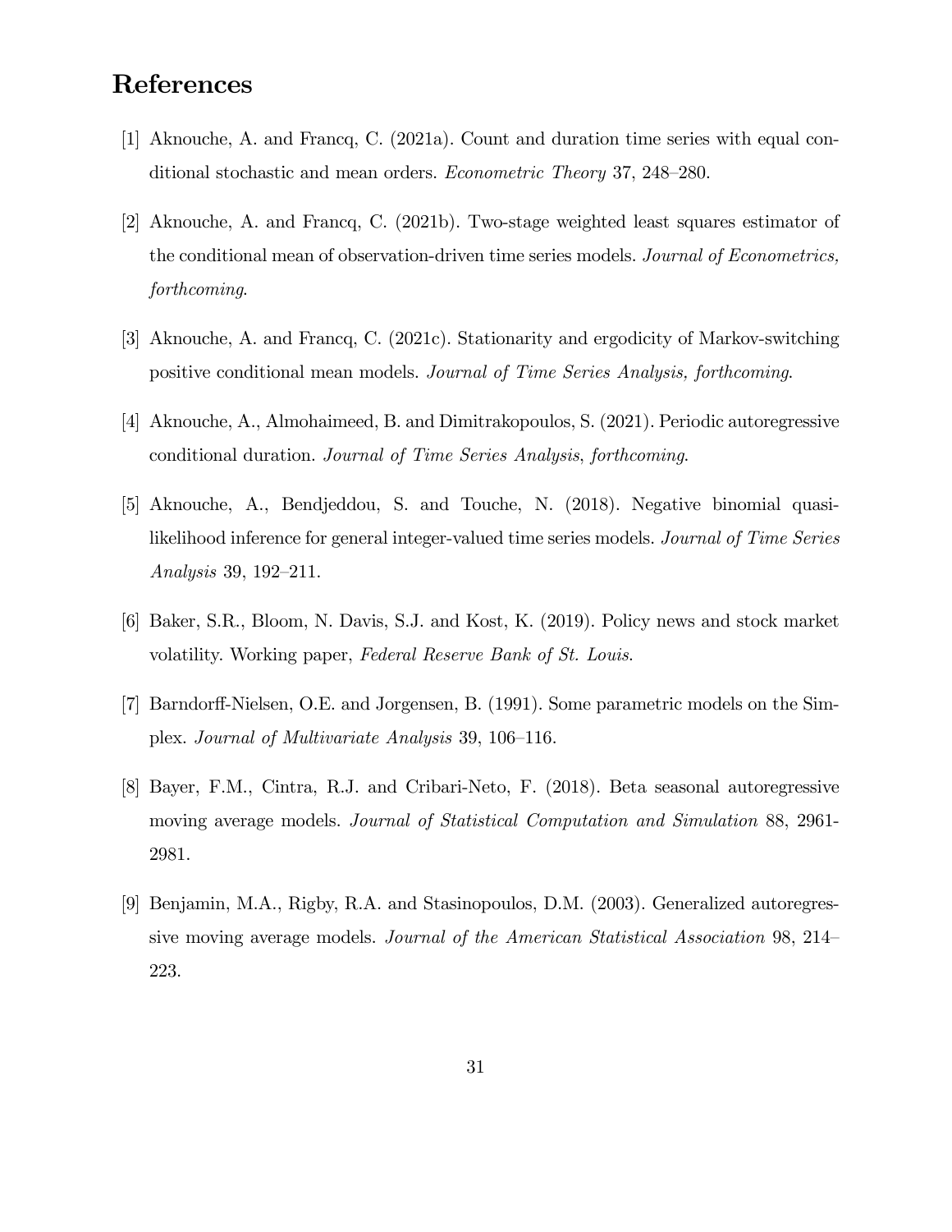# References

[1] Aknouche, A. and Francq, C. (2021a). Count and duration time series with equal conditional stochastic and mean orders. *Econometric Theory* 37, 248–280.

[2] Aknouche, A. and Francq, C. (2021b). Two-stage weighted least squares estimator of the conditional mean of observation-driven time series models. *Journal of Econometrics, forthcoming*.

[3] Aknouche, A. and Francq, C. (2021c). Stationarity and ergodicity of Markov-switching positive conditional mean models. *Journal of Time Series Analysis, forthcoming*.

[4] Aknouche, A., Almohaimeed, B. and Dimitrakopoulos, S. (2021). Periodic autoregressive conditional duration. *Journal of Time Series Analysis*, *forthcoming*.

[5] Aknouche, A., Bendjeddou, S. and Touche, N. (2018). Negative binomial quasi-likelihood inference for general integer-valued time series models. *Journal of Time Series Analysis* 39, 192–211.

[6] Baker, S.R., Bloom, N. Davis, S.J. and Kost, K. (2019). Policy news and stock market volatility. Working paper, *Federal Reserve Bank of St. Louis*.

[7] Barndorff-Nielsen, O.E. and Jorgensen, B. (1991). Some parametric models on the Simplex. *Journal of Multivariate Analysis* 39, 106–116.

[8] Bayer, F.M., Cintra, R.J. and Cribari-Neto, F. (2018). Beta seasonal autoregressive moving average models. *Journal of Statistical Computation and Simulation* 88, 2961-2981.

[9] Benjamin, M.A., Rigby, R.A. and Stasinopoulos, D.M. (2003). Generalized autoregressive moving average models. *Journal of the American Statistical Association* 98, 214–223.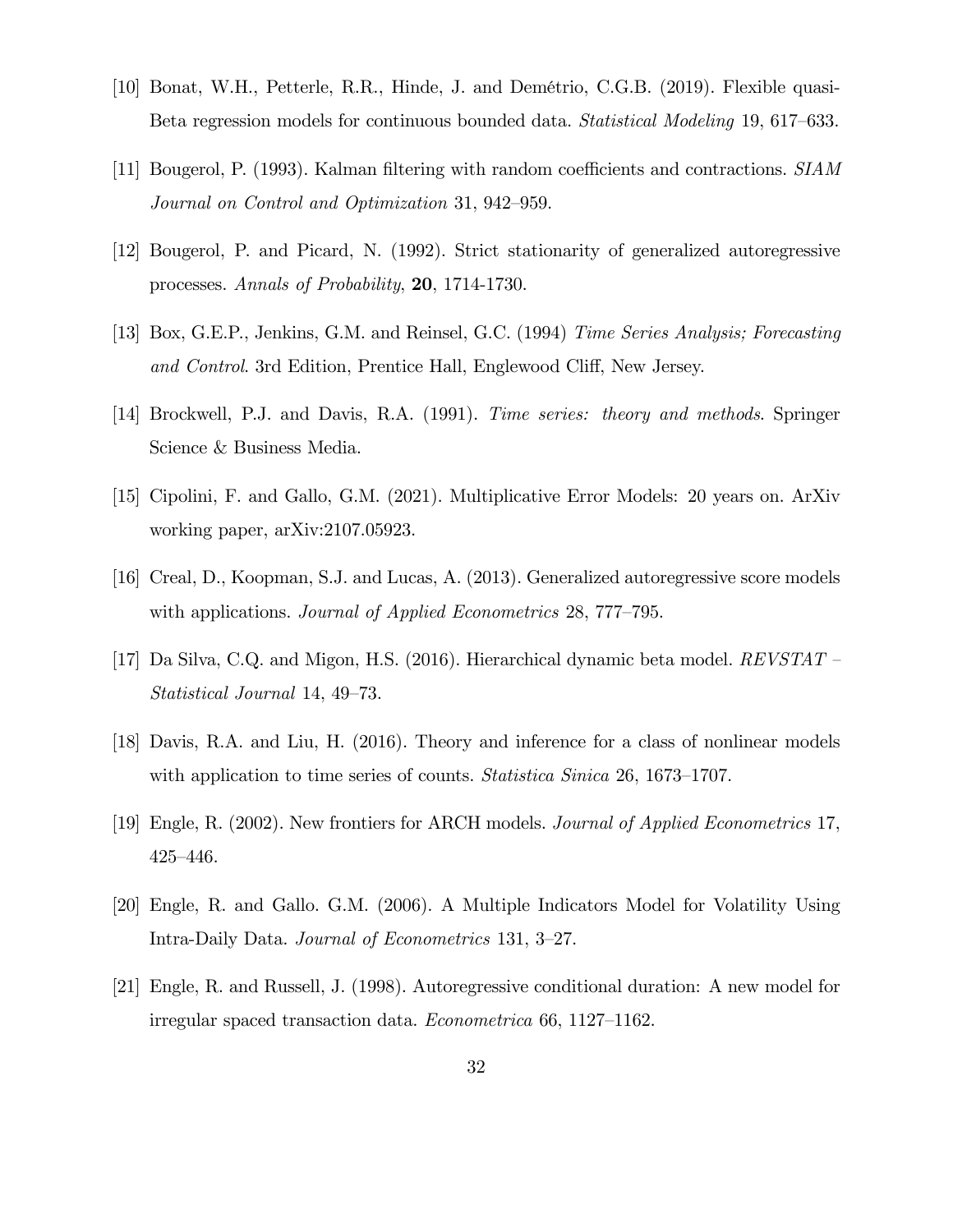[10] Bonat, W.H., Petterle, R.R., Hinde, J. and Demétrio, C.G.B. (2019). Flexible quasi-Beta regression models for continuous bounded data. *Statistical Modeling* 19, 617–633.

[11] Bougerol, P. (1993). Kalman filtering with random coefficients and contractions. *SIAM Journal on Control and Optimization* 31, 942–959.

[12] Bougerol, P. and Picard, N. (1992). Strict stationarity of generalized autoregressive processes. *Annals of Probability*, **20**, 1714-1730.

[13] Box, G.E.P., Jenkins, G.M. and Reinsel, G.C. (1994) *Time Series Analysis; Forecasting and Control*. 3rd Edition, Prentice Hall, Englewood Cliff, New Jersey.

[14] Brockwell, P.J. and Davis, R.A. (1991). *Time series: theory and methods*. Springer Science & Business Media.

[15] Cipolini, F. and Gallo, G.M. (2021). Multiplicative Error Models: 20 years on. ArXiv working paper, arXiv:2107.05923.

[16] Creal, D., Koopman, S.J. and Lucas, A. (2013). Generalized autoregressive score models with applications. *Journal of Applied Econometrics* 28, 777–795.

[17] Da Silva, C.Q. and Migon, H.S. (2016). Hierarchical dynamic beta model. *REVSTAT – Statistical Journal* 14, 49–73.

[18] Davis, R.A. and Liu, H. (2016). Theory and inference for a class of nonlinear models with application to time series of counts. *Statistica Sinica* 26, 1673–1707.

[19] Engle, R. (2002). New frontiers for ARCH models. *Journal of Applied Econometrics* 17, 425–446.

[20] Engle, R. and Gallo. G.M. (2006). A Multiple Indicators Model for Volatility Using Intra-Daily Data. *Journal of Econometrics* 131, 3–27.

[21] Engle, R. and Russell, J. (1998). Autoregressive conditional duration: A new model for irregular spaced transaction data. *Econometrica* 66, 1127–1162.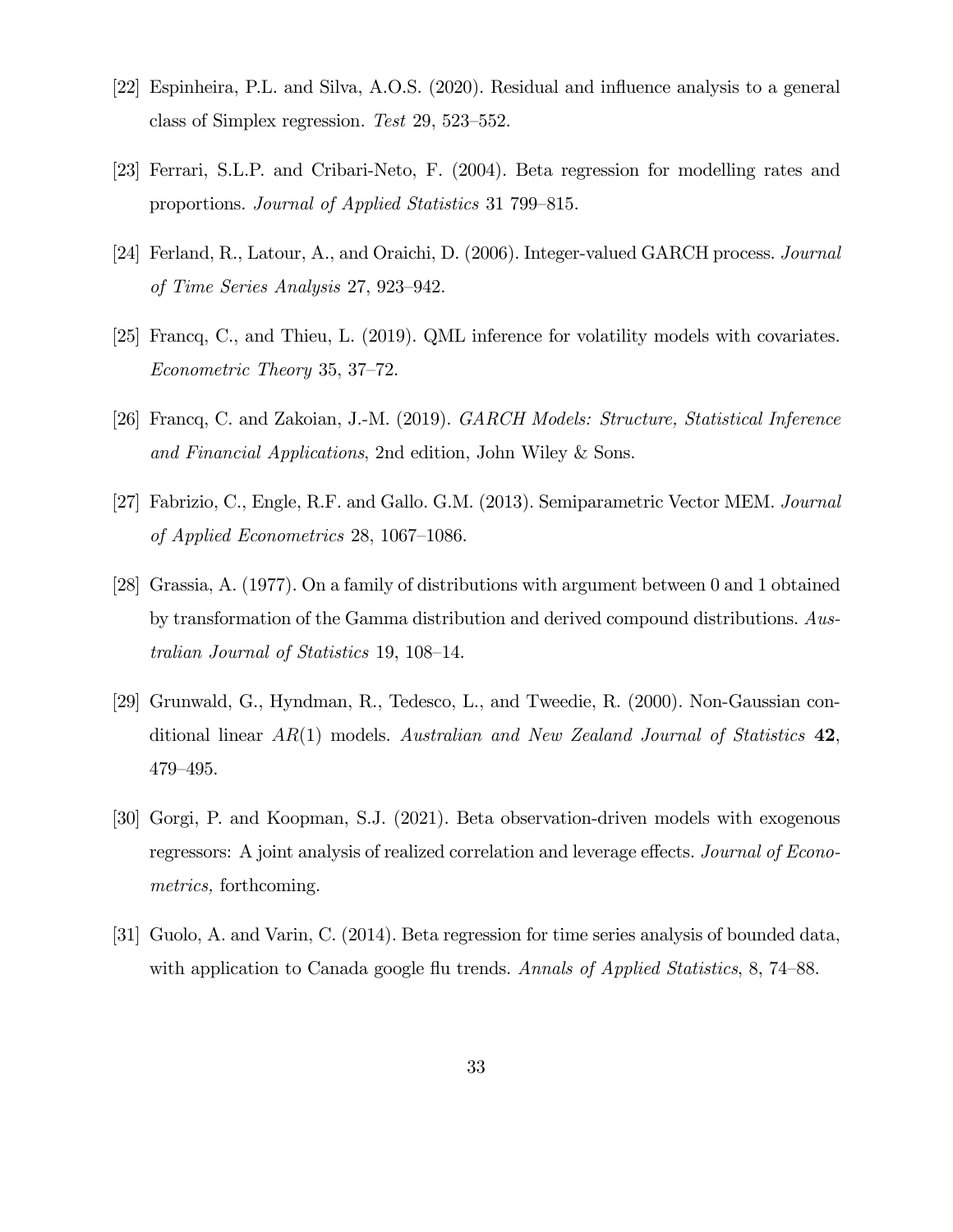[22] Espinheira, P.L. and Silva, A.O.S. (2020). Residual and influence analysis to a general class of Simplex regression. *Test* 29, 523–552.

[23] Ferrari, S.L.P. and Cribari-Neto, F. (2004). Beta regression for modelling rates and proportions. *Journal of Applied Statistics* 31 799–815.

[24] Ferland, R., Latour, A., and Oraichi, D. (2006). Integer-valued GARCH process. *Journal of Time Series Analysis* 27, 923–942.

[25] Francq, C., and Thieu, L. (2019). QML inference for volatility models with covariates. *Econometric Theory* 35, 37–72.

[26] Francq, C. and Zakoian, J.-M. (2019). *GARCH Models: Structure, Statistical Inference and Financial Applications*, 2nd edition, John Wiley & Sons.

[27] Fabrizio, C., Engle, R.F. and Gallo. G.M. (2013). Semiparametric Vector MEM. *Journal of Applied Econometrics* 28, 1067–1086.

[28] Grassia, A. (1977). On a family of distributions with argument between 0 and 1 obtained by transformation of the Gamma distribution and derived compound distributions. *Australian Journal of Statistics* 19, 108–14.

[29] Grunwald, G., Hyndman, R., Tedesco, L., and Tweedie, R. (2000). Non-Gaussian conditional linear $AR(1)$ models. *Australian and New Zealand Journal of Statistics* **42**, 479–495.

[30] Gorgi, P. and Koopman, S.J. (2021). Beta observation-driven models with exogenous regressors: A joint analysis of realized correlation and leverage effects. *Journal of Econometrics,* forthcoming.

[31] Guolo, A. and Varin, C. (2014). Beta regression for time series analysis of bounded data, with application to Canada google flu trends. *Annals of Applied Statistics*, 8, 74–88.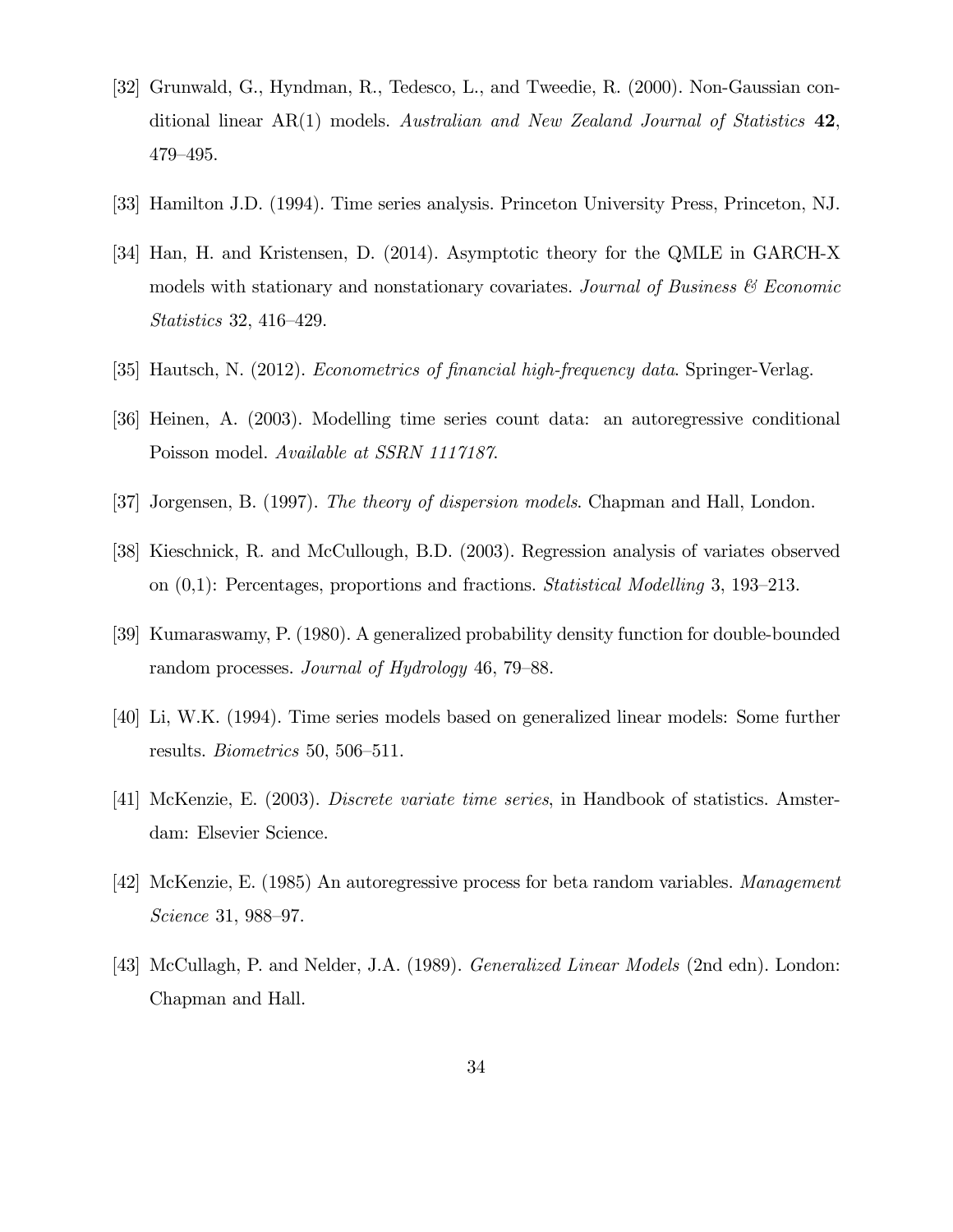[32] Grunwald, G., Hyndman, R., Tedesco, L., and Tweedie, R. (2000). Non-Gaussian conditional linear AR(1) models. *Australian and New Zealand Journal of Statistics* **42**, 479–495.

[33] Hamilton J.D. (1994). Time series analysis. Princeton University Press, Princeton, NJ.

[34] Han, H. and Kristensen, D. (2014). Asymptotic theory for the QMLE in GARCH-X models with stationary and nonstationary covariates. *Journal of Business & Economic Statistics* 32, 416–429.

[35] Hautsch, N. (2012). *Econometrics of financial high-frequency data*. Springer-Verlag.

[36] Heinen, A. (2003). Modelling time series count data: an autoregressive conditional Poisson model. *Available at SSRN 1117187*.

[37] Jorgensen, B. (1997). *The theory of dispersion models*. Chapman and Hall, London.

[38] Kieschnick, R. and McCullough, B.D. (2003). Regression analysis of variates observed on (0,1): Percentages, proportions and fractions. *Statistical Modelling* 3, 193–213.

[39] Kumaraswamy, P. (1980). A generalized probability density function for double-bounded random processes. *Journal of Hydrology* 46, 79–88.

[40] Li, W.K. (1994). Time series models based on generalized linear models: Some further results. *Biometrics* 50, 506–511.

[41] McKenzie, E. (2003). *Discrete variate time series*, in Handbook of statistics. Amsterdam: Elsevier Science.

[42] McKenzie, E. (1985) An autoregressive process for beta random variables. *Management Science* 31, 988–97.

[43] McCullagh, P. and Nelder, J.A. (1989). *Generalized Linear Models* (2nd edn). London: Chapman and Hall.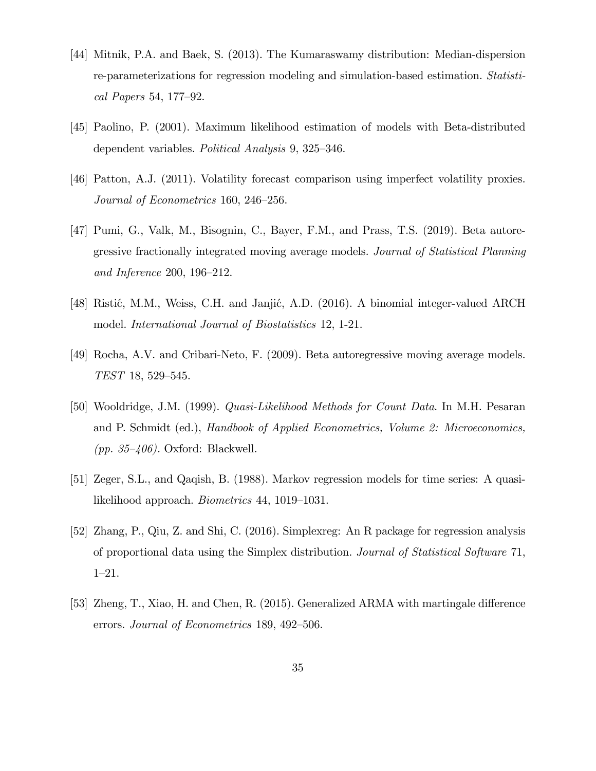[44] Mitnik, P.A. and Baek, S. (2013). The Kumaraswamy distribution: Median-dispersion re-parameterizations for regression modeling and simulation-based estimation. *Statistical Papers* 54, 177–92.

[45] Paolino, P. (2001). Maximum likelihood estimation of models with Beta-distributed dependent variables. *Political Analysis* 9, 325–346.

[46] Patton, A.J. (2011). Volatility forecast comparison using imperfect volatility proxies. *Journal of Econometrics* 160, 246–256.

[47] Pumi, G., Valk, M., Bisognin, C., Bayer, F.M., and Prass, T.S. (2019). Beta autoregressive fractionally integrated moving average models. *Journal of Statistical Planning and Inference* 200, 196–212.

[48] Ristić, M.M., Weiss, C.H. and Janjić, A.D. (2016). A binomial integer-valued ARCH model. *International Journal of Biostatistics* 12, 1-21.

[49] Rocha, A.V. and Cribari-Neto, F. (2009). Beta autoregressive moving average models. *TEST* 18, 529–545.

[50] Wooldridge, J.M. (1999). *Quasi-Likelihood Methods for Count Data*. In M.H. Pesaran and P. Schmidt (ed.), *Handbook of Applied Econometrics, Volume 2: Microeconomics, (pp. 35–406).* Oxford: Blackwell.

[51] Zeger, S.L., and Qaqish, B. (1988). Markov regression models for time series: A quasi-likelihood approach. *Biometrics* 44, 1019–1031.

[52] Zhang, P., Qiu, Z. and Shi, C. (2016). Simplexreg: An R package for regression analysis of proportional data using the Simplex distribution. *Journal of Statistical Software* 71, 1–21.

[53] Zheng, T., Xiao, H. and Chen, R. (2015). Generalized ARMA with martingale difference errors. *Journal of Econometrics* 189, 492–506.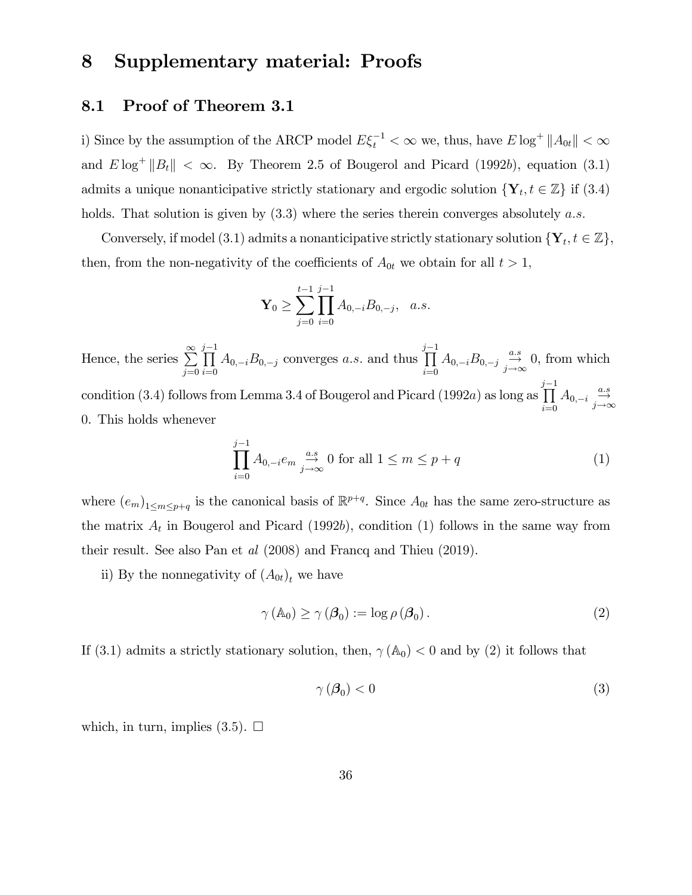# 8 Supplementary material: Proofs

## 8.1 Proof of Theorem 3.1

i) Since by the assumption of the ARCP model $E\xi_t^{-1} < \infty$ we, thus, have $E \log^+ \|A_{0t}\| < \infty$ and $E \log^+ \|B_t\| < \infty$. By Theorem 2.5 of Bougerol and Picard (1992*b*), equation (3.1) admits a unique nonanticipative strictly stationary and ergodic solution $\{\mathbf{Y}_t, t \in \mathbb{Z}\}$ if (3.4) holds. That solution is given by (3.3) where the series therein converges absolutely *a.s.*

Conversely, if model (3.1) admits a nonanticipative strictly stationary solution $\{\mathbf{Y}_t, t \in \mathbb{Z}\}$, then, from the non-negativity of the coefficients of $A_{0t}$ we obtain for all $t > 1$,

$$\mathbf{Y}_0 \geq \sum_{j=0}^{t-1} \prod_{i=0}^{j-1} A_{0,-i} B_{0,-j}, \quad a.s.$$

Hence, the series $\sum_{j=0}^{\infty} \prod_{i=0}^{j-1} A_{0,-i} B_{0,-j}$ converges *a.s.* and thus $\prod_{i=0}^{j-1} A_{0,-i} B_{0,-j} \underset{j \to \infty}{\overset{a.s}{\to}} 0$, from which condition (3.4) follows from Lemma 3.4 of Bougerol and Picard (1992*a*) as long as $\prod_{i=0}^{j-1} A_{0,-i} \underset{j \to \infty}{\overset{a.s}{\to}} 0$. This holds whenever

$$\prod_{i=0}^{j-1} A_{0,-i} e_m \underset{j \to \infty}{\overset{a.s}{\to}} 0 \text{ for all } 1 \leq m \leq p+q \tag{1}$$

where $(e_m)_{1 \leq m \leq p+q}$ is the canonical basis of $\mathbb{R}^{p+q}$. Since $A_{0t}$ has the same zero-structure as the matrix $A_t$ in Bougerol and Picard (1992*b*), condition (1) follows in the same way from their result. See also Pan et *al* (2008) and Francq and Thieu (2019).

ii) By the nonnegativity of $(A_{0t})_t$ we have

$$\gamma(\mathbb{A}_0) \geq \gamma(\boldsymbol{\beta}_0) := \log \rho(\boldsymbol{\beta}_0). \tag{2}$$

If (3.1) admits a strictly stationary solution, then, $\gamma(\mathbb{A}_0) < 0$ and by (2) it follows that

$$\gamma(\boldsymbol{\beta}_0) < 0 \tag{3}$$

which, in turn, implies (3.5). $\square$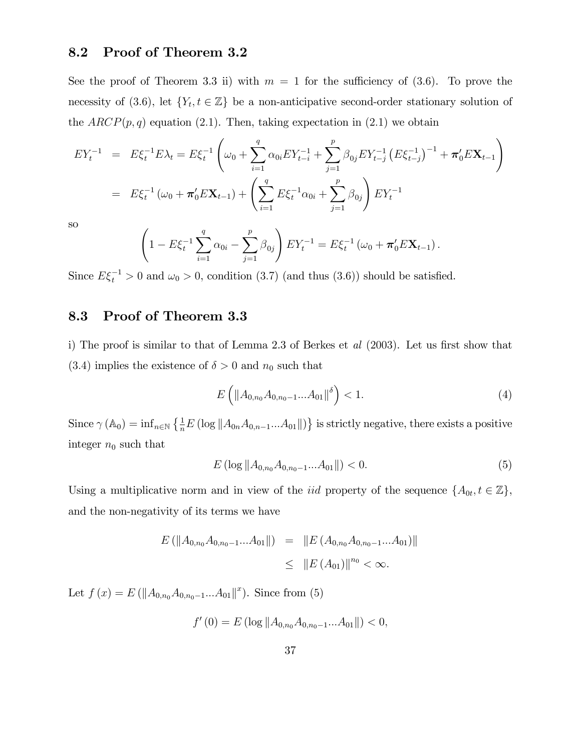## 8.2 Proof of Theorem 3.2

See the proof of Theorem 3.3 ii) with $m = 1$ for the sufficiency of (3.6). To prove the necessity of (3.6), let $\{Y_t, t \in \mathbb{Z}\}$ be a non-anticipative second-order stationary solution of the $ARCP(p,q)$ equation (2.1). Then, taking expectation in (2.1) we obtain

$$
\begin{aligned}
EY_t^{-1} &= E\xi_t^{-1} E\lambda_t = E\xi_t^{-1}\left(\omega_0 + \sum_{i=1}^{q} \alpha_{0i} EY_{t-i}^{-1} + \sum_{j=1}^{p} \beta_{0j} EY_{t-j}^{-1}\left(E\xi_{t-j}^{-1}\right)^{-1} + \boldsymbol{\pi}_0' E\mathbf{X}_{t-1}\right) \\
&= E\xi_t^{-1}\left(\omega_0 + \boldsymbol{\pi}_0' E\mathbf{X}_{t-1}\right) + \left(\sum_{i=1}^{q} E\xi_t^{-1}\alpha_{0i} + \sum_{j=1}^{p} \beta_{0j}\right) EY_t^{-1}
\end{aligned}
$$

so

$$
\left(1 - E\xi_t^{-1}\sum_{i=1}^{q}\alpha_{0i} - \sum_{j=1}^{p}\beta_{0j}\right) EY_t^{-1} = E\xi_t^{-1}\left(\omega_0 + \boldsymbol{\pi}_0' E\mathbf{X}_{t-1}\right).
$$

Since $E\xi_t^{-1} > 0$ and $\omega_0 > 0$, condition (3.7) (and thus (3.6)) should be satisfied.

## 8.3 Proof of Theorem 3.3

i) The proof is similar to that of Lemma 2.3 of Berkes et *al* (2003). Let us first show that (3.4) implies the existence of $\delta > 0$ and $n_0$ such that

$$
E\left(\left\|A_{0,n_0}A_{0,n_0-1}...A_{01}\right\|^{\delta}\right) < 1. \tag{4}
$$

Since $\gamma(\mathbb{A}_0) = \inf_{n\in\mathbb{N}}\left\{\frac{1}{n}E\left(\log\left\|A_{0n}A_{0,n-1}...A_{01}\right\|\right)\right\}$ is strictly negative, there exists a positive integer $n_0$ such that

$$
E\left(\log\left\|A_{0,n_0}A_{0,n_0-1}...A_{01}\right\|\right) < 0. \tag{5}
$$

Using a multiplicative norm and in view of the *iid* property of the sequence $\{A_{0t}, t \in \mathbb{Z}\}$, and the non-negativity of its terms we have

$$
\begin{aligned}
E\left(\left\|A_{0,n_0}A_{0,n_0-1}...A_{01}\right\|\right) &= \left\|E\left(A_{0,n_0}A_{0,n_0-1}...A_{01}\right)\right\| \\
&\leq \left\|E\left(A_{01}\right)\right\|^{n_0} < \infty.
\end{aligned}
$$

Let $f(x) = E\left(\left\|A_{0,n_0}A_{0,n_0-1}...A_{01}\right\|^{x}\right)$. Since from (5)

$$
f'(0) = E\left(\log\left\|A_{0,n_0}A_{0,n_0-1}...A_{01}\right\|\right) < 0,
$$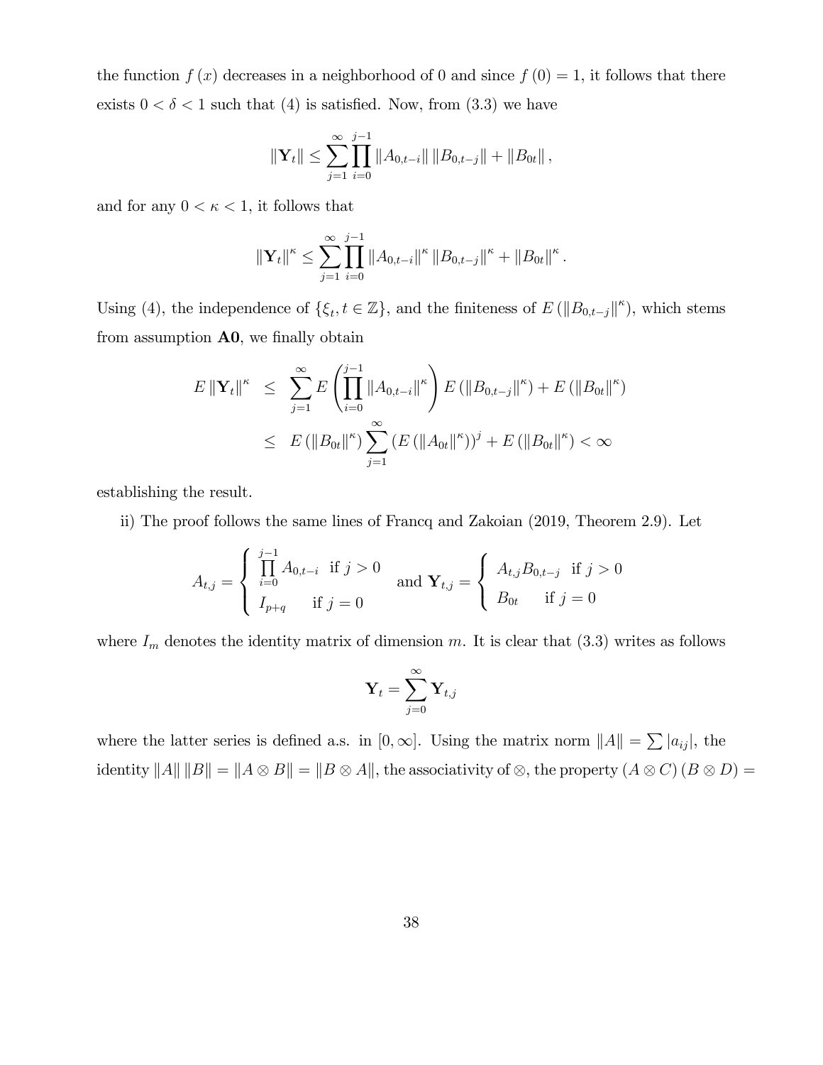the function $f(x)$ decreases in a neighborhood of 0 and since $f(0) = 1$, it follows that there exists $0 < \delta < 1$ such that (4) is satisfied. Now, from (3.3) we have

$$\|\mathbf{Y}_t\| \leq \sum_{j=1}^{\infty} \prod_{i=0}^{j-1} \|A_{0,t-i}\| \|B_{0,t-j}\| + \|B_{0t}\|,$$

and for any $0 < \kappa < 1$, it follows that

$$\|\mathbf{Y}_t\|^{\kappa} \leq \sum_{j=1}^{\infty} \prod_{i=0}^{j-1} \|A_{0,t-i}\|^{\kappa} \|B_{0,t-j}\|^{\kappa} + \|B_{0t}\|^{\kappa}.$$

Using (4), the independence of $\{\xi_t, t \in \mathbb{Z}\}$, and the finiteness of $E(\|B_{0,t-j}\|^{\kappa})$, which stems from assumption **A0**, we finally obtain

$$\begin{aligned} E\|\mathbf{Y}_t\|^{\kappa} &\leq \sum_{j=1}^{\infty} E\left(\prod_{i=0}^{j-1} \|A_{0,t-i}\|^{\kappa}\right) E(\|B_{0,t-j}\|^{\kappa}) + E(\|B_{0t}\|^{\kappa}) \\ &\leq E(\|B_{0t}\|^{\kappa}) \sum_{j=1}^{\infty} (E(\|A_{0t}\|^{\kappa}))^j + E(\|B_{0t}\|^{\kappa}) < \infty \end{aligned}$$

establishing the result.

ii) The proof follows the same lines of Francq and Zakoian (2019, Theorem 2.9). Let

$$A_{t,j} = \begin{cases} \prod_{i=0}^{j-1} A_{0,t-i} & \text{if } j > 0 \\ I_{p+q} & \text{if } j = 0 \end{cases} \quad \text{and } \mathbf{Y}_{t,j} = \begin{cases} A_{t,j} B_{0,t-j} & \text{if } j > 0 \\ B_{0t} & \text{if } j = 0 \end{cases}$$

where $I_m$ denotes the identity matrix of dimension $m$. It is clear that (3.3) writes as follows

$$\mathbf{Y}_t = \sum_{j=0}^{\infty} \mathbf{Y}_{t,j}$$

where the latter series is defined a.s. in $[0, \infty]$. Using the matrix norm $\|A\| = \sum |a_{ij}|$, the identity $\|A\| \|B\| = \|A \otimes B\| = \|B \otimes A\|$, the associativity of $\otimes$, the property $(A \otimes C)(B \otimes D) =$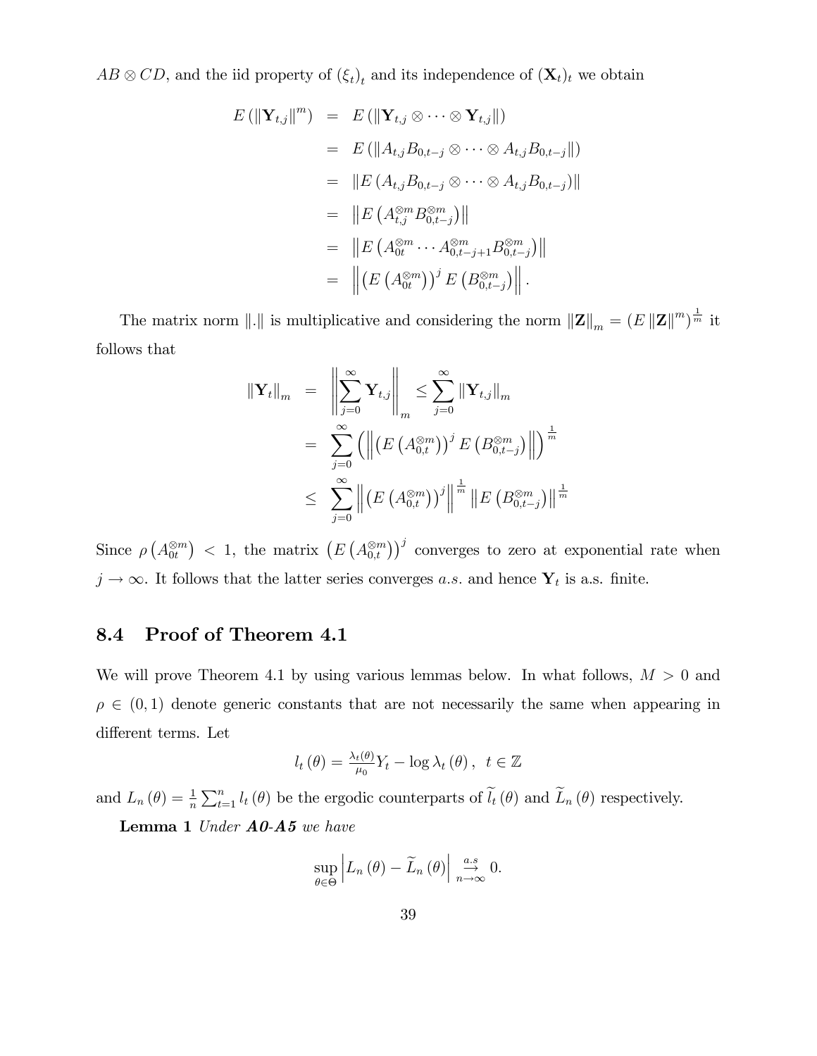$AB \otimes CD$, and the iid property of $(\xi_t)_t$ and its independence of $(\mathbf{X}_t)_t$ we obtain

$$
\begin{aligned}
E\left(\|\mathbf{Y}_{t,j}\|^m\right) &= E\left(\|\mathbf{Y}_{t,j} \otimes \cdots \otimes \mathbf{Y}_{t,j}\|\right) \\
&= E\left(\|A_{t,j}B_{0,t-j} \otimes \cdots \otimes A_{t,j}B_{0,t-j}\|\right) \\
&= \|E\left(A_{t,j}B_{0,t-j} \otimes \cdots \otimes A_{t,j}B_{0,t-j}\right)\| \\
&= \left\|E\left(A_{t,j}^{\otimes m}B_{0,t-j}^{\otimes m}\right)\right\| \\
&= \left\|E\left(A_{0t}^{\otimes m} \cdots A_{0,t-j+1}^{\otimes m}B_{0,t-j}^{\otimes m}\right)\right\| \\
&= \left\|\left(E\left(A_{0t}^{\otimes m}\right)\right)^j E\left(B_{0,t-j}^{\otimes m}\right)\right\|.
\end{aligned}
$$

The matrix norm $\|.\|$ is multiplicative and considering the norm $\|\mathbf{Z}\|_m = \left(E\|\mathbf{Z}\|^m\right)^{\frac{1}{m}}$ it follows that

$$
\begin{aligned}
\|\mathbf{Y}_t\|_m &= \left\|\sum_{j=0}^{\infty}\mathbf{Y}_{t,j}\right\|_m \leq \sum_{j=0}^{\infty}\|\mathbf{Y}_{t,j}\|_m \\
&= \sum_{j=0}^{\infty}\left(\left\|\left(E\left(A_{0,t}^{\otimes m}\right)\right)^j E\left(B_{0,t-j}^{\otimes m}\right)\right\|\right)^{\frac{1}{m}} \\
&\leq \sum_{j=0}^{\infty}\left\|\left(E\left(A_{0,t}^{\otimes m}\right)\right)^j\right\|^{\frac{1}{m}}\left\|E\left(B_{0,t-j}^{\otimes m}\right)\right\|^{\frac{1}{m}}
\end{aligned}
$$

Since $\rho\left(A_{0t}^{\otimes m}\right) < 1$, the matrix $\left(E\left(A_{0,t}^{\otimes m}\right)\right)^j$ converges to zero at exponential rate when $j \to \infty$. It follows that the latter series converges $a.s.$ and hence $\mathbf{Y}_t$ is a.s. finite.

### 8.4 Proof of Theorem 4.1

We will prove Theorem 4.1 by using various lemmas below. In what follows, $M > 0$ and $\rho \in (0,1)$ denote generic constants that are not necessarily the same when appearing in different terms. Let

$$
l_t(\theta) = \tfrac{\lambda_t(\theta)}{\mu_0}Y_t - \log\lambda_t(\theta), \quad t \in \mathbb{Z}
$$

and $L_n(\theta) = \frac{1}{n}\sum_{t=1}^{n} l_t(\theta)$ be the ergodic counterparts of $\widetilde{l}_t(\theta)$ and $\widetilde{L}_n(\theta)$ respectively.

**Lemma 1** *Under **A0-A5** we have*

$$
\sup_{\theta\in\Theta}\left|L_n(\theta) - \widetilde{L}_n(\theta)\right| \underset{n\to\infty}{\overset{a.s}{\to}} 0.
$$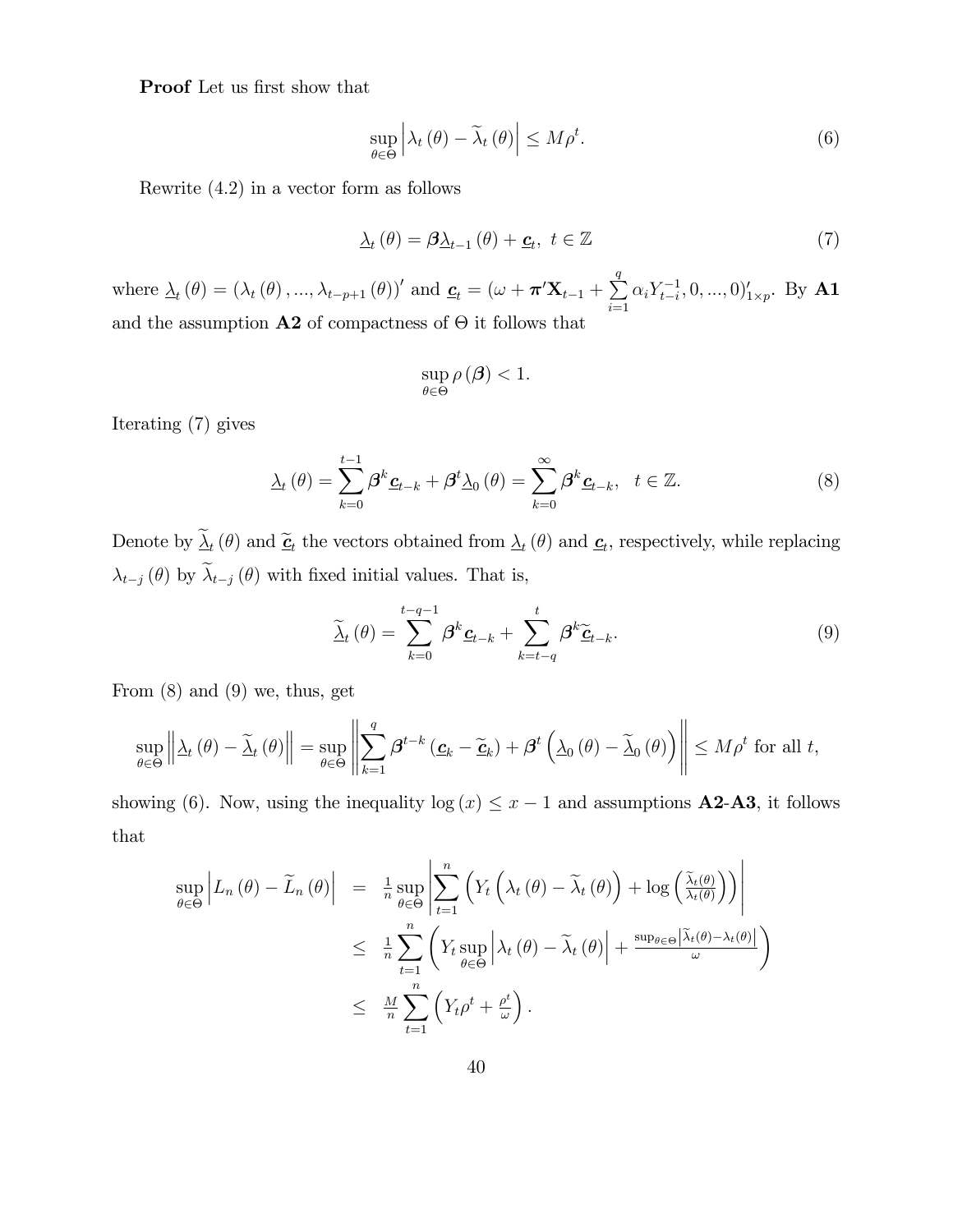**Proof** Let us first show that

$$\sup_{\theta \in \Theta} \left| \lambda_t(\theta) - \widetilde{\lambda}_t(\theta) \right| \leq M\rho^t. \tag{6}$$

Rewrite (4.2) in a vector form as follows

$$\underline{\lambda}_t(\theta) = \boldsymbol{\beta} \underline{\lambda}_{t-1}(\theta) + \underline{\boldsymbol{c}}_t, \ t \in \mathbb{Z} \tag{7}$$

where $\underline{\lambda}_t(\theta) = (\lambda_t(\theta), ..., \lambda_{t-p+1}(\theta))'$ and $\underline{\boldsymbol{c}}_t = (\omega + \boldsymbol{\pi}'\mathbf{X}_{t-1} + \sum_{i=1}^{q} \alpha_i Y_{t-i}^{-1}, 0, ..., 0)'_{1 \times p}$. By **A1** and the assumption **A2** of compactness of $\Theta$ it follows that

$$\sup_{\theta \in \Theta} \rho(\boldsymbol{\beta}) < 1.$$

Iterating (7) gives

$$\underline{\lambda}_t(\theta) = \sum_{k=0}^{t-1} \boldsymbol{\beta}^k \underline{\boldsymbol{c}}_{t-k} + \boldsymbol{\beta}^t \underline{\lambda}_0(\theta) = \sum_{k=0}^{\infty} \boldsymbol{\beta}^k \underline{\boldsymbol{c}}_{t-k}, \quad t \in \mathbb{Z}. \tag{8}$$

Denote by $\widetilde{\underline{\lambda}}_t(\theta)$ and $\widetilde{\underline{\boldsymbol{c}}}_t$ the vectors obtained from $\underline{\lambda}_t(\theta)$ and $\underline{\boldsymbol{c}}_t$, respectively, while replacing $\lambda_{t-j}(\theta)$ by $\widetilde{\lambda}_{t-j}(\theta)$ with fixed initial values. That is,

$$\widetilde{\underline{\lambda}}_t(\theta) = \sum_{k=0}^{t-q-1} \boldsymbol{\beta}^k \underline{\boldsymbol{c}}_{t-k} + \sum_{k=t-q}^{t} \boldsymbol{\beta}^k \widetilde{\underline{\boldsymbol{c}}}_{t-k}. \tag{9}$$

From (8) and (9) we, thus, get

$$\sup_{\theta \in \Theta} \left\| \underline{\lambda}_t(\theta) - \widetilde{\underline{\lambda}}_t(\theta) \right\| = \sup_{\theta \in \Theta} \left\| \sum_{k=1}^{q} \boldsymbol{\beta}^{t-k} (\underline{\boldsymbol{c}}_k - \widetilde{\underline{\boldsymbol{c}}}_k) + \boldsymbol{\beta}^t \left( \underline{\lambda}_0(\theta) - \widetilde{\underline{\lambda}}_0(\theta) \right) \right\| \leq M\rho^t \text{ for all } t,$$

showing (6). Now, using the inequality $\log(x) \leq x - 1$ and assumptions **A2**-**A3**, it follows that

$$\begin{aligned}
\sup_{\theta \in \Theta} \left| L_n(\theta) - \widetilde{L}_n(\theta) \right| &= \tfrac{1}{n} \sup_{\theta \in \Theta} \left| \sum_{t=1}^{n} \left( Y_t \left( \lambda_t(\theta) - \widetilde{\lambda}_t(\theta) \right) + \log\left( \tfrac{\widetilde{\lambda}_t(\theta)}{\lambda_t(\theta)} \right) \right) \right| \\
&\leq \tfrac{1}{n} \sum_{t=1}^{n} \left( Y_t \sup_{\theta \in \Theta} \left| \lambda_t(\theta) - \widetilde{\lambda}_t(\theta) \right| + \tfrac{\sup_{\theta \in \Theta} \left| \widetilde{\lambda}_t(\theta) - \lambda_t(\theta) \right|}{\omega} \right) \\
&\leq \tfrac{M}{n} \sum_{t=1}^{n} \left( Y_t \rho^t + \tfrac{\rho^t}{\omega} \right).
\end{aligned}$$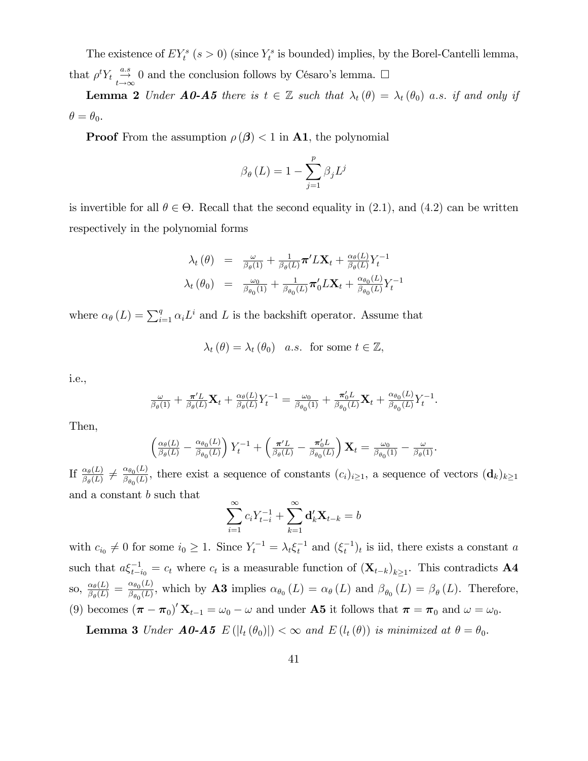The existence of $EY_t^s$ $(s > 0)$ (since $Y_t^s$ is bounded) implies, by the Borel-Cantelli lemma, that $\rho^t Y_t \underset{t\to\infty}{\overset{a.s}{\to}} 0$ and the conclusion follows by Césaro's lemma. $\square$

**Lemma 2** *Under **A0-A5** there is $t \in \mathbb{Z}$ such that $\lambda_t(\theta) = \lambda_t(\theta_0)$ a.s. if and only if $\theta = \theta_0$.*

**Proof** From the assumption $\rho(\boldsymbol{\beta}) < 1$ in **A1**, the polynomial

$$\beta_\theta(L) = 1 - \sum_{j=1}^{p} \beta_j L^j$$

is invertible for all $\theta \in \Theta$. Recall that the second equality in (2.1), and (4.2) can be written respectively in the polynomial forms

$$\begin{aligned}
\lambda_t(\theta) &= \tfrac{\omega}{\beta_\theta(1)} + \tfrac{1}{\beta_\theta(L)}\boldsymbol{\pi}' L \mathbf{X}_t + \tfrac{\alpha_\theta(L)}{\beta_\theta(L)} Y_t^{-1} \\
\lambda_t(\theta_0) &= \tfrac{\omega_0}{\beta_{\theta_0}(1)} + \tfrac{1}{\beta_{\theta_0}(L)}\boldsymbol{\pi}_0' L \mathbf{X}_t + \tfrac{\alpha_{\theta_0}(L)}{\beta_{\theta_0}(L)} Y_t^{-1}
\end{aligned}$$

where $\alpha_\theta(L) = \sum_{i=1}^{q} \alpha_i L^i$ and $L$ is the backshift operator. Assume that

$$\lambda_t(\theta) = \lambda_t(\theta_0) \quad a.s. \text{ for some } t \in \mathbb{Z},$$

i.e.,

$$\tfrac{\omega}{\beta_\theta(1)} + \tfrac{\boldsymbol{\pi}' L}{\beta_\theta(L)}\mathbf{X}_t + \tfrac{\alpha_\theta(L)}{\beta_\theta(L)} Y_t^{-1} = \tfrac{\omega_0}{\beta_{\theta_0}(1)} + \tfrac{\boldsymbol{\pi}_0' L}{\beta_{\theta_0}(L)}\mathbf{X}_t + \tfrac{\alpha_{\theta_0}(L)}{\beta_{\theta_0}(L)} Y_t^{-1}.$$

Then,

$$\left(\tfrac{\alpha_\theta(L)}{\beta_\theta(L)} - \tfrac{\alpha_{\theta_0}(L)}{\beta_{\theta_0}(L)}\right) Y_t^{-1} + \left(\tfrac{\boldsymbol{\pi}' L}{\beta_\theta(L)} - \tfrac{\boldsymbol{\pi}_0' L}{\beta_{\theta_0}(L)}\right)\mathbf{X}_t = \tfrac{\omega_0}{\beta_{\theta_0}(1)} - \tfrac{\omega}{\beta_\theta(1)}.$$

If $\frac{\alpha_\theta(L)}{\beta_\theta(L)} \neq \frac{\alpha_{\theta_0}(L)}{\beta_{\theta_0}(L)}$, there exist a sequence of constants $(c_i)_{i\geq 1}$, a sequence of vectors $(\mathbf{d}_k)_{k\geq 1}$ and a constant $b$ such that

$$\sum_{i=1}^{\infty} c_i Y_{t-i}^{-1} + \sum_{k=1}^{\infty} \mathbf{d}_k' \mathbf{X}_{t-k} = b$$

with $c_{i_0} \neq 0$ for some $i_0 \geq 1$. Since $Y_t^{-1} = \lambda_t \xi_t^{-1}$ and $(\xi_t^{-1})_t$ is iid, there exists a constant $a$ such that $a\xi_{t-i_0}^{-1} = c_t$ where $c_t$ is a measurable function of $(\mathbf{X}_{t-k})_{k\geq 1}$. This contradicts **A4** so, $\frac{\alpha_\theta(L)}{\beta_\theta(L)} = \frac{\alpha_{\theta_0}(L)}{\beta_{\theta_0}(L)}$, which by **A3** implies $\alpha_{\theta_0}(L) = \alpha_\theta(L)$ and $\beta_{\theta_0}(L) = \beta_\theta(L)$. Therefore, (9) becomes $(\boldsymbol{\pi} - \boldsymbol{\pi}_0)' \mathbf{X}_{t-1} = \omega_0 - \omega$ and under **A5** it follows that $\boldsymbol{\pi} = \boldsymbol{\pi}_0$ and $\omega = \omega_0$.

**Lemma 3** *Under **A0-A5** $E(|l_t(\theta_0)|) < \infty$ and $E(l_t(\theta))$ is minimized at $\theta = \theta_0$.*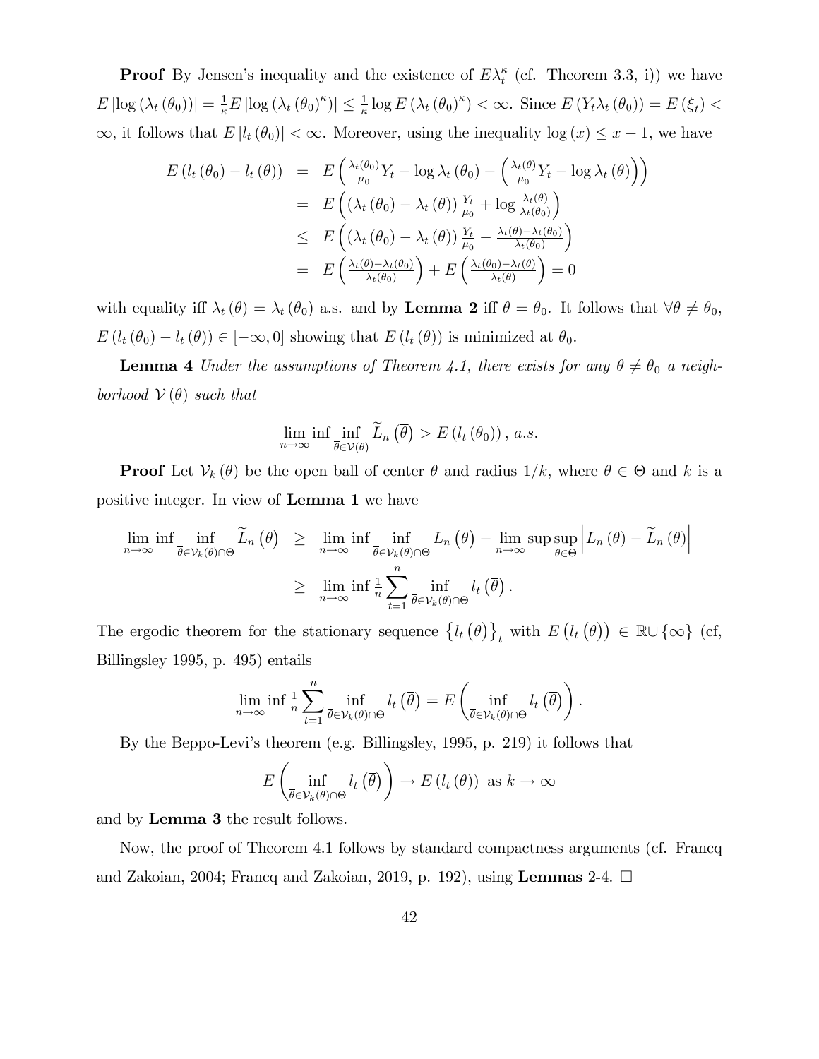**Proof** By Jensen's inequality and the existence of $E\lambda_t^\kappa$ (cf. Theorem 3.3, i)) we have $E\left|\log\left(\lambda_t\left(\theta_0\right)\right)\right| = \frac{1}{\kappa}E\left|\log\left(\lambda_t\left(\theta_0\right)^\kappa\right)\right| \leq \frac{1}{\kappa}\log E\left(\lambda_t\left(\theta_0\right)^\kappa\right) < \infty$. Since $E\left(Y_t\lambda_t\left(\theta_0\right)\right) = E\left(\xi_t\right) < \infty$, it follows that $E\left|l_t\left(\theta_0\right)\right| < \infty$. Moreover, using the inequality $\log\left(x\right) \leq x - 1$, we have

$$
\begin{aligned}
E\left(l_t\left(\theta_0\right) - l_t\left(\theta\right)\right) &= E\left(\tfrac{\lambda_t(\theta_0)}{\mu_0}Y_t - \log\lambda_t\left(\theta_0\right) - \left(\tfrac{\lambda_t(\theta)}{\mu_0}Y_t - \log\lambda_t\left(\theta\right)\right)\right) \\
&= E\left(\left(\lambda_t\left(\theta_0\right) - \lambda_t\left(\theta\right)\right)\tfrac{Y_t}{\mu_0} + \log\tfrac{\lambda_t(\theta)}{\lambda_t(\theta_0)}\right) \\
&\leq E\left(\left(\lambda_t\left(\theta_0\right) - \lambda_t\left(\theta\right)\right)\tfrac{Y_t}{\mu_0} - \tfrac{\lambda_t(\theta) - \lambda_t(\theta_0)}{\lambda_t(\theta_0)}\right) \\
&= E\left(\tfrac{\lambda_t(\theta) - \lambda_t(\theta_0)}{\lambda_t(\theta_0)}\right) + E\left(\tfrac{\lambda_t(\theta_0) - \lambda_t(\theta)}{\lambda_t(\theta)}\right) = 0
\end{aligned}
$$

with equality iff $\lambda_t\left(\theta\right) = \lambda_t\left(\theta_0\right)$ a.s. and by **Lemma 2** iff $\theta = \theta_0$. It follows that $\forall\theta \neq \theta_0$, $E\left(l_t\left(\theta_0\right) - l_t\left(\theta\right)\right) \in \left[-\infty, 0\right]$ showing that $E\left(l_t\left(\theta\right)\right)$ is minimized at $\theta_0$.

**Lemma 4** *Under the assumptions of Theorem 4.1, there exists for any $\theta \neq \theta_0$ a neighborhood $\mathcal{V}\left(\theta\right)$ such that*

$$
\lim_{n\to\infty}\inf\inf_{\overline{\theta}\in\mathcal{V}(\theta)}\widetilde{L}_n\left(\overline{\theta}\right) > E\left(l_t\left(\theta_0\right)\right), \; a.s.
$$

**Proof** Let $\mathcal{V}_k\left(\theta\right)$ be the open ball of center $\theta$ and radius $1/k$, where $\theta \in \Theta$ and $k$ is a positive integer. In view of **Lemma 1** we have

$$
\begin{aligned}
\lim_{n\to\infty}\inf\inf_{\overline{\theta}\in\mathcal{V}_k(\theta)\cap\Theta}\widetilde{L}_n\left(\overline{\theta}\right) &\geq \lim_{n\to\infty}\inf\inf_{\overline{\theta}\in\mathcal{V}_k(\theta)\cap\Theta}L_n\left(\overline{\theta}\right) - \lim_{n\to\infty}\sup\sup_{\theta\in\Theta}\left|L_n\left(\theta\right) - \widetilde{L}_n\left(\theta\right)\right| \\
&\geq \lim_{n\to\infty}\inf\tfrac{1}{n}\sum_{t=1}^{n}\inf_{\overline{\theta}\in\mathcal{V}_k(\theta)\cap\Theta}l_t\left(\overline{\theta}\right).
\end{aligned}
$$

The ergodic theorem for the stationary sequence $\left\{l_t\left(\overline{\theta}\right)\right\}_t$ with $E\left(l_t\left(\overline{\theta}\right)\right) \in \mathbb{R}\cup\left\{\infty\right\}$ (cf, Billingsley 1995, p. 495) entails

$$
\lim_{n\to\infty}\inf\tfrac{1}{n}\sum_{t=1}^{n}\inf_{\overline{\theta}\in\mathcal{V}_k(\theta)\cap\Theta}l_t\left(\overline{\theta}\right) = E\left(\inf_{\overline{\theta}\in\mathcal{V}_k(\theta)\cap\Theta}l_t\left(\overline{\theta}\right)\right).
$$

By the Beppo-Levi's theorem (e.g. Billingsley, 1995, p. 219) it follows that

$$
E\left(\inf_{\overline{\theta}\in\mathcal{V}_k(\theta)\cap\Theta}l_t\left(\overline{\theta}\right)\right) \to E\left(l_t\left(\theta\right)\right) \text{ as } k \to \infty
$$

and by **Lemma 3** the result follows.

Now, the proof of Theorem 4.1 follows by standard compactness arguments (cf. Francq and Zakoian, 2004; Francq and Zakoian, 2019, p. 192), using **Lemmas** 2-4. $\square$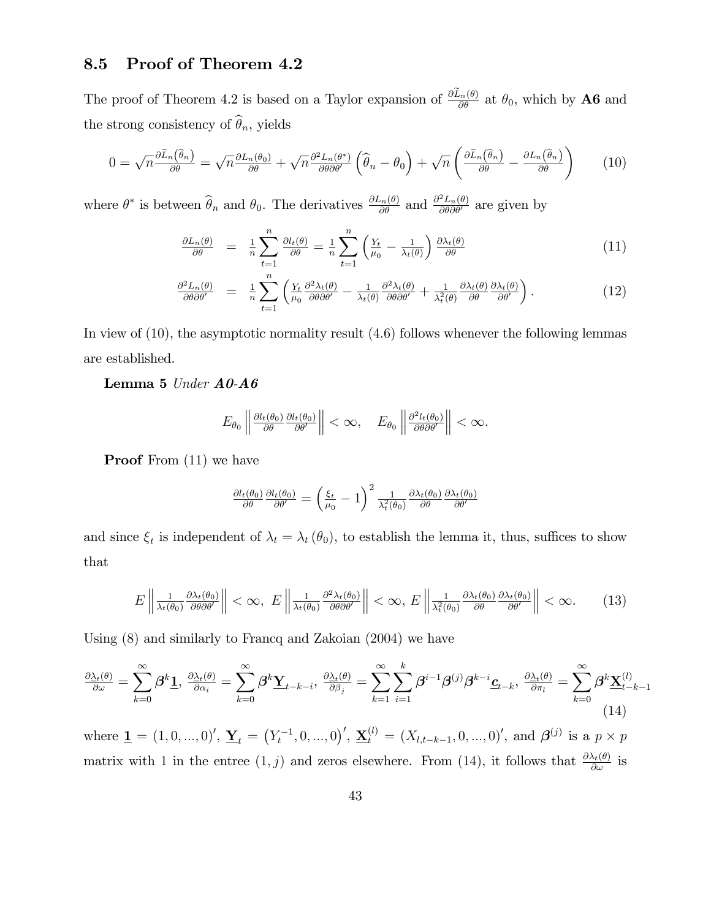## 8.5 Proof of Theorem 4.2

The proof of Theorem 4.2 is based on a Taylor expansion of $\frac{\partial \widetilde{L}_n(\theta)}{\partial \theta}$ at $\theta_0$, which by **A6** and the strong consistency of $\widehat{\theta}_n$, yields

$$0 = \sqrt{n}\frac{\partial \widetilde{L}_n\left(\widehat{\theta}_n\right)}{\partial \theta} = \sqrt{n}\frac{\partial L_n(\theta_0)}{\partial \theta} + \sqrt{n}\frac{\partial^2 L_n(\theta^*)}{\partial \theta \partial \theta'}\left(\widehat{\theta}_n - \theta_0\right) + \sqrt{n}\left(\frac{\partial \widetilde{L}_n\left(\widehat{\theta}_n\right)}{\partial \theta} - \frac{\partial L_n\left(\widehat{\theta}_n\right)}{\partial \theta}\right) \tag{10}$$

where $\theta^*$ is between $\widehat{\theta}_n$ and $\theta_0$. The derivatives $\frac{\partial L_n(\theta)}{\partial \theta}$ and $\frac{\partial^2 L_n(\theta)}{\partial \theta \partial \theta'}$ are given by

$$\frac{\partial L_n(\theta)}{\partial \theta} = \frac{1}{n}\sum_{t=1}^{n}\frac{\partial l_t(\theta)}{\partial \theta} = \frac{1}{n}\sum_{t=1}^{n}\left(\frac{Y_t}{\mu_0} - \frac{1}{\lambda_t(\theta)}\right)\frac{\partial \lambda_t(\theta)}{\partial \theta} \tag{11}$$

$$\frac{\partial^2 L_n(\theta)}{\partial \theta \partial \theta'} = \frac{1}{n}\sum_{t=1}^{n}\left(\frac{Y_t}{\mu_0}\frac{\partial^2 \lambda_t(\theta)}{\partial \theta \partial \theta'} - \frac{1}{\lambda_t(\theta)}\frac{\partial^2 \lambda_t(\theta)}{\partial \theta \partial \theta'} + \frac{1}{\lambda_t^2(\theta)}\frac{\partial \lambda_t(\theta)}{\partial \theta}\frac{\partial \lambda_t(\theta)}{\partial \theta'}\right). \tag{12}$$

In view of (10), the asymptotic normality result (4.6) follows whenever the following lemmas are established.

**Lemma 5** *Under **A0-A6***

$$E_{\theta_0}\left\|\frac{\partial l_t(\theta_0)}{\partial \theta}\frac{\partial l_t(\theta_0)}{\partial \theta'}\right\| < \infty, \quad E_{\theta_0}\left\|\frac{\partial^2 l_t(\theta_0)}{\partial \theta \partial \theta'}\right\| < \infty.$$

**Proof** From (11) we have

$$\frac{\partial l_t(\theta_0)}{\partial \theta}\frac{\partial l_t(\theta_0)}{\partial \theta'} = \left(\frac{\xi_t}{\mu_0} - 1\right)^2 \frac{1}{\lambda_t^2(\theta_0)}\frac{\partial \lambda_t(\theta_0)}{\partial \theta}\frac{\partial \lambda_t(\theta_0)}{\partial \theta'}$$

and since $\xi_t$ is independent of $\lambda_t = \lambda_t(\theta_0)$, to establish the lemma it, thus, suffices to show that

$$E\left\|\frac{1}{\lambda_t(\theta_0)}\frac{\partial \lambda_t(\theta_0)}{\partial \theta \partial \theta'}\right\| < \infty, \; E\left\|\frac{1}{\lambda_t(\theta_0)}\frac{\partial^2 \lambda_t(\theta_0)}{\partial \theta \partial \theta'}\right\| < \infty, \; E\left\|\frac{1}{\lambda_t^2(\theta_0)}\frac{\partial \lambda_t(\theta_0)}{\partial \theta}\frac{\partial \lambda_t(\theta_0)}{\partial \theta'}\right\| < \infty. \tag{13}$$

Using (8) and similarly to Francq and Zakoian (2004) we have

$$\frac{\partial \underline{\lambda}_t(\theta)}{\partial \omega} = \sum_{k=0}^{\infty}\boldsymbol{\beta}^k \underline{\mathbf{1}}, \; \frac{\partial \underline{\lambda}_t(\theta)}{\partial \alpha_i} = \sum_{k=0}^{\infty}\boldsymbol{\beta}^k \underline{\mathbf{Y}}_{t-k-i}, \; \frac{\partial \underline{\lambda}_t(\theta)}{\partial \beta_j} = \sum_{k=1}^{\infty}\sum_{i=1}^{k}\boldsymbol{\beta}^{i-1}\boldsymbol{\beta}^{(j)}\boldsymbol{\beta}^{k-i}\underline{\boldsymbol{c}}_{t-k}, \; \frac{\partial \lambda_t(\theta)}{\partial \pi_l} = \sum_{k=0}^{\infty}\boldsymbol{\beta}^k \underline{\mathbf{X}}_{t-k-1}^{(l)} \tag{14}$$

where $\underline{\mathbf{1}} = (1, 0, ..., 0)'$, $\underline{\mathbf{Y}}_t = \left(Y_t^{-1}, 0, ..., 0\right)'$, $\underline{\mathbf{X}}_t^{(l)} = (X_{l,t-k-1}, 0, ..., 0)'$, and $\boldsymbol{\beta}^{(j)}$ is a $p \times p$ matrix with 1 in the entree $(1, j)$ and zeros elsewhere. From (14), it follows that $\frac{\partial \lambda_t(\theta)}{\partial \omega}$ is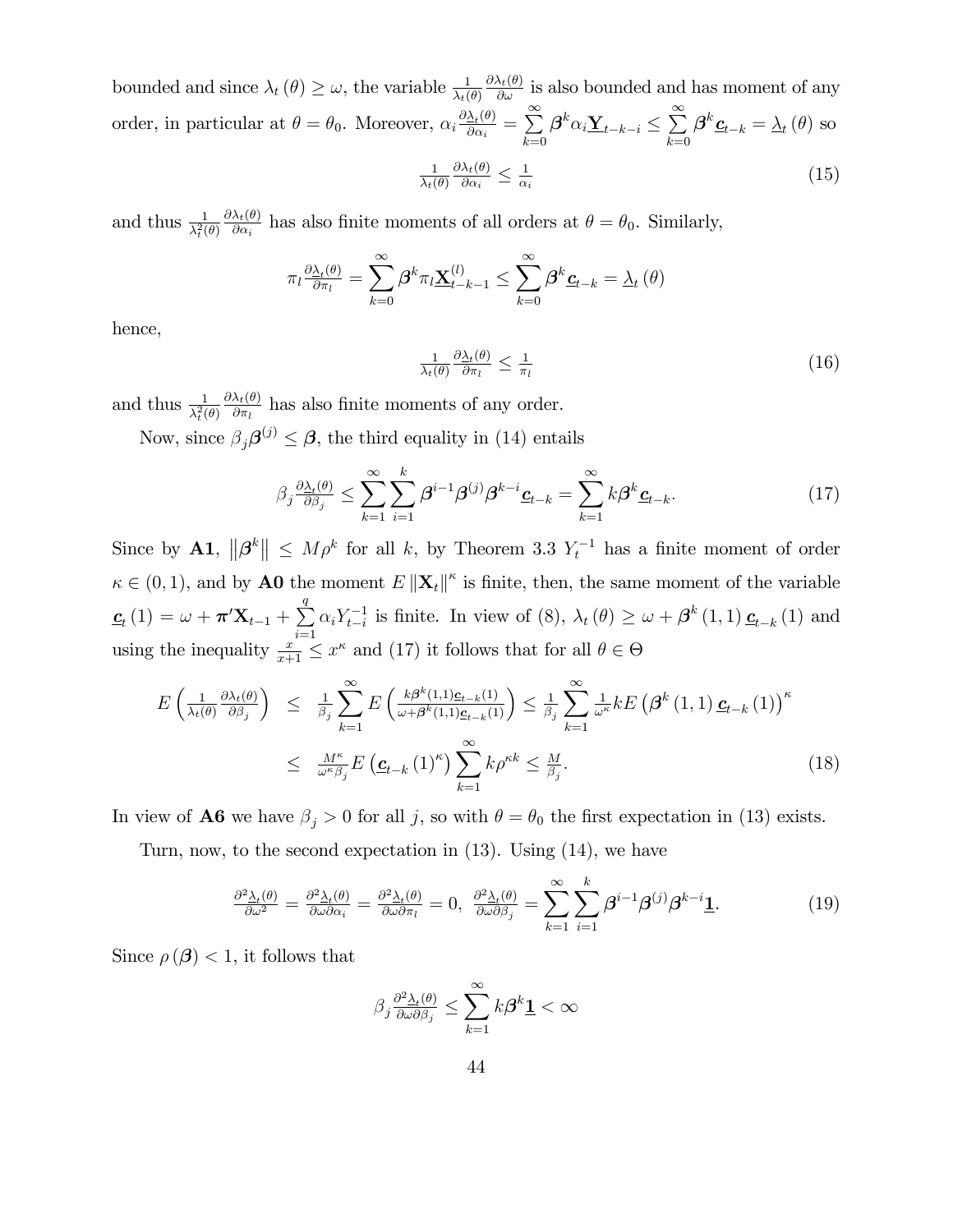bounded and since $\lambda_t(\theta) \geq \omega$, the variable $\frac{1}{\lambda_t(\theta)} \frac{\partial \lambda_t(\theta)}{\partial \omega}$ is also bounded and has moment of any order, in particular at $\theta = \theta_0$. Moreover, $\alpha_i \frac{\partial \underline{\lambda}_t(\theta)}{\partial \alpha_i} = \sum_{k=0}^{\infty} \boldsymbol{\beta}^k \alpha_i \underline{\mathbf{Y}}_{t-k-i} \leq \sum_{k=0}^{\infty} \boldsymbol{\beta}^k \underline{\boldsymbol{c}}_{t-k} = \underline{\lambda}_t(\theta)$ so

$$\frac{1}{\lambda_t(\theta)} \frac{\partial \lambda_t(\theta)}{\partial \alpha_i} \leq \frac{1}{\alpha_i} \tag{15}$$

and thus $\frac{1}{\lambda_t^2(\theta)} \frac{\partial \lambda_t(\theta)}{\partial \alpha_i}$ has also finite moments of all orders at $\theta = \theta_0$. Similarly,

$$\pi_l \frac{\partial \underline{\lambda}_t(\theta)}{\partial \pi_l} = \sum_{k=0}^{\infty} \boldsymbol{\beta}^k \pi_l \underline{\mathbf{X}}_{t-k-1}^{(l)} \leq \sum_{k=0}^{\infty} \boldsymbol{\beta}^k \underline{\boldsymbol{c}}_{t-k} = \underline{\lambda}_t(\theta)$$

hence,

$$\frac{1}{\lambda_t(\theta)} \frac{\partial \underline{\lambda}_t(\theta)}{\partial \pi_l} \leq \frac{1}{\pi_l} \tag{16}$$

and thus $\frac{1}{\lambda_t^2(\theta)} \frac{\partial \lambda_t(\theta)}{\partial \pi_l}$ has also finite moments of any order.

Now, since $\beta_j \boldsymbol{\beta}^{(j)} \leq \boldsymbol{\beta}$, the third equality in (14) entails

$$\beta_j \frac{\partial \underline{\lambda}_t(\theta)}{\partial \beta_j} \leq \sum_{k=1}^{\infty} \sum_{i=1}^{k} \boldsymbol{\beta}^{i-1} \boldsymbol{\beta}^{(j)} \boldsymbol{\beta}^{k-i} \underline{\boldsymbol{c}}_{t-k} = \sum_{k=1}^{\infty} k \boldsymbol{\beta}^k \underline{\boldsymbol{c}}_{t-k}. \tag{17}$$

Since by **A1**, $\left\| \boldsymbol{\beta}^k \right\| \leq M\rho^k$ for all $k$, by Theorem 3.3 $Y_t^{-1}$ has a finite moment of order $\kappa \in (0,1)$, and by **A0** the moment $E \left\| \mathbf{X}_t \right\|^{\kappa}$ is finite, then, the same moment of the variable $\underline{\boldsymbol{c}}_t(1) = \omega + \boldsymbol{\pi}' \mathbf{X}_{t-1} + \sum_{i=1}^{q} \alpha_i Y_{t-i}^{-1}$ is finite. In view of (8), $\lambda_t(\theta) \geq \omega + \boldsymbol{\beta}^k(1,1) \underline{\boldsymbol{c}}_{t-k}(1)$ and using the inequality $\frac{x}{x+1} \leq x^{\kappa}$ and (17) it follows that for all $\theta \in \Theta$

$$\begin{aligned}
E\left(\frac{1}{\lambda_t(\theta)} \frac{\partial \lambda_t(\theta)}{\partial \beta_j}\right) &\leq \frac{1}{\beta_j} \sum_{k=1}^{\infty} E\left(\frac{k \boldsymbol{\beta}^k(1,1) \underline{\boldsymbol{c}}_{t-k}(1)}{\omega + \boldsymbol{\beta}^k(1,1) \underline{\boldsymbol{c}}_{t-k}(1)}\right) \leq \frac{1}{\beta_j} \sum_{k=1}^{\infty} \frac{1}{\omega^{\kappa}} k E\left(\boldsymbol{\beta}^k(1,1) \underline{\boldsymbol{c}}_{t-k}(1)\right)^{\kappa} \\
&\leq \frac{M^{\kappa}}{\omega^{\kappa} \beta_j} E\left(\underline{\boldsymbol{c}}_{t-k}(1)^{\kappa}\right) \sum_{k=1}^{\infty} k \rho^{\kappa k} \leq \frac{M}{\beta_j}.
\end{aligned} \tag{18}$$

In view of **A6** we have $\beta_j > 0$ for all $j$, so with $\theta = \theta_0$ the first expectation in (13) exists.

Turn, now, to the second expectation in (13). Using (14), we have

$$\frac{\partial^2 \underline{\lambda}_t(\theta)}{\partial \omega^2} = \frac{\partial^2 \underline{\lambda}_t(\theta)}{\partial \omega \partial \alpha_i} = \frac{\partial^2 \underline{\lambda}_t(\theta)}{\partial \omega \partial \pi_l} = 0, \;\; \frac{\partial^2 \underline{\lambda}_t(\theta)}{\partial \omega \partial \beta_j} = \sum_{k=1}^{\infty} \sum_{i=1}^{k} \boldsymbol{\beta}^{i-1} \boldsymbol{\beta}^{(j)} \boldsymbol{\beta}^{k-i} \underline{\mathbf{1}}. \tag{19}$$

Since $\rho(\boldsymbol{\beta}) < 1$, it follows that

$$\beta_j \frac{\partial^2 \underline{\lambda}_t(\theta)}{\partial \omega \partial \beta_j} \leq \sum_{k=1}^{\infty} k \boldsymbol{\beta}^k \underline{\mathbf{1}} < \infty$$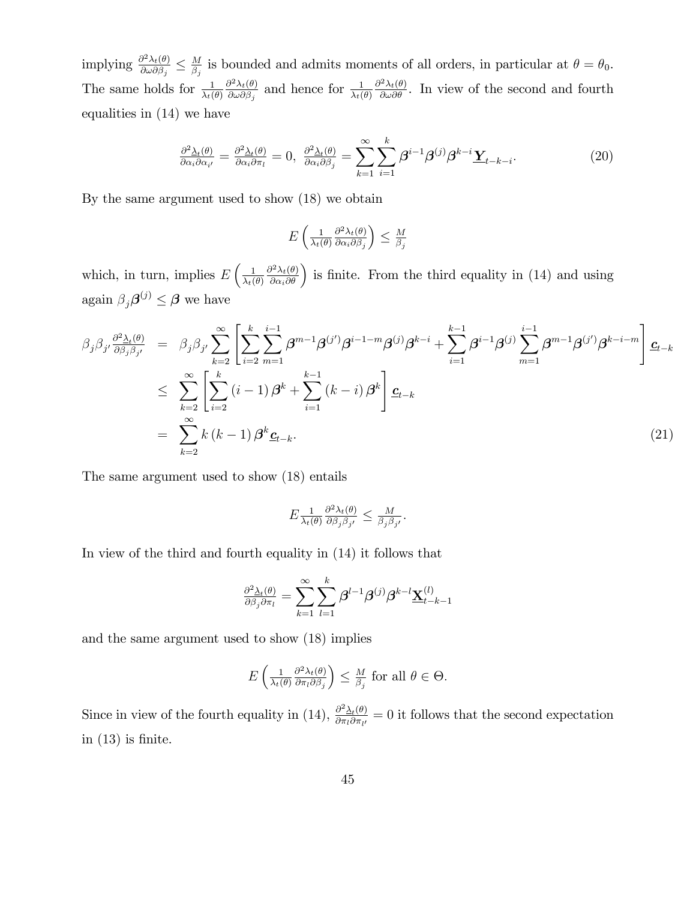implying $\frac{\partial^2 \lambda_t(\theta)}{\partial \omega \partial \beta_j} \leq \frac{M}{\beta_j}$ is bounded and admits moments of all orders, in particular at $\theta = \theta_0$. The same holds for $\frac{1}{\lambda_t(\theta)} \frac{\partial^2 \lambda_t(\theta)}{\partial \omega \partial \beta_j}$ and hence for $\frac{1}{\lambda_t(\theta)} \frac{\partial^2 \lambda_t(\theta)}{\partial \omega \partial \theta}$. In view of the second and fourth equalities in (14) we have

$$\frac{\partial^2 \underline{\lambda}_t(\theta)}{\partial \alpha_i \partial \alpha_{i'}} = \frac{\partial^2 \underline{\lambda}_t(\theta)}{\partial \alpha_i \partial \pi_l} = 0, \; \frac{\partial^2 \underline{\lambda}_t(\theta)}{\partial \alpha_i \partial \beta_j} = \sum_{k=1}^{\infty} \sum_{i=1}^{k} \boldsymbol{\beta}^{i-1} \boldsymbol{\beta}^{(j)} \boldsymbol{\beta}^{k-i} \underline{\mathbf{Y}}_{t-k-i}. \tag{20}$$

By the same argument used to show (18) we obtain

$$E\left( \frac{1}{\lambda_t(\theta)} \frac{\partial^2 \lambda_t(\theta)}{\partial \alpha_i \partial \beta_j} \right) \leq \frac{M}{\beta_j}$$

which, in turn, implies $E\left( \frac{1}{\lambda_t(\theta)} \frac{\partial^2 \lambda_t(\theta)}{\partial \alpha_i \partial \theta} \right)$ is finite. From the third equality in (14) and using again $\beta_j \boldsymbol{\beta}^{(j)} \leq \boldsymbol{\beta}$ we have

$$\begin{aligned}
\beta_j \beta_{j'} \frac{\partial^2 \underline{\lambda}_t(\theta)}{\partial \beta_j \beta_{j'}} &= \beta_j \beta_{j'} \sum_{k=2}^{\infty} \left[ \sum_{i=2}^{k} \sum_{m=1}^{i-1} \boldsymbol{\beta}^{m-1} \boldsymbol{\beta}^{(j')} \boldsymbol{\beta}^{i-1-m} \boldsymbol{\beta}^{(j)} \boldsymbol{\beta}^{k-i} + \sum_{i=1}^{k-1} \boldsymbol{\beta}^{i-1} \boldsymbol{\beta}^{(j)} \sum_{m=1}^{i-1} \boldsymbol{\beta}^{m-1} \boldsymbol{\beta}^{(j')} \boldsymbol{\beta}^{k-i-m} \right] \underline{\boldsymbol{c}}_{t-k} \\
&\leq \sum_{k=2}^{\infty} \left[ \sum_{i=2}^{k} (i-1) \boldsymbol{\beta}^{k} + \sum_{i=1}^{k-1} (k-i) \boldsymbol{\beta}^{k} \right] \underline{\boldsymbol{c}}_{t-k} \\
&= \sum_{k=2}^{\infty} k(k-1) \boldsymbol{\beta}^{k} \underline{\boldsymbol{c}}_{t-k}.
\end{aligned} \tag{21}$$

The same argument used to show (18) entails

$$E \frac{1}{\lambda_t(\theta)} \frac{\partial^2 \lambda_t(\theta)}{\partial \beta_j \beta_{j'}} \leq \frac{M}{\beta_j \beta_{j'}}.$$

In view of the third and fourth equality in (14) it follows that

$$\frac{\partial^2 \underline{\lambda}_t(\theta)}{\partial \beta_j \partial \pi_l} = \sum_{k=1}^{\infty} \sum_{l=1}^{k} \boldsymbol{\beta}^{l-1} \boldsymbol{\beta}^{(j)} \boldsymbol{\beta}^{k-l} \underline{\mathbf{X}}_{t-k-1}^{(l)}$$

and the same argument used to show (18) implies

$$E\left( \frac{1}{\lambda_t(\theta)} \frac{\partial^2 \lambda_t(\theta)}{\partial \pi_l \partial \beta_j} \right) \leq \frac{M}{\beta_j} \text{ for all } \theta \in \Theta.$$

Since in view of the fourth equality in (14), $\frac{\partial^2 \underline{\lambda}_t(\theta)}{\partial \pi_l \partial \pi_{l'}} = 0$ it follows that the second expectation in (13) is finite.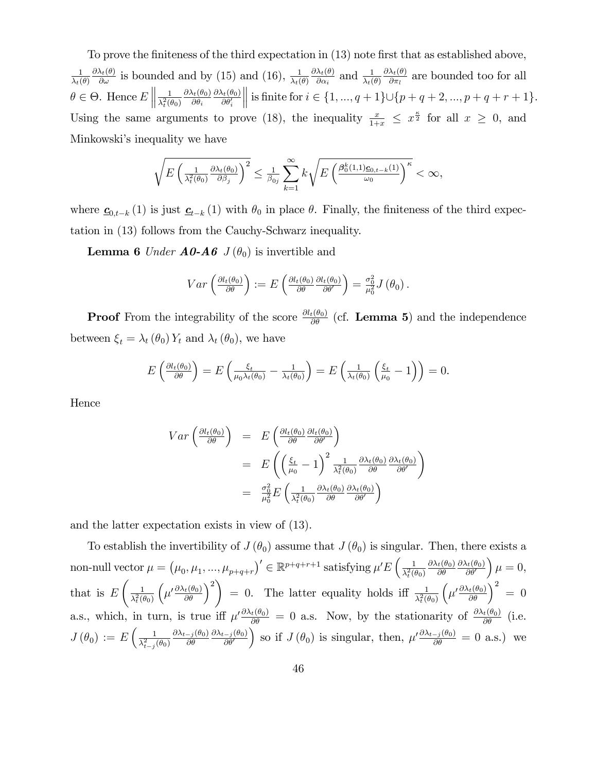To prove the finiteness of the third expectation in (13) note first that as established above, $\frac{1}{\lambda_t(\theta)}\frac{\partial\lambda_t(\theta)}{\partial\omega}$ is bounded and by (15) and (16), $\frac{1}{\lambda_t(\theta)}\frac{\partial\lambda_t(\theta)}{\partial\alpha_i}$ and $\frac{1}{\lambda_t(\theta)}\frac{\partial\lambda_t(\theta)}{\partial\pi_l}$ are bounded too for all $\theta\in\Theta$. Hence $E\left\|\frac{1}{\lambda_t^2(\theta_0)}\frac{\partial\lambda_t(\theta_0)}{\partial\theta_i}\frac{\partial\lambda_t(\theta_0)}{\partial\theta_i'}\right\|$ is finite for $i\in\{1,...,q+1\}\cup\{p+q+2,...,p+q+r+1\}$. Using the same arguments to prove (18), the inequality $\frac{x}{1+x}\leq x^{\frac{\kappa}{2}}$ for all $x\geq 0$, and Minkowski's inequality we have

$$\sqrt{E\left(\frac{1}{\lambda_t^2(\theta_0)}\frac{\partial\lambda_t(\theta_0)}{\partial\beta_j}\right)^2}\leq\frac{1}{\beta_{0j}}\sum_{k=1}^{\infty}k\sqrt{E\left(\frac{\boldsymbol{\beta}_0^k(1,1)\underline{\boldsymbol{c}}_{0,t-k}(1)}{\omega_0}\right)^{\kappa}}<\infty,$$

where $\underline{\boldsymbol{c}}_{0,t-k}(1)$ is just $\underline{\boldsymbol{c}}_{t-k}(1)$ with $\theta_0$ in place $\theta$. Finally, the finiteness of the third expectation in (13) follows from the Cauchy-Schwarz inequality.

**Lemma 6** *Under **A0-A6** $J(\theta_0)$ is invertible and*

$$Var\left(\frac{\partial l_t(\theta_0)}{\partial\theta}\right):=E\left(\frac{\partial l_t(\theta_0)}{\partial\theta}\frac{\partial l_t(\theta_0)}{\partial\theta'}\right)=\frac{\sigma_0^2}{\mu_0^2}J(\theta_0).$$

**Proof** From the integrability of the score $\frac{\partial l_t(\theta_0)}{\partial\theta}$ (cf. **Lemma 5**) and the independence between $\xi_t=\lambda_t(\theta_0)Y_t$ and $\lambda_t(\theta_0)$, we have

$$E\left(\frac{\partial l_t(\theta_0)}{\partial\theta}\right)=E\left(\frac{\xi_t}{\mu_0\lambda_t(\theta_0)}-\frac{1}{\lambda_t(\theta_0)}\right)=E\left(\frac{1}{\lambda_t(\theta_0)}\left(\frac{\xi_t}{\mu_0}-1\right)\right)=0.$$

Hence

$$\begin{aligned}
Var\left(\frac{\partial l_t(\theta_0)}{\partial\theta}\right) &= E\left(\frac{\partial l_t(\theta_0)}{\partial\theta}\frac{\partial l_t(\theta_0)}{\partial\theta'}\right)\\
&= E\left(\left(\frac{\xi_t}{\mu_0}-1\right)^2\frac{1}{\lambda_t^2(\theta_0)}\frac{\partial\lambda_t(\theta_0)}{\partial\theta}\frac{\partial\lambda_t(\theta_0)}{\partial\theta'}\right)\\
&= \frac{\sigma_0^2}{\mu_0^2}E\left(\frac{1}{\lambda_t^2(\theta_0)}\frac{\partial\lambda_t(\theta_0)}{\partial\theta}\frac{\partial\lambda_t(\theta_0)}{\partial\theta'}\right)
\end{aligned}$$

and the latter expectation exists in view of (13).

To establish the invertibility of $J(\theta_0)$ assume that $J(\theta_0)$ is singular. Then, there exists a non-null vector $\mu=(\mu_0,\mu_1,...,\mu_{p+q+r})'\in\mathbb{R}^{p+q+r+1}$ satisfying $\mu'E\left(\frac{1}{\lambda_t^2(\theta_0)}\frac{\partial\lambda_t(\theta_0)}{\partial\theta}\frac{\partial\lambda_t(\theta_0)}{\partial\theta'}\right)\mu=0$, that is $E\left(\frac{1}{\lambda_t^2(\theta_0)}\left(\mu'\frac{\partial\lambda_t(\theta_0)}{\partial\theta}\right)^2\right)=0$. The latter equality holds iff $\frac{1}{\lambda_t^2(\theta_0)}\left(\mu'\frac{\partial\lambda_t(\theta_0)}{\partial\theta}\right)^2=0$ a.s., which, in turn, is true iff $\mu'\frac{\partial\lambda_t(\theta_0)}{\partial\theta}=0$ a.s. Now, by the stationarity of $\frac{\partial\lambda_t(\theta_0)}{\partial\theta}$ (i.e. $J(\theta_0):=E\left(\frac{1}{\lambda_{t-j}^2(\theta_0)}\frac{\partial\lambda_{t-j}(\theta_0)}{\partial\theta}\frac{\partial\lambda_{t-j}(\theta_0)}{\partial\theta'}\right)$ so if $J(\theta_0)$ is singular, then, $\mu'\frac{\partial\lambda_{t-j}(\theta_0)}{\partial\theta}=0$ a.s.) we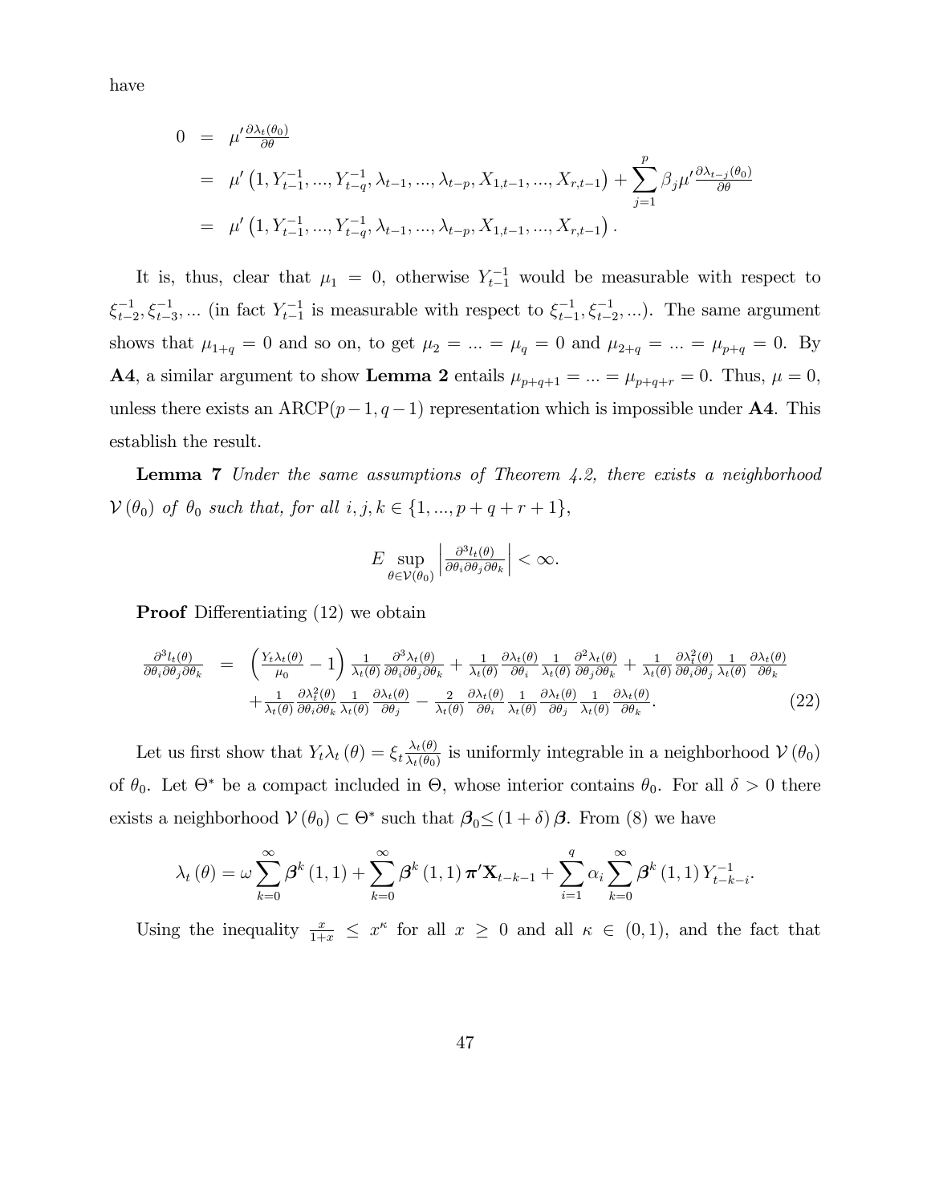have

$$
\begin{aligned}
0 &= \mu' \tfrac{\partial \lambda_t(\theta_0)}{\partial \theta} \\
&= \mu' \left(1, Y_{t-1}^{-1}, ..., Y_{t-q}^{-1}, \lambda_{t-1}, ..., \lambda_{t-p}, X_{1,t-1}, ..., X_{r,t-1}\right) + \sum_{j=1}^{p} \beta_j \mu' \tfrac{\partial \lambda_{t-j}(\theta_0)}{\partial \theta} \\
&= \mu' \left(1, Y_{t-1}^{-1}, ..., Y_{t-q}^{-1}, \lambda_{t-1}, ..., \lambda_{t-p}, X_{1,t-1}, ..., X_{r,t-1}\right).
\end{aligned}
$$

It is, thus, clear that $\mu_1 = 0$, otherwise $Y_{t-1}^{-1}$ would be measurable with respect to $\xi_{t-2}^{-1}, \xi_{t-3}^{-1}, ...$ (in fact $Y_{t-1}^{-1}$ is measurable with respect to $\xi_{t-1}^{-1}, \xi_{t-2}^{-1}, ...$). The same argument shows that $\mu_{1+q} = 0$ and so on, to get $\mu_2 = ... = \mu_q = 0$ and $\mu_{2+q} = ... = \mu_{p+q} = 0$. By **A4**, a similar argument to show **Lemma 2** entails $\mu_{p+q+1} = ... = \mu_{p+q+r} = 0$. Thus, $\mu = 0$, unless there exists an ARCP$(p-1, q-1)$ representation which is impossible under **A4**. This establish the result.

**Lemma 7** *Under the same assumptions of Theorem 4.2, there exists a neighborhood $\mathcal{V}(\theta_0)$ of $\theta_0$ such that, for all $i, j, k \in \{1, ..., p+q+r+1\}$,*

$$
E \sup_{\theta \in \mathcal{V}(\theta_0)} \left| \tfrac{\partial^3 l_t(\theta)}{\partial \theta_i \partial \theta_j \partial \theta_k} \right| < \infty.
$$

**Proof** Differentiating (12) we obtain

$$
\begin{aligned}
\tfrac{\partial^3 l_t(\theta)}{\partial \theta_i \partial \theta_j \partial \theta_k} &= \left(\tfrac{Y_t \lambda_t(\theta)}{\mu_0} - 1\right) \tfrac{1}{\lambda_t(\theta)} \tfrac{\partial^3 \lambda_t(\theta)}{\partial \theta_i \partial \theta_j \partial \theta_k} + \tfrac{1}{\lambda_t(\theta)} \tfrac{\partial \lambda_t(\theta)}{\partial \theta_i} \tfrac{1}{\lambda_t(\theta)} \tfrac{\partial^2 \lambda_t(\theta)}{\partial \theta_j \partial \theta_k} + \tfrac{1}{\lambda_t(\theta)} \tfrac{\partial \lambda_t^2(\theta)}{\partial \theta_i \partial \theta_j} \tfrac{1}{\lambda_t(\theta)} \tfrac{\partial \lambda_t(\theta)}{\partial \theta_k} \\
&\quad + \tfrac{1}{\lambda_t(\theta)} \tfrac{\partial \lambda_t^2(\theta)}{\partial \theta_i \partial \theta_k} \tfrac{1}{\lambda_t(\theta)} \tfrac{\partial \lambda_t(\theta)}{\partial \theta_j} - \tfrac{2}{\lambda_t(\theta)} \tfrac{\partial \lambda_t(\theta)}{\partial \theta_i} \tfrac{1}{\lambda_t(\theta)} \tfrac{\partial \lambda_t(\theta)}{\partial \theta_j} \tfrac{1}{\lambda_t(\theta)} \tfrac{\partial \lambda_t(\theta)}{\partial \theta_k}.
\end{aligned} \tag{22}
$$

Let us first show that $Y_t \lambda_t(\theta) = \xi_t \frac{\lambda_t(\theta)}{\lambda_t(\theta_0)}$ is uniformly integrable in a neighborhood $\mathcal{V}(\theta_0)$ of $\theta_0$. Let $\Theta^*$ be a compact included in $\Theta$, whose interior contains $\theta_0$. For all $\delta > 0$ there exists a neighborhood $\mathcal{V}(\theta_0) \subset \Theta^*$ such that $\boldsymbol{\beta}_0 \leq (1+\delta)\boldsymbol{\beta}$. From (8) we have

$$
\lambda_t(\theta) = \omega \sum_{k=0}^{\infty} \boldsymbol{\beta}^k(1,1) + \sum_{k=0}^{\infty} \boldsymbol{\beta}^k(1,1) \boldsymbol{\pi}' \mathbf{X}_{t-k-1} + \sum_{i=1}^{q} \alpha_i \sum_{k=0}^{\infty} \boldsymbol{\beta}^k(1,1) Y_{t-k-i}^{-1}.
$$

Using the inequality $\frac{x}{1+x} \leq x^{\kappa}$ for all $x \geq 0$ and all $\kappa \in (0,1)$, and the fact that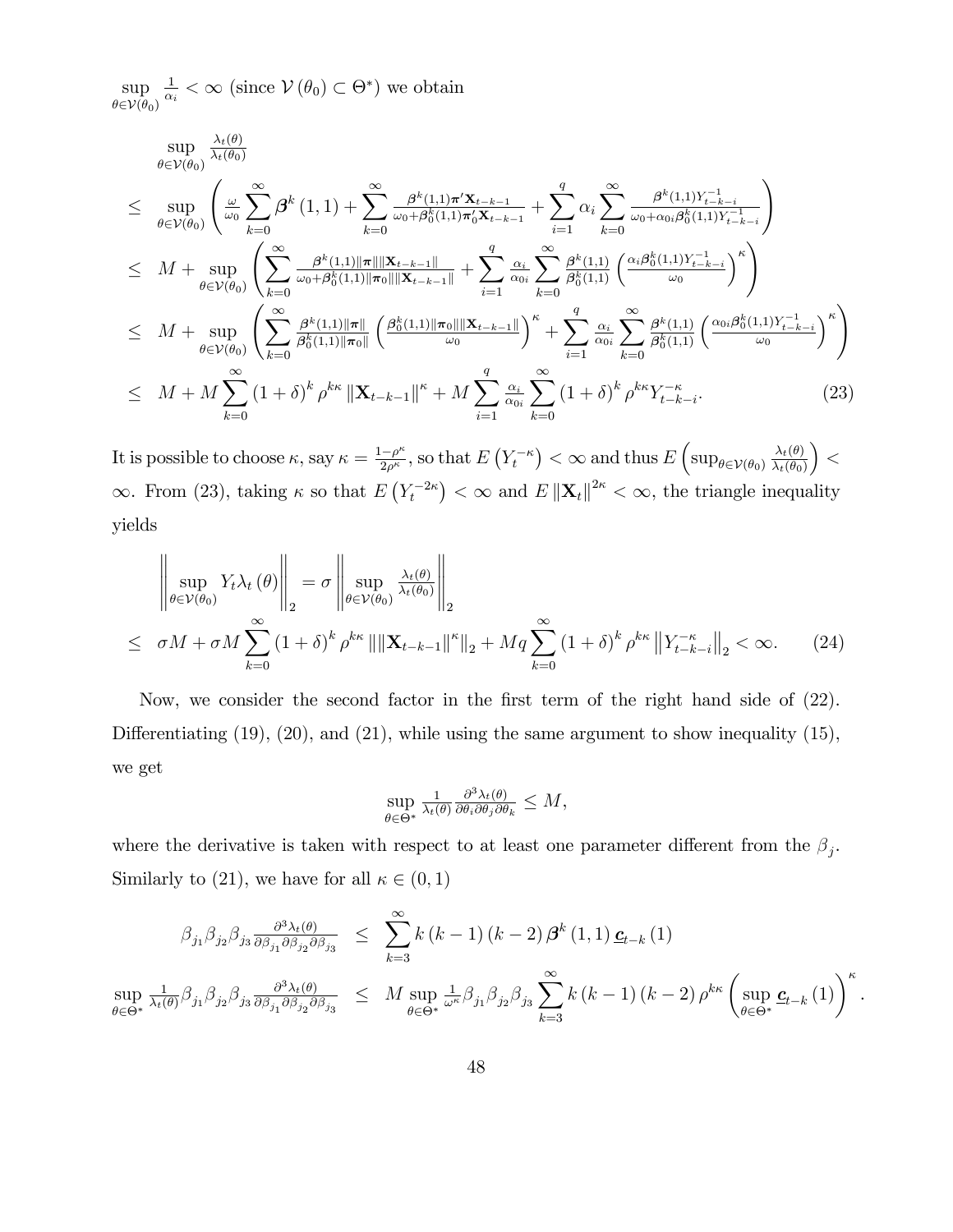$\sup_{\theta\in\mathcal{V}(\theta_0)} \frac{1}{\alpha_i} < \infty$ (since $\mathcal{V}(\theta_0) \subset \Theta^*$) we obtain

$$
\begin{aligned}
& \sup_{\theta\in\mathcal{V}(\theta_0)} \tfrac{\lambda_t(\theta)}{\lambda_t(\theta_0)} \\
\leq \;& \sup_{\theta\in\mathcal{V}(\theta_0)} \left( \tfrac{\omega}{\omega_0} \sum_{k=0}^{\infty} \boldsymbol{\beta}^k(1,1) + \sum_{k=0}^{\infty} \tfrac{\boldsymbol{\beta}^k(1,1)\boldsymbol{\pi}'\mathbf{X}_{t-k-1}}{\omega_0+\boldsymbol{\beta}_0^k(1,1)\boldsymbol{\pi}_0'\mathbf{X}_{t-k-1}} + \sum_{i=1}^{q} \alpha_i \sum_{k=0}^{\infty} \tfrac{\boldsymbol{\beta}^k(1,1)Y_{t-k-i}^{-1}}{\omega_0+\alpha_{0i}\boldsymbol{\beta}_0^k(1,1)Y_{t-k-i}^{-1}} \right) \\
\leq \;& M + \sup_{\theta\in\mathcal{V}(\theta_0)} \left( \sum_{k=0}^{\infty} \tfrac{\boldsymbol{\beta}^k(1,1)\|\boldsymbol{\pi}\|\|\mathbf{X}_{t-k-1}\|}{\omega_0+\boldsymbol{\beta}_0^k(1,1)\|\boldsymbol{\pi}_0\|\|\mathbf{X}_{t-k-1}\|} + \sum_{i=1}^{q} \tfrac{\alpha_i}{\alpha_{0i}} \sum_{k=0}^{\infty} \tfrac{\boldsymbol{\beta}^k(1,1)}{\boldsymbol{\beta}_0^k(1,1)} \left( \tfrac{\alpha_i \boldsymbol{\beta}_0^k(1,1)Y_{t-k-i}^{-1}}{\omega_0} \right)^{\kappa} \right) \\
\leq \;& M + \sup_{\theta\in\mathcal{V}(\theta_0)} \left( \sum_{k=0}^{\infty} \tfrac{\boldsymbol{\beta}^k(1,1)\|\boldsymbol{\pi}\|}{\boldsymbol{\beta}_0^k(1,1)\|\boldsymbol{\pi}_0\|} \left( \tfrac{\boldsymbol{\beta}_0^k(1,1)\|\boldsymbol{\pi}_0\|\|\mathbf{X}_{t-k-1}\|}{\omega_0} \right)^{\kappa} + \sum_{i=1}^{q} \tfrac{\alpha_i}{\alpha_{0i}} \sum_{k=0}^{\infty} \tfrac{\boldsymbol{\beta}^k(1,1)}{\boldsymbol{\beta}_0^k(1,1)} \left( \tfrac{\alpha_{0i}\boldsymbol{\beta}_0^k(1,1)Y_{t-k-i}^{-1}}{\omega_0} \right)^{\kappa} \right) \\
\leq \;& M + M \sum_{k=0}^{\infty} (1+\delta)^k \rho^{k\kappa} \|\mathbf{X}_{t-k-1}\|^{\kappa} + M \sum_{i=1}^{q} \tfrac{\alpha_i}{\alpha_{0i}} \sum_{k=0}^{\infty} (1+\delta)^k \rho^{k\kappa} Y_{t-k-i}^{-\kappa}. \qquad (23)
\end{aligned}
$$

It is possible to choose $\kappa$, say $\kappa = \frac{1-\rho^{\kappa}}{2\rho^{\kappa}}$, so that $E\left(Y_t^{-\kappa}\right) < \infty$ and thus $E\left(\sup_{\theta\in\mathcal{V}(\theta_0)} \frac{\lambda_t(\theta)}{\lambda_t(\theta_0)}\right) < \infty$. From (23), taking $\kappa$ so that $E\left(Y_t^{-2\kappa}\right) < \infty$ and $E\|\mathbf{X}_t\|^{2\kappa} < \infty$, the triangle inequality yields

$$
\begin{aligned}
& \left\| \sup_{\theta\in\mathcal{V}(\theta_0)} Y_t \lambda_t(\theta) \right\|_2 = \sigma \left\| \sup_{\theta\in\mathcal{V}(\theta_0)} \tfrac{\lambda_t(\theta)}{\lambda_t(\theta_0)} \right\|_2 \\
\leq \;& \sigma M + \sigma M \sum_{k=0}^{\infty} (1+\delta)^k \rho^{k\kappa} \left\| \|\mathbf{X}_{t-k-1}\|^{\kappa} \right\|_2 + Mq \sum_{k=0}^{\infty} (1+\delta)^k \rho^{k\kappa} \left\| Y_{t-k-i}^{-\kappa} \right\|_2 < \infty. \qquad (24)
\end{aligned}
$$

Now, we consider the second factor in the first term of the right hand side of (22). Differentiating (19), (20), and (21), while using the same argument to show inequality (15), we get

$$
\sup_{\theta\in\Theta^*} \tfrac{1}{\lambda_t(\theta)} \tfrac{\partial^3 \lambda_t(\theta)}{\partial\theta_i \partial\theta_j \partial\theta_k} \leq M,
$$

where the derivative is taken with respect to at least one parameter different from the $\beta_j$. Similarly to (21), we have for all $\kappa \in (0,1)$

$$
\begin{aligned}
\beta_{j_1}\beta_{j_2}\beta_{j_3} \tfrac{\partial^3 \lambda_t(\theta)}{\partial\beta_{j_1}\partial\beta_{j_2}\partial\beta_{j_3}} \;&\leq\; \sum_{k=3}^{\infty} k(k-1)(k-2)\, \boldsymbol{\beta}^k(1,1)\, \underline{\boldsymbol{c}}_{t-k}(1) \\
\sup_{\theta\in\Theta^*} \tfrac{1}{\lambda_t(\theta)} \beta_{j_1}\beta_{j_2}\beta_{j_3} \tfrac{\partial^3 \lambda_t(\theta)}{\partial\beta_{j_1}\partial\beta_{j_2}\partial\beta_{j_3}} \;&\leq\; M \sup_{\theta\in\Theta^*} \tfrac{1}{\omega^{\kappa}} \beta_{j_1}\beta_{j_2}\beta_{j_3} \sum_{k=3}^{\infty} k(k-1)(k-2)\, \rho^{k\kappa} \left( \sup_{\theta\in\Theta^*} \underline{\boldsymbol{c}}_{t-k}(1) \right)^{\kappa}.
\end{aligned}
$$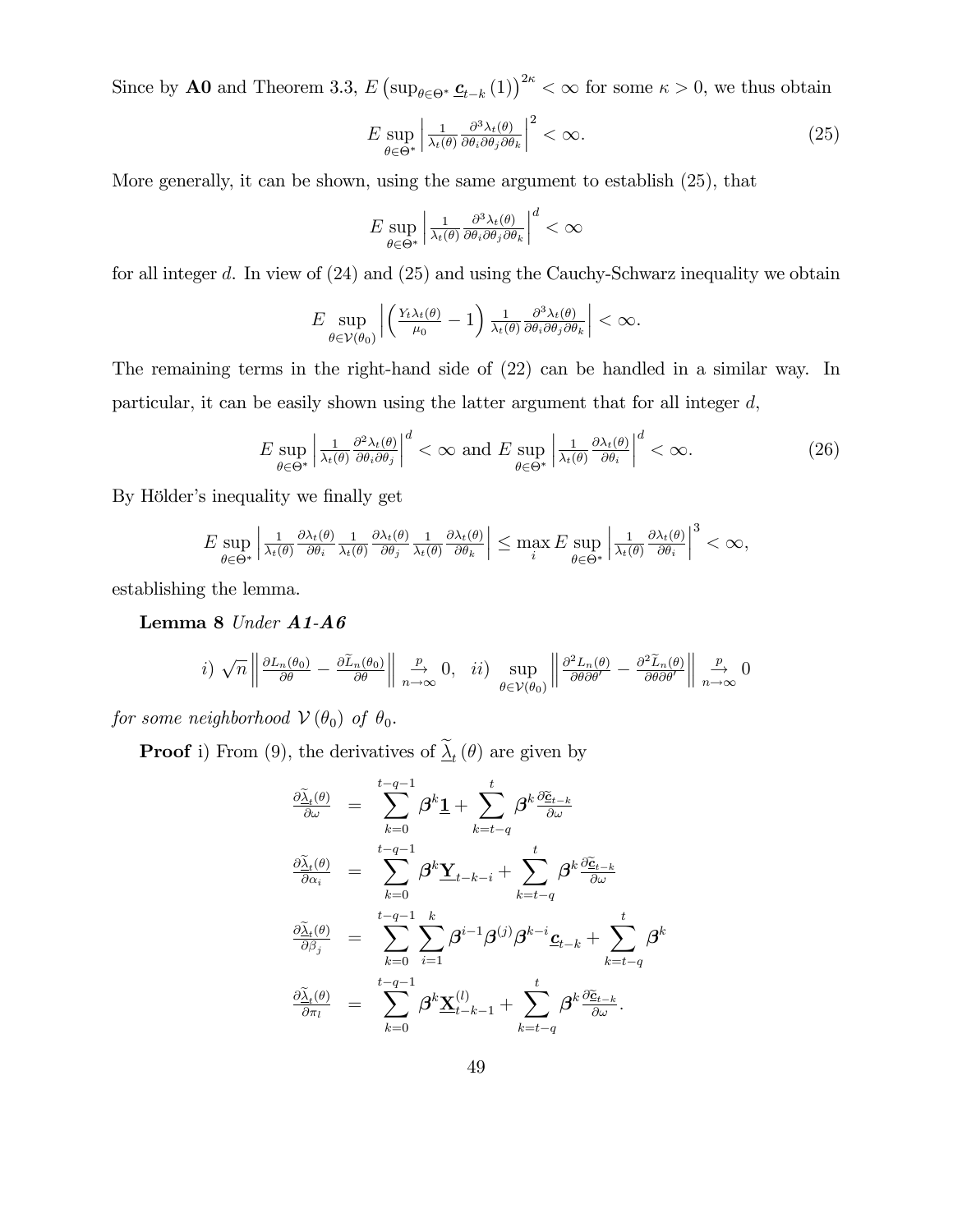Since by **A0** and Theorem 3.3, $E\left(\sup_{\theta\in\Theta^*}\underline{\mathbf{c}}_{t-k}(1)\right)^{2\kappa}<\infty$ for some $\kappa>0$, we thus obtain

$$E\sup_{\theta\in\Theta^*}\left|\frac{1}{\lambda_t(\theta)}\frac{\partial^3\lambda_t(\theta)}{\partial\theta_i\partial\theta_j\partial\theta_k}\right|^2<\infty. \tag{25}$$

More generally, it can be shown, using the same argument to establish (25), that

$$E\sup_{\theta\in\Theta^*}\left|\frac{1}{\lambda_t(\theta)}\frac{\partial^3\lambda_t(\theta)}{\partial\theta_i\partial\theta_j\partial\theta_k}\right|^d<\infty$$

for all integer $d$. In view of (24) and (25) and using the Cauchy-Schwarz inequality we obtain

$$E\sup_{\theta\in\mathcal{V}(\theta_0)}\left|\left(\frac{Y_t\lambda_t(\theta)}{\mu_0}-1\right)\frac{1}{\lambda_t(\theta)}\frac{\partial^3\lambda_t(\theta)}{\partial\theta_i\partial\theta_j\partial\theta_k}\right|<\infty.$$

The remaining terms in the right-hand side of (22) can be handled in a similar way. In particular, it can be easily shown using the latter argument that for all integer $d$,

$$E\sup_{\theta\in\Theta^*}\left|\frac{1}{\lambda_t(\theta)}\frac{\partial^2\lambda_t(\theta)}{\partial\theta_i\partial\theta_j}\right|^d<\infty \text{ and } E\sup_{\theta\in\Theta^*}\left|\frac{1}{\lambda_t(\theta)}\frac{\partial\lambda_t(\theta)}{\partial\theta_i}\right|^d<\infty. \tag{26}$$

By Hölder's inequality we finally get

$$E\sup_{\theta\in\Theta^*}\left|\frac{1}{\lambda_t(\theta)}\frac{\partial\lambda_t(\theta)}{\partial\theta_i}\frac{1}{\lambda_t(\theta)}\frac{\partial\lambda_t(\theta)}{\partial\theta_j}\frac{1}{\lambda_t(\theta)}\frac{\partial\lambda_t(\theta)}{\partial\theta_k}\right|\leq\max_i E\sup_{\theta\in\Theta^*}\left|\frac{1}{\lambda_t(\theta)}\frac{\partial\lambda_t(\theta)}{\partial\theta_i}\right|^3<\infty,$$

establishing the lemma.

**Lemma 8** *Under **A1-A6***

$$i)\ \sqrt{n}\left\|\frac{\partial L_n(\theta_0)}{\partial\theta}-\frac{\partial\widetilde{L}_n(\theta_0)}{\partial\theta}\right\|\underset{n\to\infty}{\overset{p}{\to}}0,\quad ii)\ \sup_{\theta\in\mathcal{V}(\theta_0)}\left\|\frac{\partial^2L_n(\theta)}{\partial\theta\partial\theta'}-\frac{\partial^2\widetilde{L}_n(\theta)}{\partial\theta\partial\theta'}\right\|\underset{n\to\infty}{\overset{p}{\to}}0$$

*for some neighborhood $\mathcal{V}(\theta_0)$ of $\theta_0$.*

**Proof** i) From (9), the derivatives of $\underline{\widetilde{\lambda}}_t(\theta)$ are given by

$$\begin{aligned}
\frac{\partial\underline{\widetilde{\lambda}}_t(\theta)}{\partial\omega} &= \sum_{k=0}^{t-q-1}\boldsymbol{\beta}^k\underline{\mathbf{1}}+\sum_{k=t-q}^{t}\boldsymbol{\beta}^k\frac{\partial\underline{\widetilde{\mathbf{c}}}_{t-k}}{\partial\omega}\\
\frac{\partial\underline{\widetilde{\lambda}}_t(\theta)}{\partial\alpha_i} &= \sum_{k=0}^{t-q-1}\boldsymbol{\beta}^k\underline{\mathbf{Y}}_{t-k-i}+\sum_{k=t-q}^{t}\boldsymbol{\beta}^k\frac{\partial\underline{\widetilde{\mathbf{c}}}_{t-k}}{\partial\omega}\\
\frac{\partial\underline{\widetilde{\lambda}}_t(\theta)}{\partial\beta_j} &= \sum_{k=0}^{t-q-1}\sum_{i=1}^{k}\boldsymbol{\beta}^{i-1}\boldsymbol{\beta}^{(j)}\boldsymbol{\beta}^{k-i}\underline{\mathbf{c}}_{t-k}+\sum_{k=t-q}^{t}\boldsymbol{\beta}^k\\
\frac{\partial\underline{\widetilde{\lambda}}_t(\theta)}{\partial\pi_l} &= \sum_{k=0}^{t-q-1}\boldsymbol{\beta}^k\underline{\mathbf{X}}_{t-k-1}^{(l)}+\sum_{k=t-q}^{t}\boldsymbol{\beta}^k\frac{\partial\underline{\widetilde{\mathbf{c}}}_{t-k}}{\partial\omega}.
\end{aligned}$$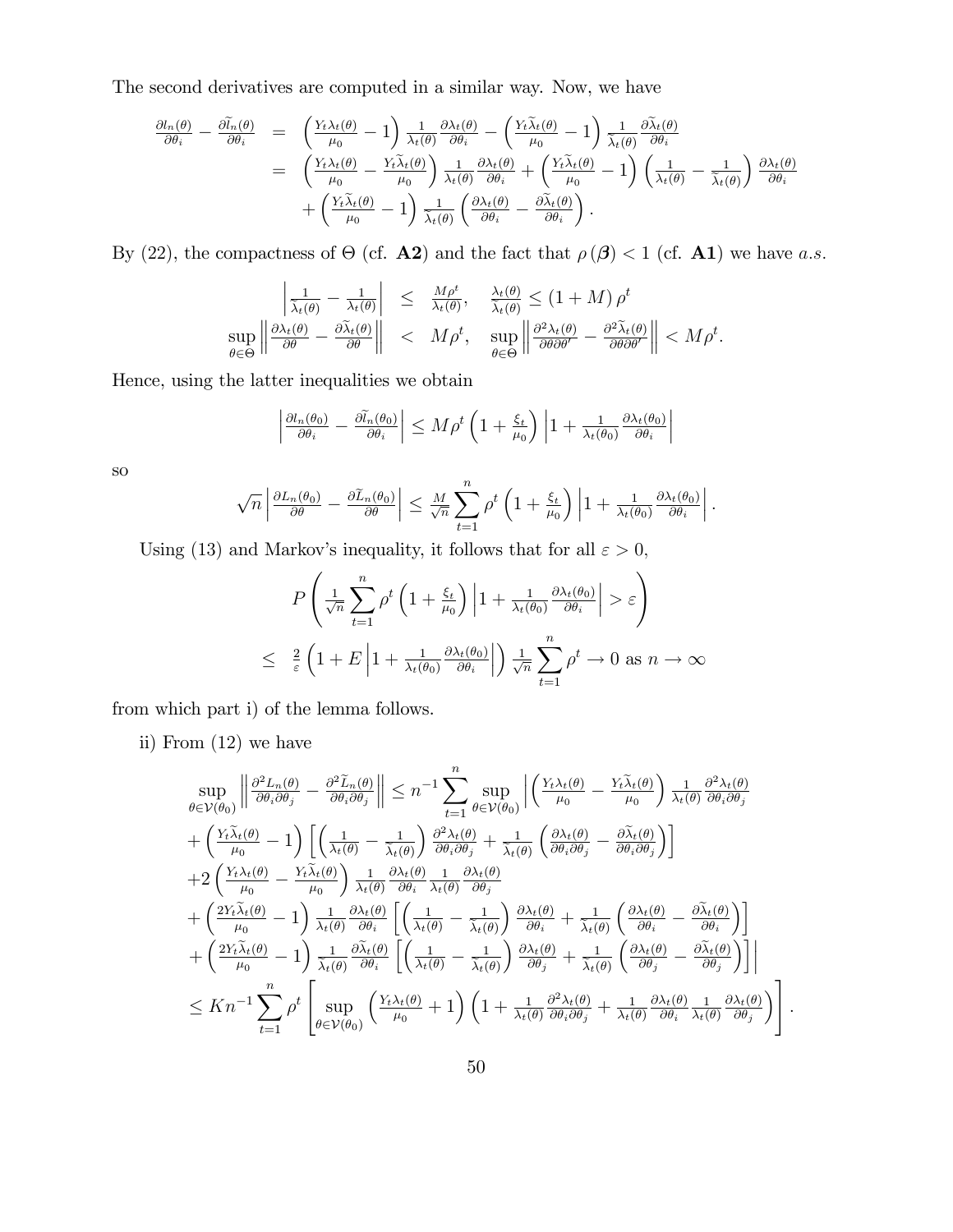The second derivatives are computed in a similar way. Now, we have

$$
\begin{aligned}
\frac{\partial l_n(\theta)}{\partial \theta_i} - \frac{\partial \widetilde{l}_n(\theta)}{\partial \theta_i} &= \left(\frac{Y_t \lambda_t(\theta)}{\mu_0} - 1\right) \frac{1}{\lambda_t(\theta)} \frac{\partial \lambda_t(\theta)}{\partial \theta_i} - \left(\frac{Y_t \widetilde{\lambda}_t(\theta)}{\mu_0} - 1\right) \frac{1}{\widetilde{\lambda}_t(\theta)} \frac{\partial \widetilde{\lambda}_t(\theta)}{\partial \theta_i} \\
&= \left(\frac{Y_t \lambda_t(\theta)}{\mu_0} - \frac{Y_t \widetilde{\lambda}_t(\theta)}{\mu_0}\right) \frac{1}{\lambda_t(\theta)} \frac{\partial \lambda_t(\theta)}{\partial \theta_i} + \left(\frac{Y_t \widetilde{\lambda}_t(\theta)}{\mu_0} - 1\right) \left(\frac{1}{\lambda_t(\theta)} - \frac{1}{\widetilde{\lambda}_t(\theta)}\right) \frac{\partial \lambda_t(\theta)}{\partial \theta_i} \\
&\quad + \left(\frac{Y_t \widetilde{\lambda}_t(\theta)}{\mu_0} - 1\right) \frac{1}{\widetilde{\lambda}_t(\theta)} \left(\frac{\partial \lambda_t(\theta)}{\partial \theta_i} - \frac{\partial \widetilde{\lambda}_t(\theta)}{\partial \theta_i}\right).
\end{aligned}
$$

By (22), the compactness of $\Theta$ (cf. **A2**) and the fact that $\rho(\boldsymbol{\beta}) < 1$ (cf. **A1**) we have *a.s.*

$$
\begin{aligned}
\left|\frac{1}{\widetilde{\lambda}_t(\theta)} - \frac{1}{\lambda_t(\theta)}\right| &\leq \frac{M\rho^t}{\lambda_t(\theta)}, \quad \frac{\lambda_t(\theta)}{\widetilde{\lambda}_t(\theta)} \leq (1+M)\rho^t \\
\sup_{\theta \in \Theta} \left\|\frac{\partial \lambda_t(\theta)}{\partial \theta} - \frac{\partial \widetilde{\lambda}_t(\theta)}{\partial \theta}\right\| &< M\rho^t, \quad \sup_{\theta \in \Theta} \left\|\frac{\partial^2 \lambda_t(\theta)}{\partial \theta \partial \theta'} - \frac{\partial^2 \widetilde{\lambda}_t(\theta)}{\partial \theta \partial \theta'}\right\| < M\rho^t.
\end{aligned}
$$

Hence, using the latter inequalities we obtain

$$
\left|\frac{\partial l_n(\theta_0)}{\partial \theta_i} - \frac{\partial \widetilde{l}_n(\theta_0)}{\partial \theta_i}\right| \leq M\rho^t \left(1 + \frac{\xi_t}{\mu_0}\right) \left|1 + \frac{1}{\lambda_t(\theta_0)} \frac{\partial \lambda_t(\theta_0)}{\partial \theta_i}\right|
$$

so

$$
\sqrt{n} \left|\frac{\partial L_n(\theta_0)}{\partial \theta} - \frac{\partial \widetilde{L}_n(\theta_0)}{\partial \theta}\right| \leq \frac{M}{\sqrt{n}} \sum_{t=1}^{n} \rho^t \left(1 + \frac{\xi_t}{\mu_0}\right) \left|1 + \frac{1}{\lambda_t(\theta_0)} \frac{\partial \lambda_t(\theta_0)}{\partial \theta_i}\right|.
$$

Using (13) and Markov's inequality, it follows that for all $\varepsilon > 0$,

$$
\begin{aligned}
& P\left(\frac{1}{\sqrt{n}} \sum_{t=1}^{n} \rho^t \left(1 + \frac{\xi_t}{\mu_0}\right) \left|1 + \frac{1}{\lambda_t(\theta_0)} \frac{\partial \lambda_t(\theta_0)}{\partial \theta_i}\right| > \varepsilon\right) \\
\leq \; & \frac{2}{\varepsilon} \left(1 + E\left|1 + \frac{1}{\lambda_t(\theta_0)} \frac{\partial \lambda_t(\theta_0)}{\partial \theta_i}\right|\right) \frac{1}{\sqrt{n}} \sum_{t=1}^{n} \rho^t \to 0 \text{ as } n \to \infty
\end{aligned}
$$

from which part i) of the lemma follows.

ii) From (12) we have

$$
\begin{aligned}
& \sup_{\theta \in \mathcal{V}(\theta_0)} \left\|\frac{\partial^2 L_n(\theta)}{\partial \theta_i \partial \theta_j} - \frac{\partial^2 \widetilde{L}_n(\theta)}{\partial \theta_i \partial \theta_j}\right\| \leq n^{-1} \sum_{t=1}^{n} \sup_{\theta \in \mathcal{V}(\theta_0)} \left| \left(\frac{Y_t \lambda_t(\theta)}{\mu_0} - \frac{Y_t \widetilde{\lambda}_t(\theta)}{\mu_0}\right) \frac{1}{\lambda_t(\theta)} \frac{\partial^2 \lambda_t(\theta)}{\partial \theta_i \partial \theta_j} \right. \\
& + \left(\frac{Y_t \widetilde{\lambda}_t(\theta)}{\mu_0} - 1\right) \left[\left(\frac{1}{\lambda_t(\theta)} - \frac{1}{\widetilde{\lambda}_t(\theta)}\right) \frac{\partial^2 \lambda_t(\theta)}{\partial \theta_i \partial \theta_j} + \frac{1}{\widetilde{\lambda}_t(\theta)} \left(\frac{\partial \lambda_t(\theta)}{\partial \theta_i \partial \theta_j} - \frac{\partial \widetilde{\lambda}_t(\theta)}{\partial \theta_i \partial \theta_j}\right)\right] \\
& + 2\left(\frac{Y_t \lambda_t(\theta)}{\mu_0} - \frac{Y_t \widetilde{\lambda}_t(\theta)}{\mu_0}\right) \frac{1}{\lambda_t(\theta)} \frac{\partial \lambda_t(\theta)}{\partial \theta_i} \frac{1}{\lambda_t(\theta)} \frac{\partial \lambda_t(\theta)}{\partial \theta_j} \\
& + \left(\frac{2Y_t \widetilde{\lambda}_t(\theta)}{\mu_0} - 1\right) \frac{1}{\lambda_t(\theta)} \frac{\partial \lambda_t(\theta)}{\partial \theta_i} \left[\left(\frac{1}{\lambda_t(\theta)} - \frac{1}{\widetilde{\lambda}_t(\theta)}\right) \frac{\partial \lambda_t(\theta)}{\partial \theta_i} + \frac{1}{\widetilde{\lambda}_t(\theta)} \left(\frac{\partial \lambda_t(\theta)}{\partial \theta_i} - \frac{\partial \widetilde{\lambda}_t(\theta)}{\partial \theta_i}\right)\right] \\
& \left. + \left(\frac{2Y_t \widetilde{\lambda}_t(\theta)}{\mu_0} - 1\right) \frac{1}{\widetilde{\lambda}_t(\theta)} \frac{\partial \widetilde{\lambda}_t(\theta)}{\partial \theta_i} \left[\left(\frac{1}{\lambda_t(\theta)} - \frac{1}{\widetilde{\lambda}_t(\theta)}\right) \frac{\partial \lambda_t(\theta)}{\partial \theta_j} + \frac{1}{\widetilde{\lambda}_t(\theta)} \left(\frac{\partial \lambda_t(\theta)}{\partial \theta_j} - \frac{\partial \widetilde{\lambda}_t(\theta)}{\partial \theta_j}\right)\right] \right| \\
& \leq K n^{-1} \sum_{t=1}^{n} \rho^t \left[\sup_{\theta \in \mathcal{V}(\theta_0)} \left(\frac{Y_t \lambda_t(\theta)}{\mu_0} + 1\right) \left(1 + \frac{1}{\lambda_t(\theta)} \frac{\partial^2 \lambda_t(\theta)}{\partial \theta_i \partial \theta_j} + \frac{1}{\lambda_t(\theta)} \frac{\partial \lambda_t(\theta)}{\partial \theta_i} \frac{1}{\lambda_t(\theta)} \frac{\partial \lambda_t(\theta)}{\partial \theta_j}\right)\right].
\end{aligned}
$$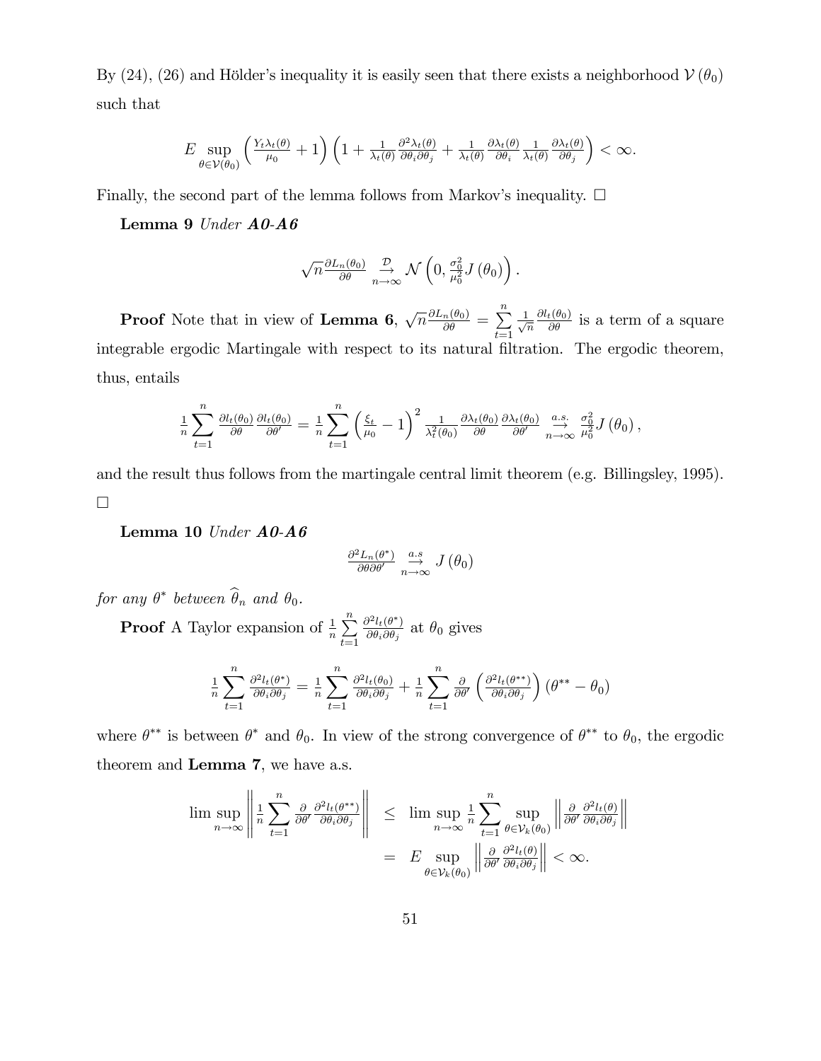By (24), (26) and Hölder's inequality it is easily seen that there exists a neighborhood $\mathcal{V}(\theta_0)$ such that

$$E \sup_{\theta \in \mathcal{V}(\theta_0)} \left( \frac{Y_t \lambda_t(\theta)}{\mu_0} + 1 \right) \left( 1 + \frac{1}{\lambda_t(\theta)} \frac{\partial^2 \lambda_t(\theta)}{\partial \theta_i \partial \theta_j} + \frac{1}{\lambda_t(\theta)} \frac{\partial \lambda_t(\theta)}{\partial \theta_i} \frac{1}{\lambda_t(\theta)} \frac{\partial \lambda_t(\theta)}{\partial \theta_j} \right) < \infty.$$

Finally, the second part of the lemma follows from Markov's inequality. $\square$

**Lemma 9** *Under **A0-A6***

$$\sqrt{n} \frac{\partial L_n(\theta_0)}{\partial \theta} \underset{n \to \infty}{\overset{\mathcal{D}}{\to}} \mathcal{N}\left(0, \frac{\sigma_0^2}{\mu_0^2} J(\theta_0)\right).$$

**Proof** Note that in view of **Lemma 6**, $\sqrt{n} \frac{\partial L_n(\theta_0)}{\partial \theta} = \sum_{t=1}^{n} \frac{1}{\sqrt{n}} \frac{\partial l_t(\theta_0)}{\partial \theta}$ is a term of a square integrable ergodic Martingale with respect to its natural filtration. The ergodic theorem, thus, entails

$$\frac{1}{n} \sum_{t=1}^{n} \frac{\partial l_t(\theta_0)}{\partial \theta} \frac{\partial l_t(\theta_0)}{\partial \theta'} = \frac{1}{n} \sum_{t=1}^{n} \left( \frac{\xi_t}{\mu_0} - 1 \right)^2 \frac{1}{\lambda_t^2(\theta_0)} \frac{\partial \lambda_t(\theta_0)}{\partial \theta} \frac{\partial \lambda_t(\theta_0)}{\partial \theta'} \underset{n \to \infty}{\overset{a.s.}{\to}} \frac{\sigma_0^2}{\mu_0^2} J(\theta_0),$$

and the result thus follows from the martingale central limit theorem (e.g. Billingsley, 1995). $\square$

**Lemma 10** *Under **A0-A6***

$$\frac{\partial^2 L_n(\theta^*)}{\partial \theta \partial \theta'} \underset{n \to \infty}{\overset{a.s}{\to}} J(\theta_0)$$

*for any $\theta^*$ between $\widehat{\theta}_n$ and $\theta_0$.*

**Proof** A Taylor expansion of $\frac{1}{n} \sum_{t=1}^{n} \frac{\partial^2 l_t(\theta^*)}{\partial \theta_i \partial \theta_j}$ at $\theta_0$ gives

$$\frac{1}{n} \sum_{t=1}^{n} \frac{\partial^2 l_t(\theta^*)}{\partial \theta_i \partial \theta_j} = \frac{1}{n} \sum_{t=1}^{n} \frac{\partial^2 l_t(\theta_0)}{\partial \theta_i \partial \theta_j} + \frac{1}{n} \sum_{t=1}^{n} \frac{\partial}{\partial \theta'} \left( \frac{\partial^2 l_t(\theta^{**})}{\partial \theta_i \partial \theta_j} \right) (\theta^{**} - \theta_0)$$

where $\theta^{**}$ is between $\theta^*$ and $\theta_0$. In view of the strong convergence of $\theta^{**}$ to $\theta_0$, the ergodic theorem and **Lemma 7**, we have a.s.

$$\begin{aligned} \limsup_{n \to \infty} \left\| \frac{1}{n} \sum_{t=1}^{n} \frac{\partial}{\partial \theta'} \frac{\partial^2 l_t(\theta^{**})}{\partial \theta_i \partial \theta_j} \right\| &\leq \limsup_{n \to \infty} \frac{1}{n} \sum_{t=1}^{n} \sup_{\theta \in \mathcal{V}_k(\theta_0)} \left\| \frac{\partial}{\partial \theta'} \frac{\partial^2 l_t(\theta)}{\partial \theta_i \partial \theta_j} \right\| \\ &= E \sup_{\theta \in \mathcal{V}_k(\theta_0)} \left\| \frac{\partial}{\partial \theta'} \frac{\partial^2 l_t(\theta)}{\partial \theta_i \partial \theta_j} \right\| < \infty. \end{aligned}$$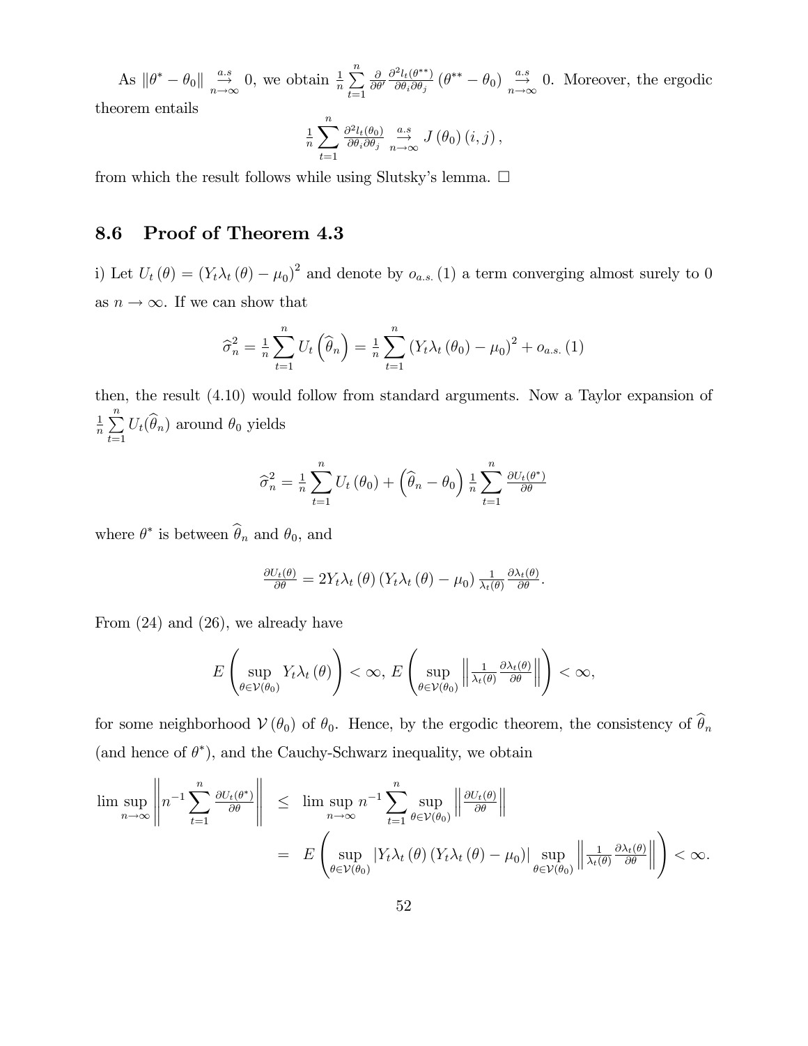As $\|\theta^* - \theta_0\| \underset{n\to\infty}{\overset{a.s}{\to}} 0$, we obtain $\frac{1}{n}\sum_{t=1}^{n} \frac{\partial}{\partial\theta'} \frac{\partial^2 l_t(\theta^{**})}{\partial\theta_i \partial\theta_j} (\theta^{**} - \theta_0) \underset{n\to\infty}{\overset{a.s}{\to}} 0$. Moreover, the ergodic theorem entails

$$\frac{1}{n}\sum_{t=1}^{n} \frac{\partial^2 l_t(\theta_0)}{\partial\theta_i \partial\theta_j} \underset{n\to\infty}{\overset{a.s}{\to}} J(\theta_0)(i,j),$$

from which the result follows while using Slutsky's lemma. $\square$

## 8.6 Proof of Theorem 4.3

i) Let $U_t(\theta) = (Y_t\lambda_t(\theta) - \mu_0)^2$ and denote by $o_{a.s.}(1)$ a term converging almost surely to 0 as $n \to \infty$. If we can show that

$$\widehat{\sigma}_n^2 = \frac{1}{n}\sum_{t=1}^{n} U_t\left(\widehat{\theta}_n\right) = \frac{1}{n}\sum_{t=1}^{n} (Y_t\lambda_t(\theta_0) - \mu_0)^2 + o_{a.s.}(1)$$

then, the result (4.10) would follow from standard arguments. Now a Taylor expansion of $\frac{1}{n}\sum_{t=1}^{n} U_t(\widehat{\theta}_n)$ around $\theta_0$ yields

$$\widehat{\sigma}_n^2 = \frac{1}{n}\sum_{t=1}^{n} U_t(\theta_0) + \left(\widehat{\theta}_n - \theta_0\right)\frac{1}{n}\sum_{t=1}^{n} \frac{\partial U_t(\theta^*)}{\partial\theta}$$

where $\theta^*$ is between $\widehat{\theta}_n$ and $\theta_0$, and

$$\frac{\partial U_t(\theta)}{\partial\theta} = 2Y_t\lambda_t(\theta)(Y_t\lambda_t(\theta) - \mu_0)\frac{1}{\lambda_t(\theta)}\frac{\partial\lambda_t(\theta)}{\partial\theta}.$$

From (24) and (26), we already have

$$E\left(\sup_{\theta\in\mathcal{V}(\theta_0)} Y_t\lambda_t(\theta)\right) < \infty,\ E\left(\sup_{\theta\in\mathcal{V}(\theta_0)} \left\|\frac{1}{\lambda_t(\theta)}\frac{\partial\lambda_t(\theta)}{\partial\theta}\right\|\right) < \infty,$$

for some neighborhood $\mathcal{V}(\theta_0)$ of $\theta_0$. Hence, by the ergodic theorem, the consistency of $\widehat{\theta}_n$ (and hence of $\theta^*$), and the Cauchy-Schwarz inequality, we obtain

$$\begin{aligned}
\limsup_{n\to\infty}\left\|n^{-1}\sum_{t=1}^{n}\frac{\partial U_t(\theta^*)}{\partial\theta}\right\| &\leq \limsup_{n\to\infty} n^{-1}\sum_{t=1}^{n}\sup_{\theta\in\mathcal{V}(\theta_0)}\left\|\frac{\partial U_t(\theta)}{\partial\theta}\right\| \\
&= E\left(\sup_{\theta\in\mathcal{V}(\theta_0)}|Y_t\lambda_t(\theta)(Y_t\lambda_t(\theta) - \mu_0)|\sup_{\theta\in\mathcal{V}(\theta_0)}\left\|\frac{1}{\lambda_t(\theta)}\frac{\partial\lambda_t(\theta)}{\partial\theta}\right\|\right) < \infty.
\end{aligned}$$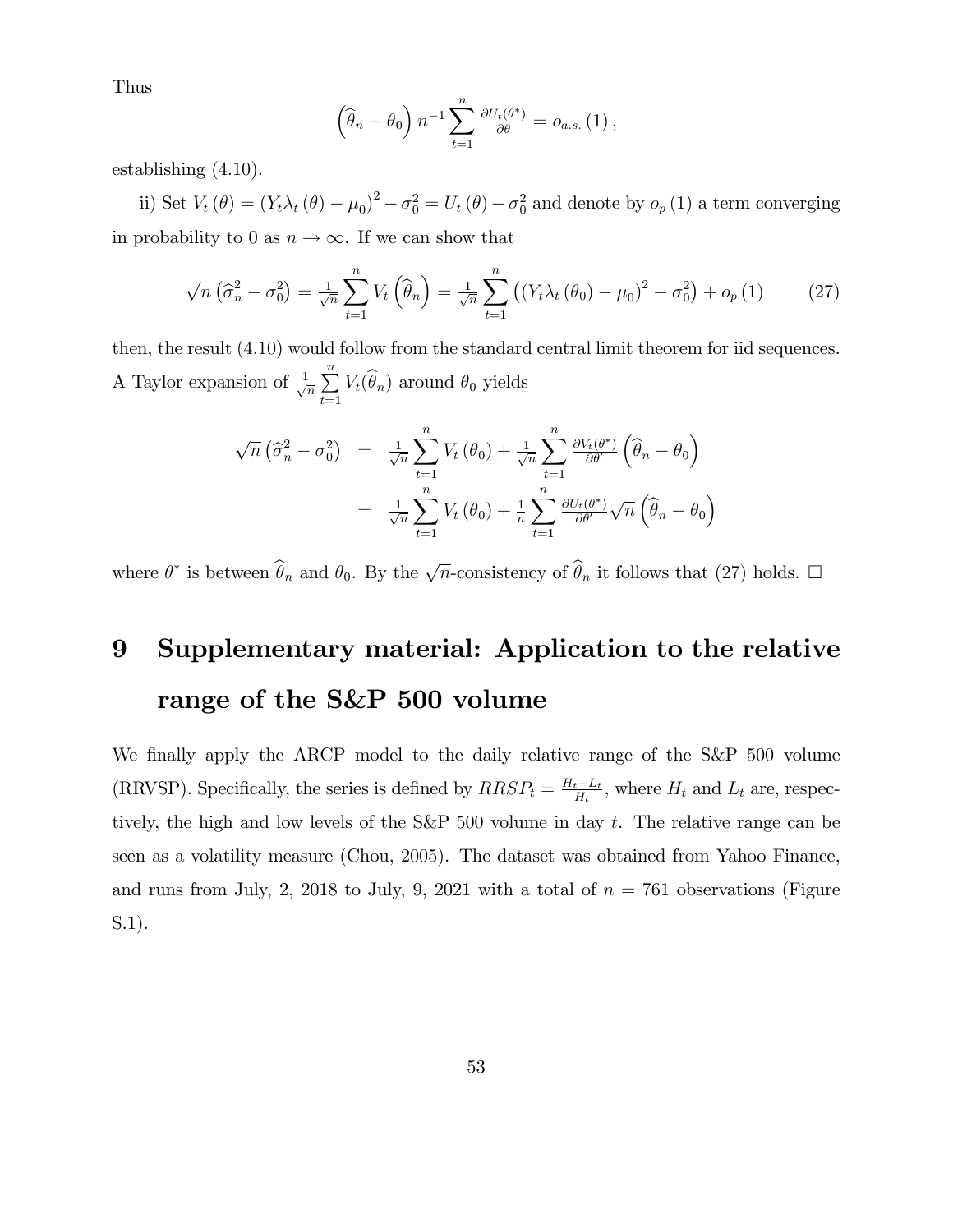Thus

$$\left(\widehat{\theta}_n - \theta_0\right) n^{-1} \sum_{t=1}^{n} \tfrac{\partial U_t(\theta^*)}{\partial \theta} = o_{a.s.}(1),$$

establishing (4.10).

ii) Set $V_t(\theta) = (Y_t \lambda_t(\theta) - \mu_0)^2 - \sigma_0^2 = U_t(\theta) - \sigma_0^2$ and denote by $o_p(1)$ a term converging in probability to 0 as $n \to \infty$. If we can show that

$$\sqrt{n}\left(\widehat{\sigma}_n^2 - \sigma_0^2\right) = \tfrac{1}{\sqrt{n}} \sum_{t=1}^{n} V_t\left(\widehat{\theta}_n\right) = \tfrac{1}{\sqrt{n}} \sum_{t=1}^{n} \left((Y_t \lambda_t(\theta_0) - \mu_0)^2 - \sigma_0^2\right) + o_p(1) \tag{27}$$

then, the result (4.10) would follow from the standard central limit theorem for iid sequences. A Taylor expansion of $\frac{1}{\sqrt{n}} \sum_{t=1}^{n} V_t(\widehat{\theta}_n)$ around $\theta_0$ yields

$$\begin{aligned}
\sqrt{n}\left(\widehat{\sigma}_n^2 - \sigma_0^2\right) &= \tfrac{1}{\sqrt{n}} \sum_{t=1}^{n} V_t(\theta_0) + \tfrac{1}{\sqrt{n}} \sum_{t=1}^{n} \tfrac{\partial V_t(\theta^*)}{\partial \theta'} \left(\widehat{\theta}_n - \theta_0\right) \\
&= \tfrac{1}{\sqrt{n}} \sum_{t=1}^{n} V_t(\theta_0) + \tfrac{1}{n} \sum_{t=1}^{n} \tfrac{\partial U_t(\theta^*)}{\partial \theta'} \sqrt{n}\left(\widehat{\theta}_n - \theta_0\right)
\end{aligned}$$

where $\theta^*$ is between $\widehat{\theta}_n$ and $\theta_0$. By the $\sqrt{n}$-consistency of $\widehat{\theta}_n$ it follows that (27) holds. $\square$

# 9 Supplementary material: Application to the relative range of the S&P 500 volume

We finally apply the ARCP model to the daily relative range of the S&P 500 volume (RRVSP). Specifically, the series is defined by $RRSP_t = \frac{H_t - L_t}{H_t}$, where $H_t$ and $L_t$ are, respectively, the high and low levels of the S&P 500 volume in day $t$. The relative range can be seen as a volatility measure (Chou, 2005). The dataset was obtained from Yahoo Finance, and runs from July, 2, 2018 to July, 9, 2021 with a total of $n = 761$ observations (Figure S.1).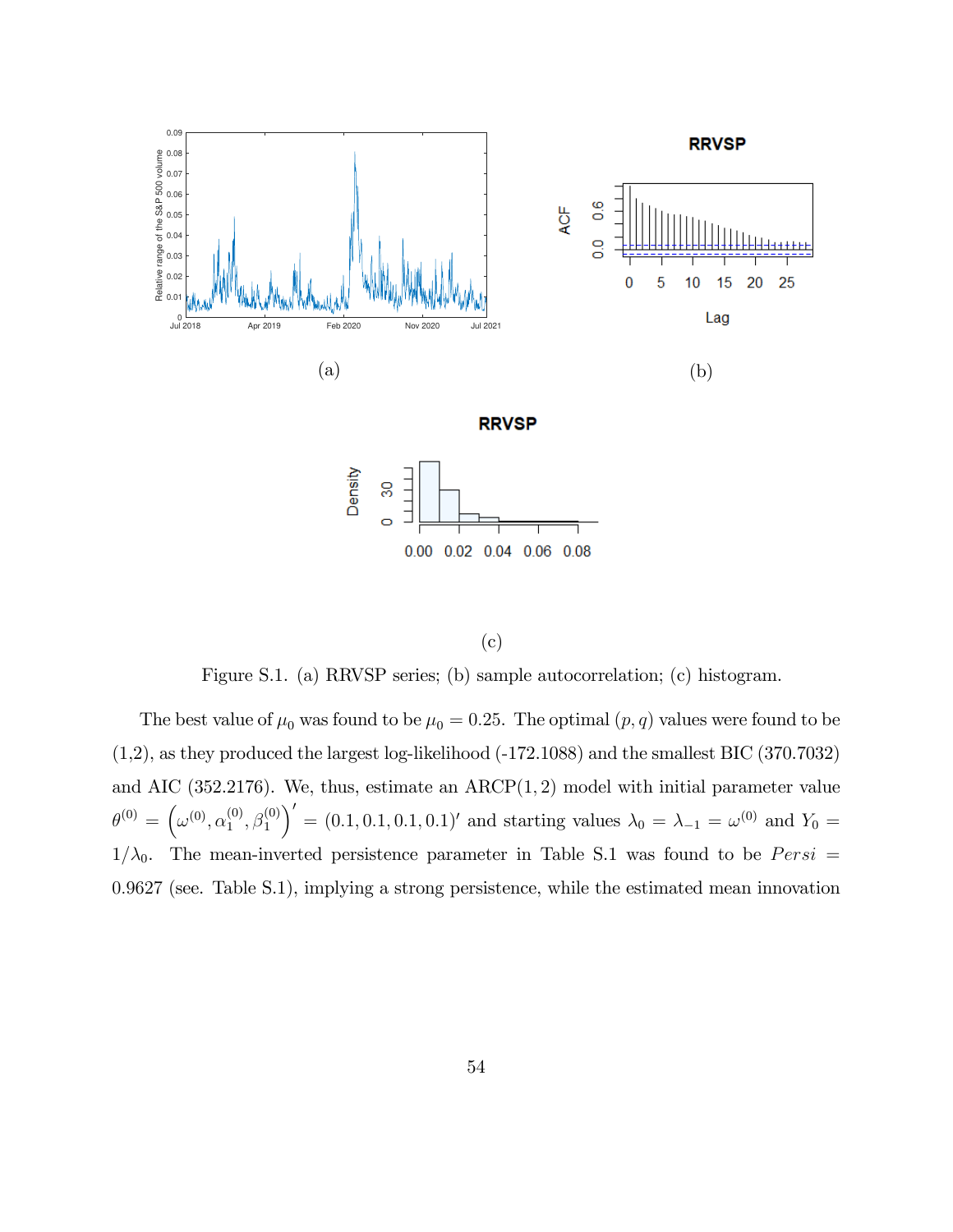(a)

(b)

(c)

Figure S.1. (a) RRVSP series; (b) sample autocorrelation; (c) histogram.

The best value of $\mu_0$ was found to be $\mu_0 = 0.25$. The optimal $(p, q)$ values were found to be (1,2), as they produced the largest log-likelihood (-172.1088) and the smallest BIC (370.7032) and AIC (352.2176). We, thus, estimate an ARCP$(1, 2)$ model with initial parameter value $\theta^{(0)} = \left(\omega^{(0)}, \alpha_1^{(0)}, \beta_1^{(0)}\right)' = (0.1, 0.1, 0.1, 0.1)'$ and starting values $\lambda_0 = \lambda_{-1} = \omega^{(0)}$ and $Y_0 = 1/\lambda_0$. The mean-inverted persistence parameter in Table S.1 was found to be $Persi = 0.9627$ (see. Table S.1), implying a strong persistence, while the estimated mean innovation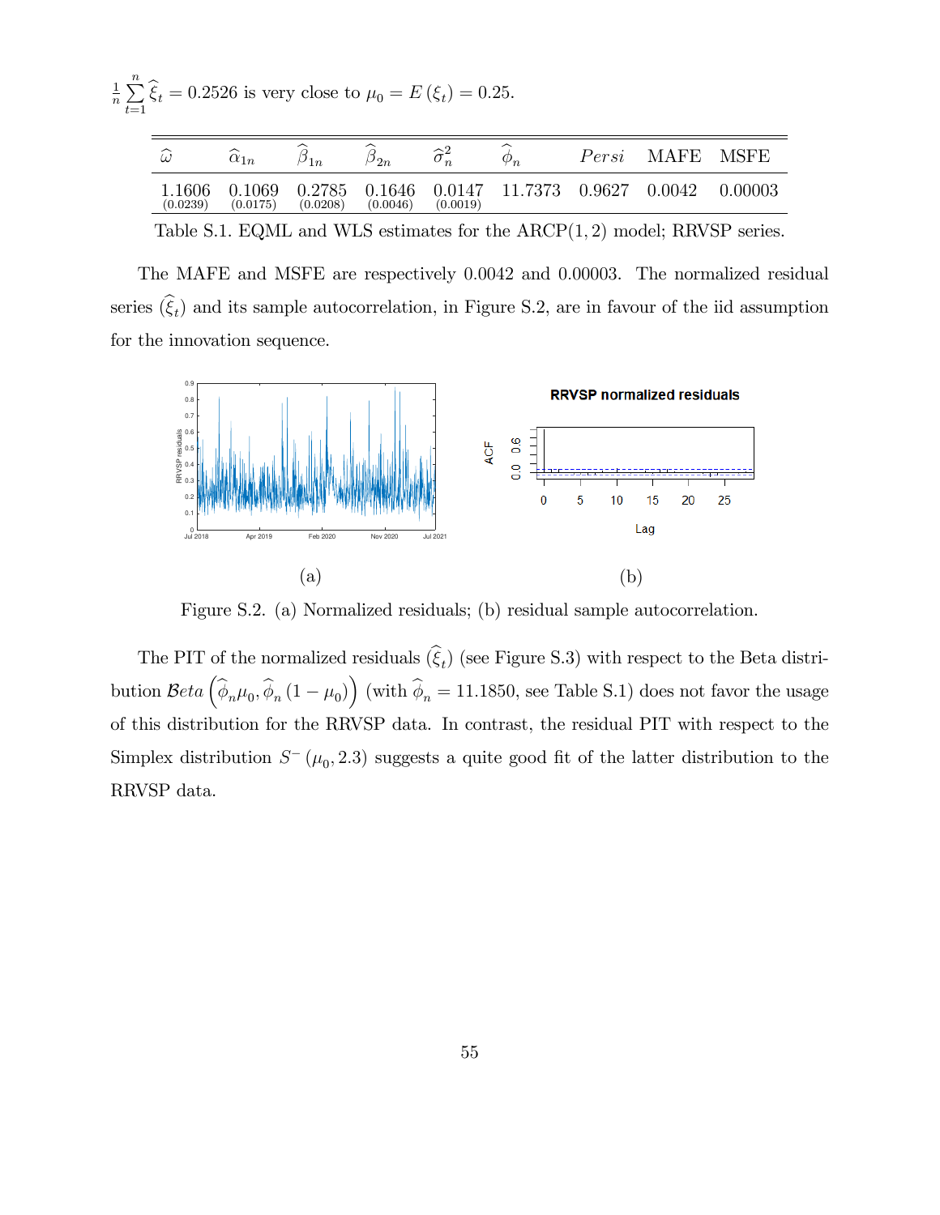$\frac{1}{n}\sum_{t=1}^{n}\widehat{\xi}_t = 0.2526$ is very close to $\mu_0 = E(\xi_t) = 0.25$.

| $\widehat{\omega}$ | $\widehat{\alpha}_{1n}$ | $\widehat{\beta}_{1n}$ | $\widehat{\beta}_{2n}$ | $\widehat{\sigma}_n^2$ | $\widehat{\phi}_n$ | $Persi$ | MAFE | MSFE |
|---|---|---|---|---|---|---|---|---|
| 1.1606 (0.0239) | 0.1069 (0.0175) | 0.2785 (0.0208) | 0.1646 (0.0046) | 0.0147 (0.0019) | 11.7373 | 0.9627 | 0.0042 | 0.00003 |

Table S.1. EQML and WLS estimates for the ARCP(1, 2) model; RRVSP series.

The MAFE and MSFE are respectively 0.0042 and 0.00003. The normalized residual series $(\widehat{\xi}_t)$ and its sample autocorrelation, in Figure S.2, are in favour of the iid assumption for the innovation sequence.

Figure S.2. (a) Normalized residuals; (b) residual sample autocorrelation.

The PIT of the normalized residuals $(\widehat{\xi}_t)$ (see Figure S.3) with respect to the Beta distribution $\mathcal{B}eta\left(\widehat{\phi}_n\mu_0, \widehat{\phi}_n(1-\mu_0)\right)$ (with $\widehat{\phi}_n = 11.1850$, see Table S.1) does not favor the usage of this distribution for the RRVSP data. In contrast, the residual PIT with respect to the Simplex distribution $S^-(\mu_0, 2.3)$ suggests a quite good fit of the latter distribution to the RRVSP data.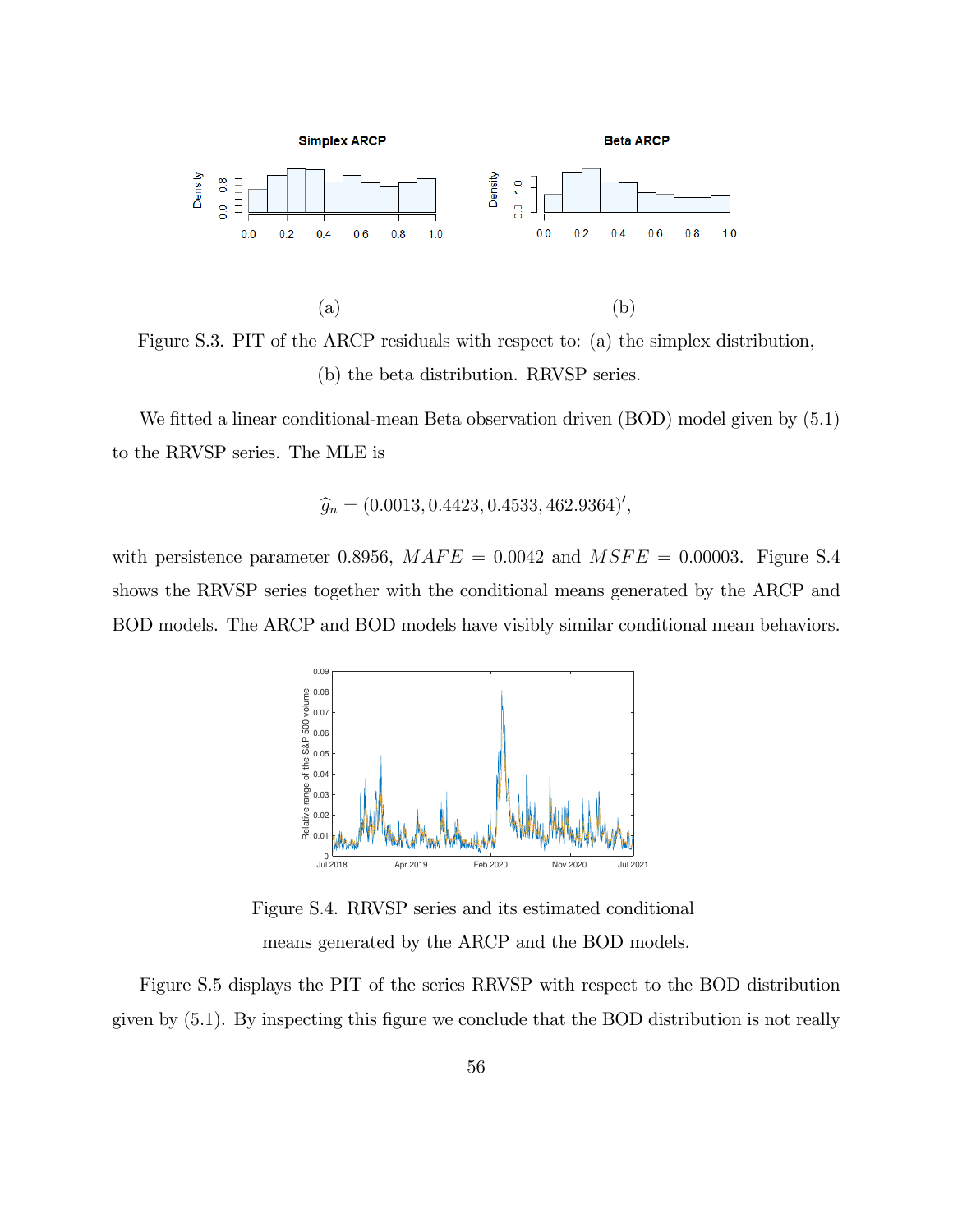Figure S.3. PIT of the ARCP residuals with respect to: (a) the simplex distribution, (b) the beta distribution. RRVSP series.

We fitted a linear conditional-mean Beta observation driven (BOD) model given by (5.1) to the RRVSP series. The MLE is

$$\widehat{g}_n = (0.0013, 0.4423, 0.4533, 462.9364)',$$

with persistence parameter 0.8956, $MAFE = 0.0042$ and $MSFE = 0.00003$. Figure S.4 shows the RRVSP series together with the conditional means generated by the ARCP and BOD models. The ARCP and BOD models have visibly similar conditional mean behaviors.

Figure S.4. RRVSP series and its estimated conditional means generated by the ARCP and the BOD models.

Figure S.5 displays the PIT of the series RRVSP with respect to the BOD distribution given by (5.1). By inspecting this figure we conclude that the BOD distribution is not really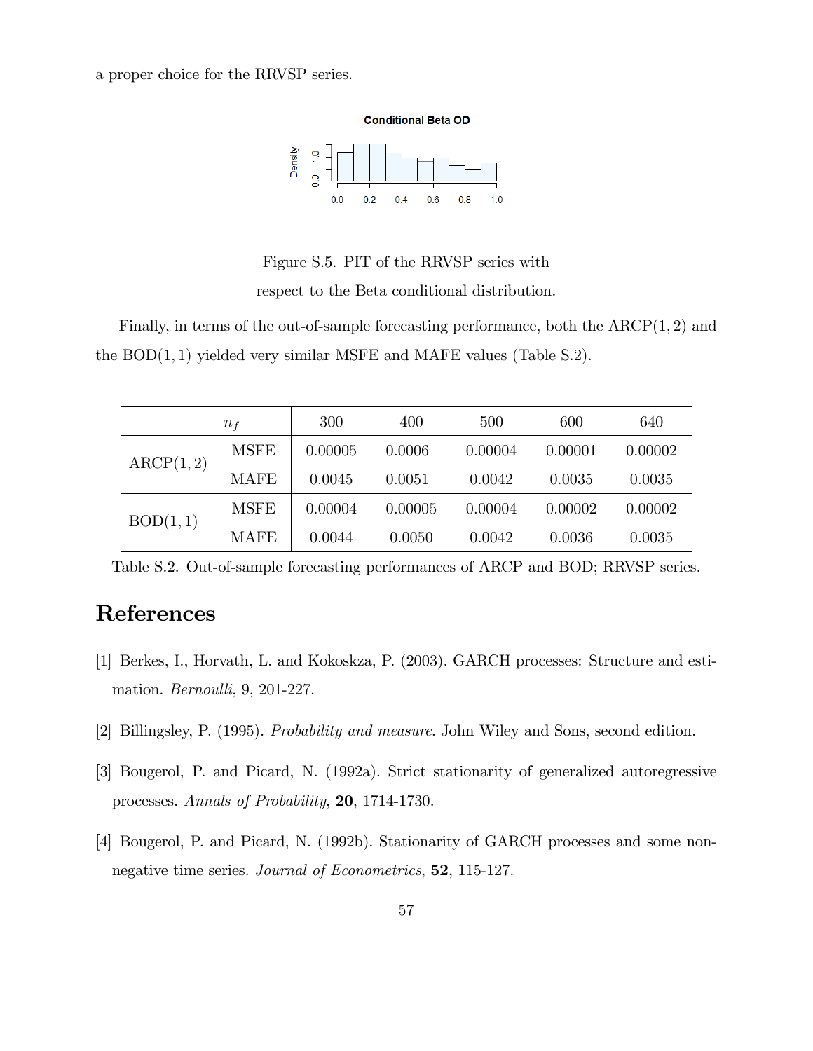a proper choice for the RRVSP series.

Figure S.5. PIT of the RRVSP series with respect to the Beta conditional distribution.

Finally, in terms of the out-of-sample forecasting performance, both the ARCP$(1, 2)$ and the BOD$(1, 1)$ yielded very similar MSFE and MAFE values (Table S.2).

| | $n_f$ | 300 | 400 | 500 | 600 | 640 |
|---|---|---|---|---|---|---|
| ARCP$(1, 2)$ | MSFE | 0.00005 | 0.0006 | 0.00004 | 0.00001 | 0.00002 |
| | MAFE | 0.0045 | 0.0051 | 0.0042 | 0.0035 | 0.0035 |
| BOD$(1, 1)$ | MSFE | 0.00004 | 0.00005 | 0.00004 | 0.00002 | 0.00002 |
| | MAFE | 0.0044 | 0.0050 | 0.0042 | 0.0036 | 0.0035 |

Table S.2. Out-of-sample forecasting performances of ARCP and BOD; RRVSP series.

# References

[1] Berkes, I., Horvath, L. and Kokoskza, P. (2003). GARCH processes: Structure and estimation. *Bernoulli*, 9, 201-227.

[2] Billingsley, P. (1995). *Probability and measure*. John Wiley and Sons, second edition.

[3] Bougerol, P. and Picard, N. (1992a). Strict stationarity of generalized autoregressive processes. *Annals of Probability*, **20**, 1714-1730.

[4] Bougerol, P. and Picard, N. (1992b). Stationarity of GARCH processes and some nonnegative time series. *Journal of Econometrics*, **52**, 115-127.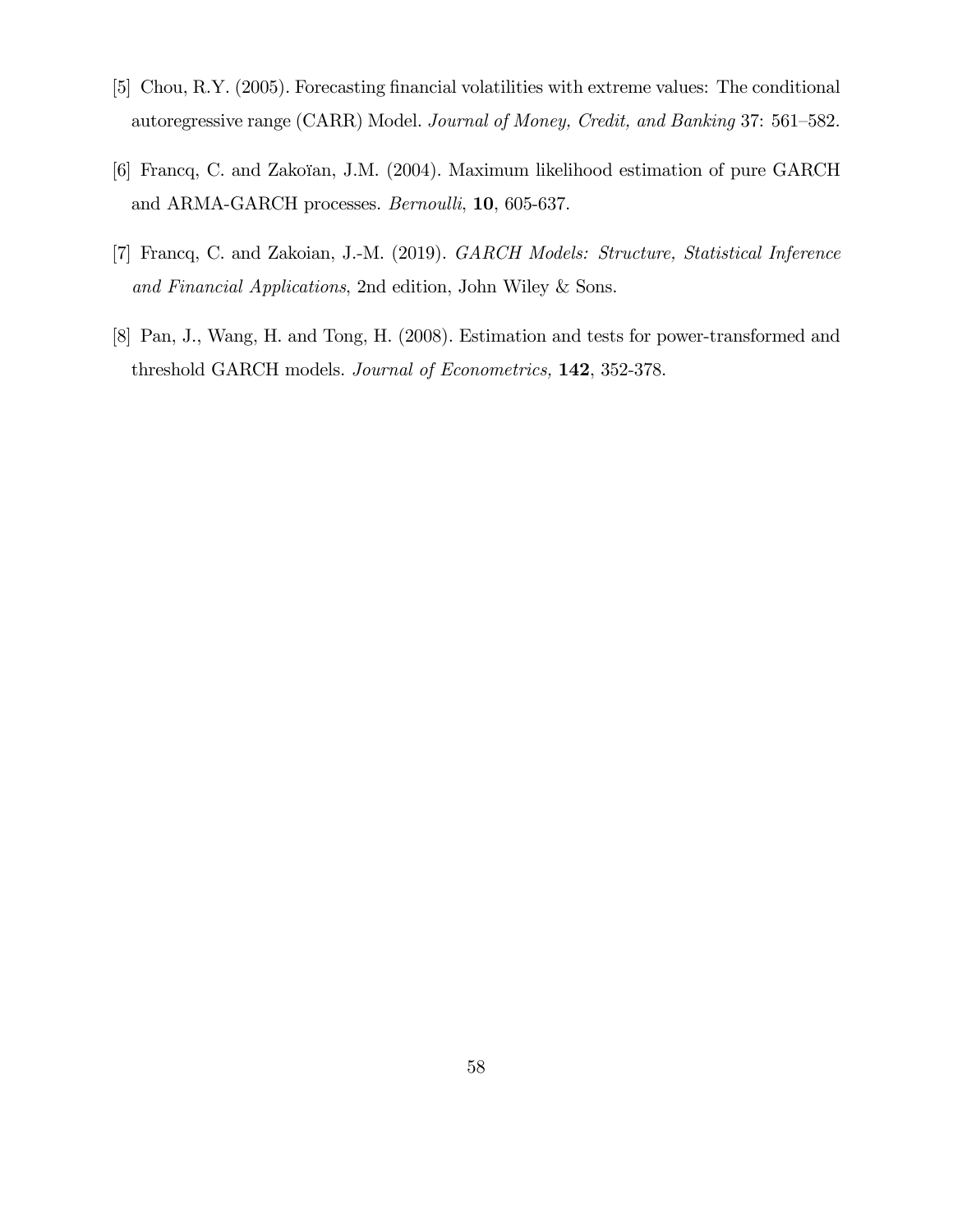[5] Chou, R.Y. (2005). Forecasting financial volatilities with extreme values: The conditional autoregressive range (CARR) Model. *Journal of Money, Credit, and Banking* 37: 561–582.

[6] Francq, C. and Zakoïan, J.M. (2004). Maximum likelihood estimation of pure GARCH and ARMA-GARCH processes. *Bernoulli*, **10**, 605-637.

[7] Francq, C. and Zakoian, J.-M. (2019). *GARCH Models: Structure, Statistical Inference and Financial Applications*, 2nd edition, John Wiley & Sons.

[8] Pan, J., Wang, H. and Tong, H. (2008). Estimation and tests for power-transformed and threshold GARCH models. *Journal of Econometrics,* **142**, 352-378.